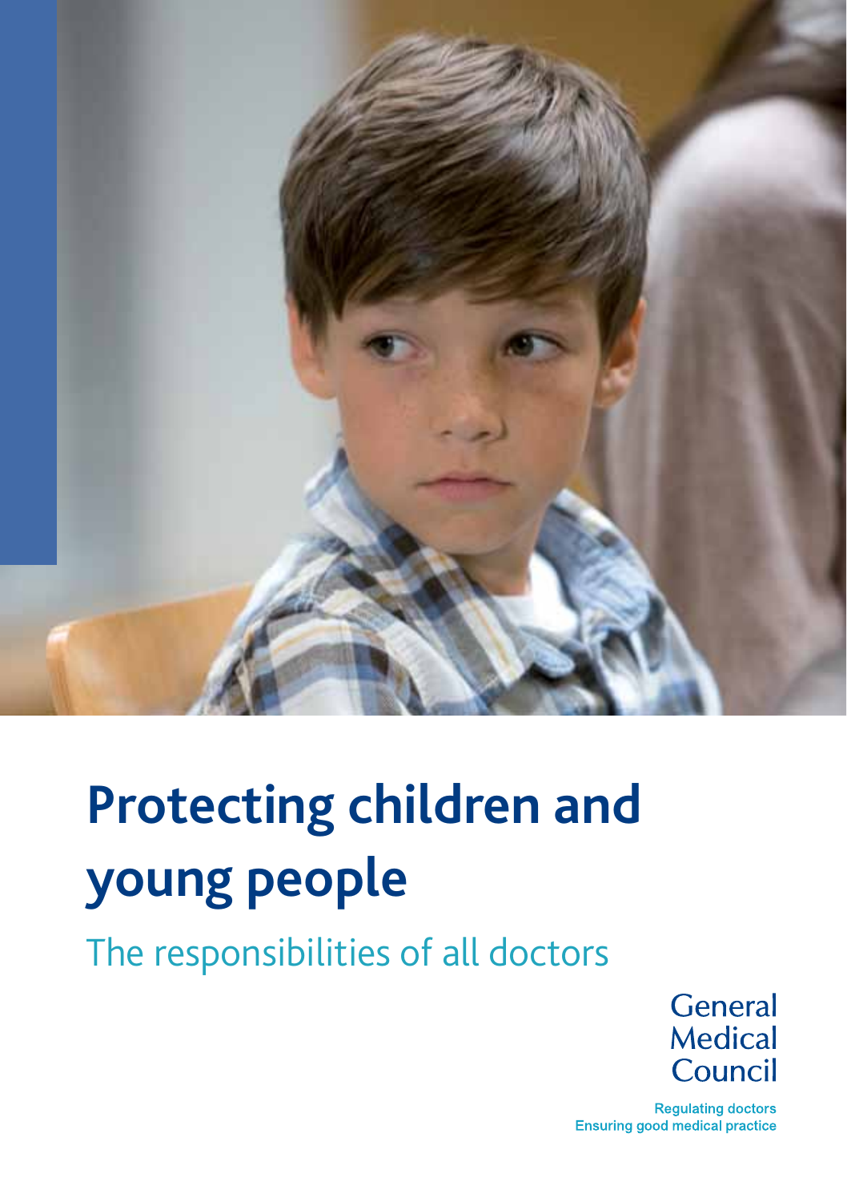# Protecting children and young people

## The responsibilities of all doctors

General Medical Council

Regulating doctors
Ensuring good medical practice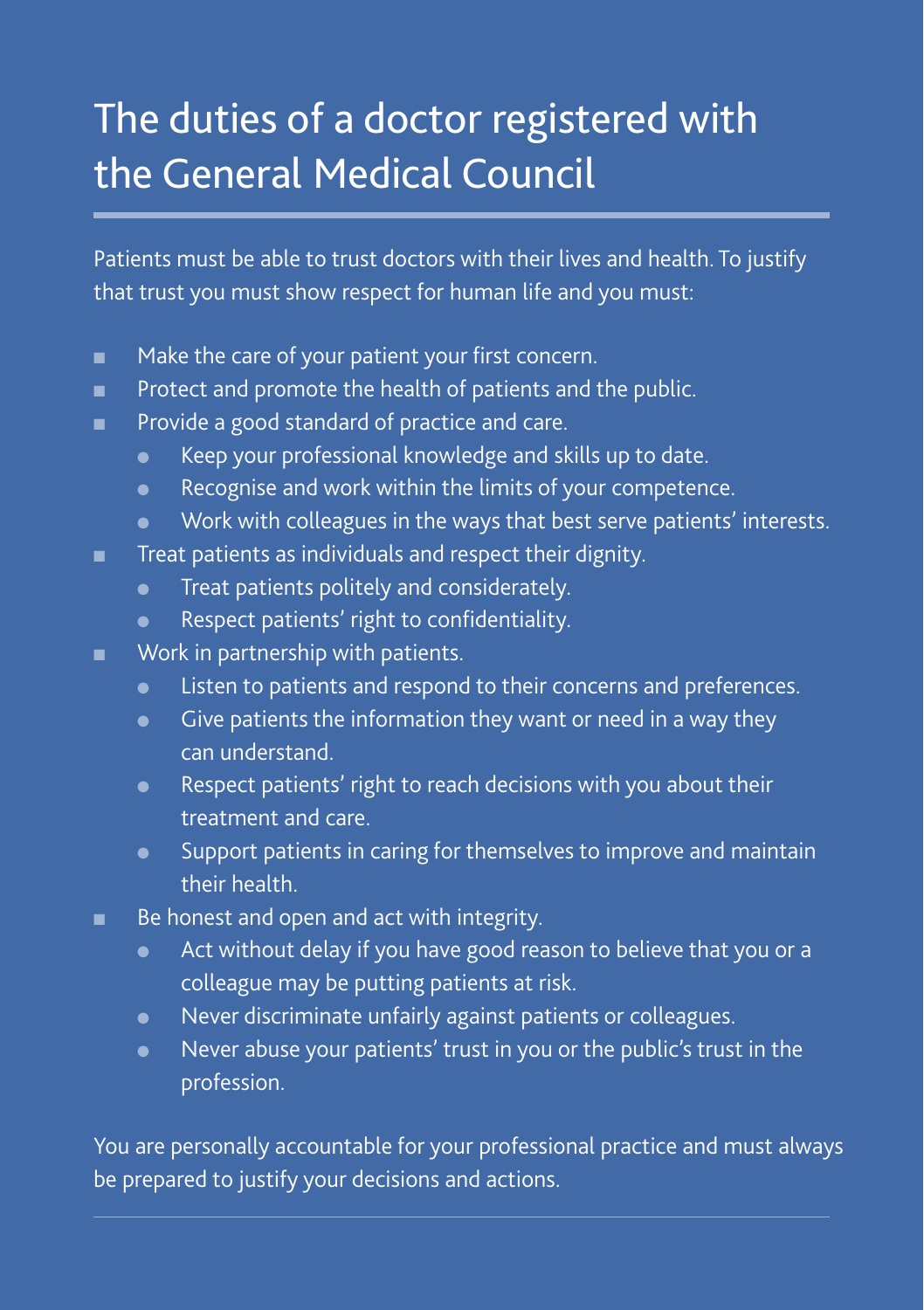# The duties of a doctor registered with the General Medical Council

Patients must be able to trust doctors with their lives and health. To justify that trust you must show respect for human life and you must:

- Make the care of your patient your first concern.
- Protect and promote the health of patients and the public.
- Provide a good standard of practice and care.
  - Keep your professional knowledge and skills up to date.
  - Recognise and work within the limits of your competence.
  - Work with colleagues in the ways that best serve patients' interests.
- Treat patients as individuals and respect their dignity.
  - Treat patients politely and considerately.
  - Respect patients' right to confidentiality.
- Work in partnership with patients.
  - Listen to patients and respond to their concerns and preferences.
  - Give patients the information they want or need in a way they can understand.
  - Respect patients' right to reach decisions with you about their treatment and care.
  - Support patients in caring for themselves to improve and maintain their health.
- Be honest and open and act with integrity.
  - Act without delay if you have good reason to believe that you or a colleague may be putting patients at risk.
  - Never discriminate unfairly against patients or colleagues.
  - Never abuse your patients' trust in you or the public's trust in the profession.

You are personally accountable for your professional practice and must always be prepared to justify your decisions and actions.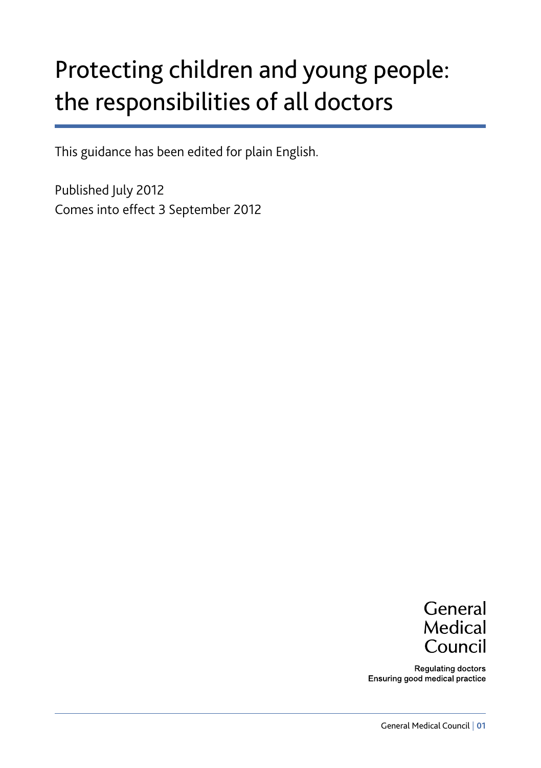# Protecting children and young people: the responsibilities of all doctors

This guidance has been edited for plain English.

Published July 2012
Comes into effect 3 September 2012

General
Medical
Council

Regulating doctors
Ensuring good medical practice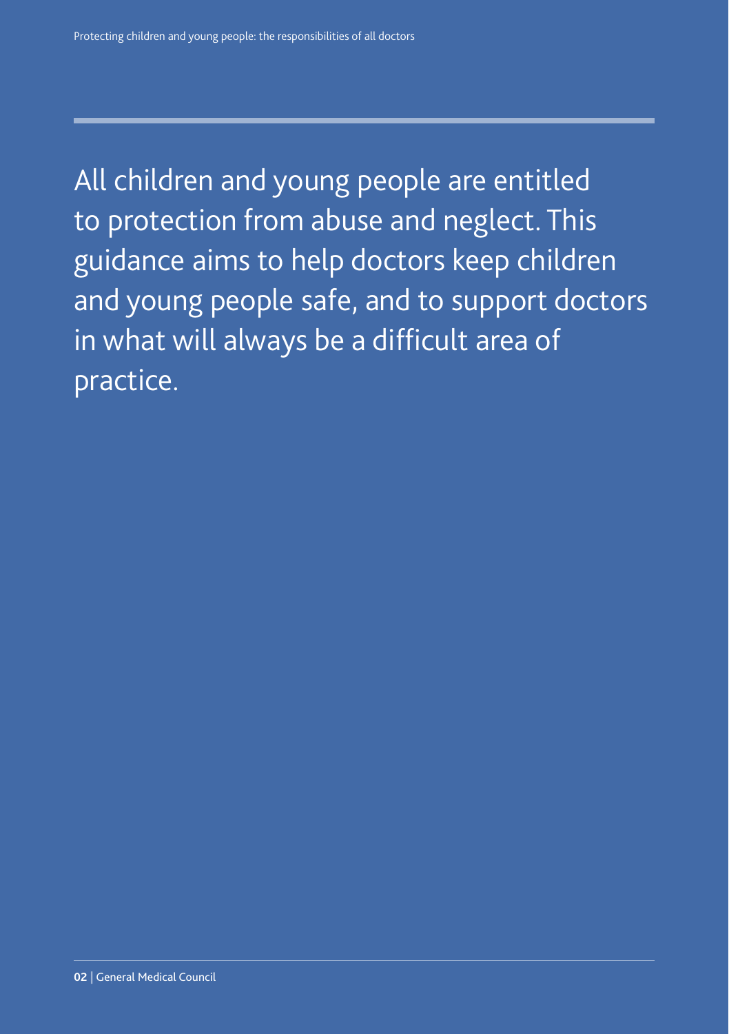All children and young people are entitled to protection from abuse and neglect. This guidance aims to help doctors keep children and young people safe, and to support doctors in what will always be a difficult area of practice.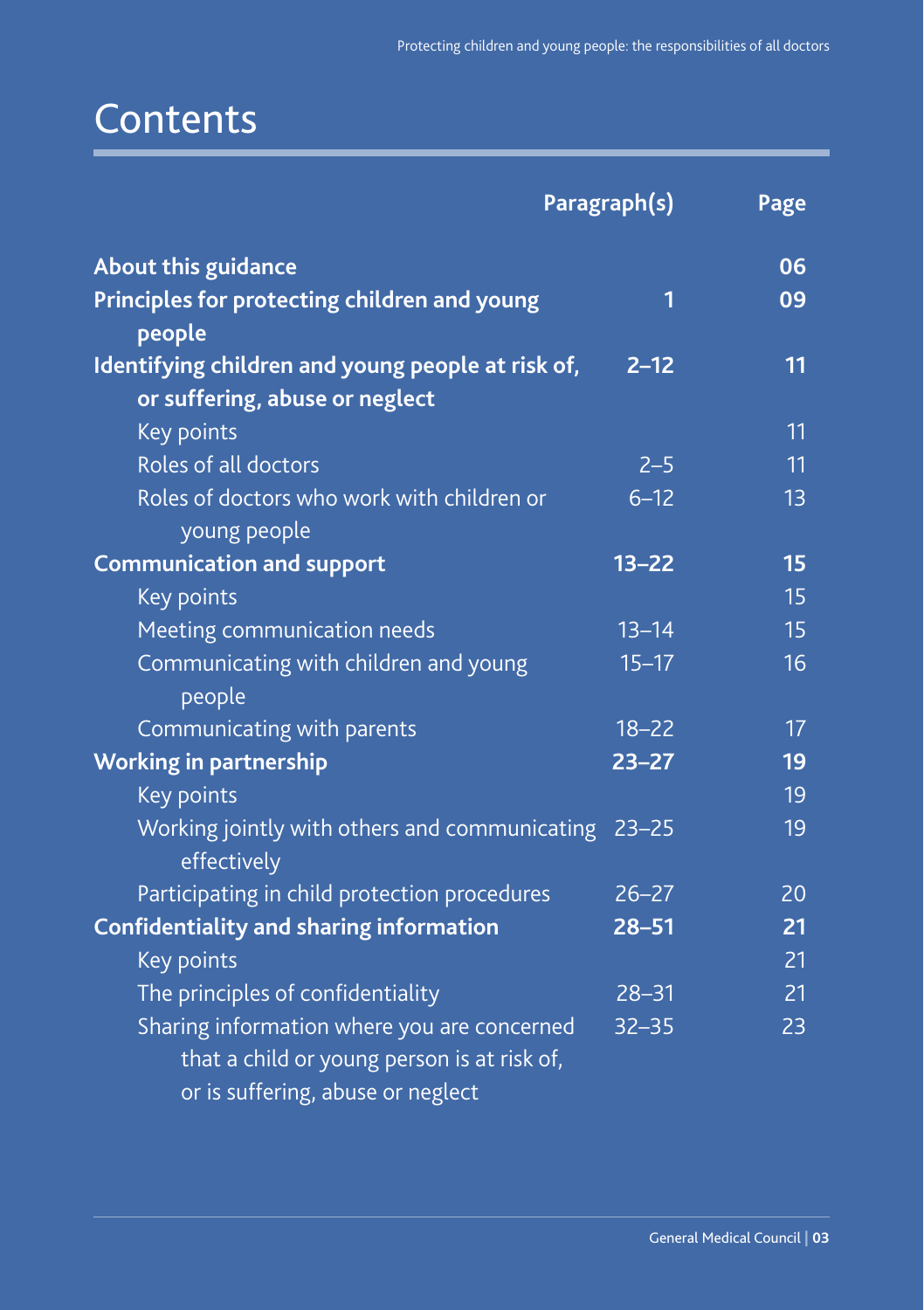# Contents

| | Paragraph(s) | Page |
|---|---|---|
| **About this guidance** | | **06** |
| **Principles for protecting children and young people** | **1** | **09** |
| **Identifying children and young people at risk of, or suffering, abuse or neglect** | **2–12** | **11** |
| Key points | | 11 |
| Roles of all doctors | 2–5 | 11 |
| Roles of doctors who work with children or young people | 6–12 | 13 |
| **Communication and support** | **13–22** | **15** |
| Key points | | 15 |
| Meeting communication needs | 13–14 | 15 |
| Communicating with children and young people | 15–17 | 16 |
| Communicating with parents | 18–22 | 17 |
| **Working in partnership** | **23–27** | **19** |
| Key points | | 19 |
| Working jointly with others and communicating effectively | 23–25 | 19 |
| Participating in child protection procedures | 26–27 | 20 |
| **Confidentiality and sharing information** | **28–51** | **21** |
| Key points | | 21 |
| The principles of confidentiality | 28–31 | 21 |
| Sharing information where you are concerned that a child or young person is at risk of, or is suffering, abuse or neglect | 32–35 | 23 |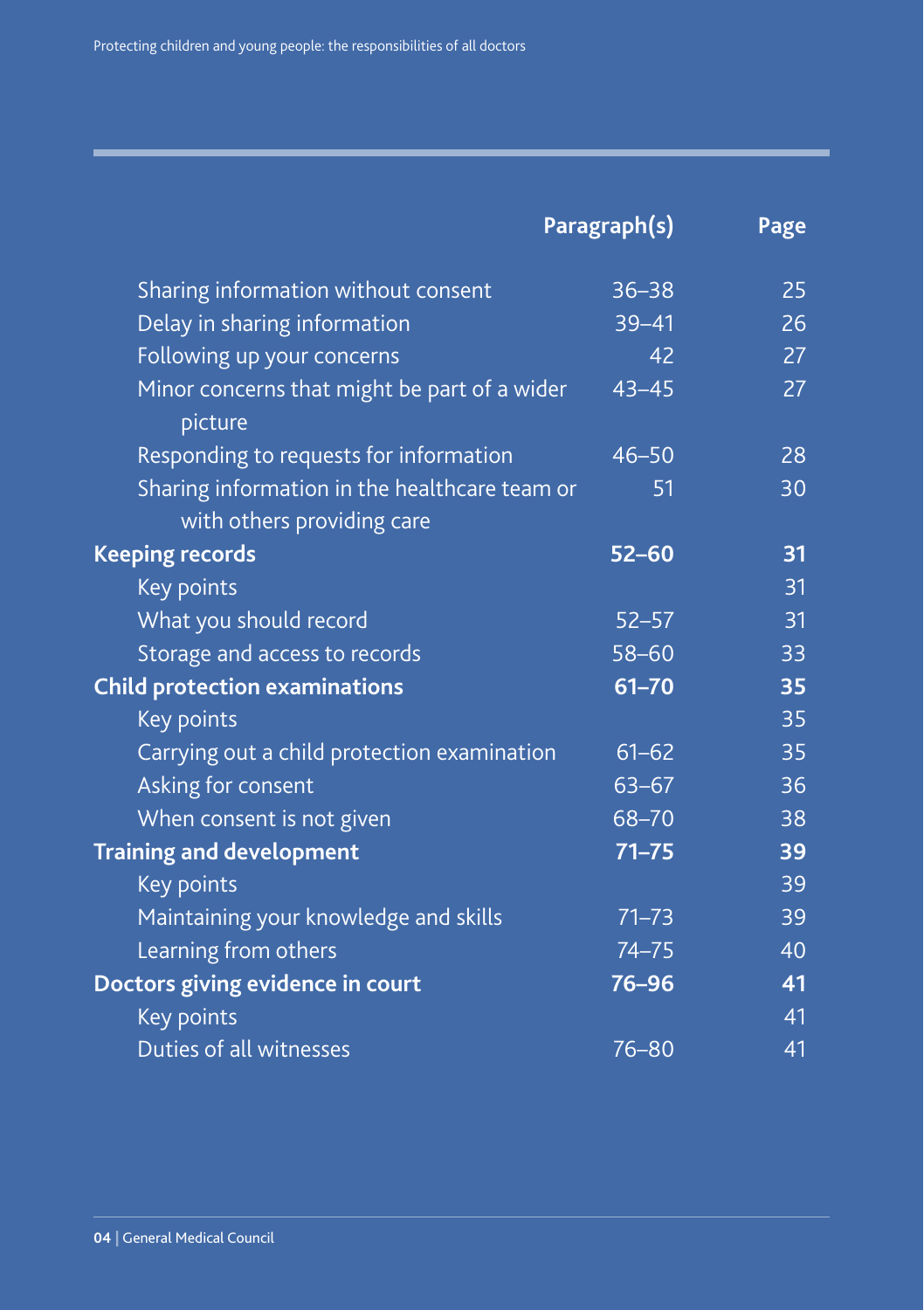| | Paragraph(s) | Page |
|---|---|---|
| Sharing information without consent | 36–38 | 25 |
| Delay in sharing information | 39–41 | 26 |
| Following up your concerns | 42 | 27 |
| Minor concerns that might be part of a wider picture | 43–45 | 27 |
| Responding to requests for information | 46–50 | 28 |
| Sharing information in the healthcare team or with others providing care | 51 | 30 |
| **Keeping records** | **52–60** | **31** |
| Key points | | 31 |
| What you should record | 52–57 | 31 |
| Storage and access to records | 58–60 | 33 |
| **Child protection examinations** | **61–70** | **35** |
| Key points | | 35 |
| Carrying out a child protection examination | 61–62 | 35 |
| Asking for consent | 63–67 | 36 |
| When consent is not given | 68–70 | 38 |
| **Training and development** | **71–75** | **39** |
| Key points | | 39 |
| Maintaining your knowledge and skills | 71–73 | 39 |
| Learning from others | 74–75 | 40 |
| **Doctors giving evidence in court** | **76–96** | **41** |
| Key points | | 41 |
| Duties of all witnesses | 76–80 | 41 |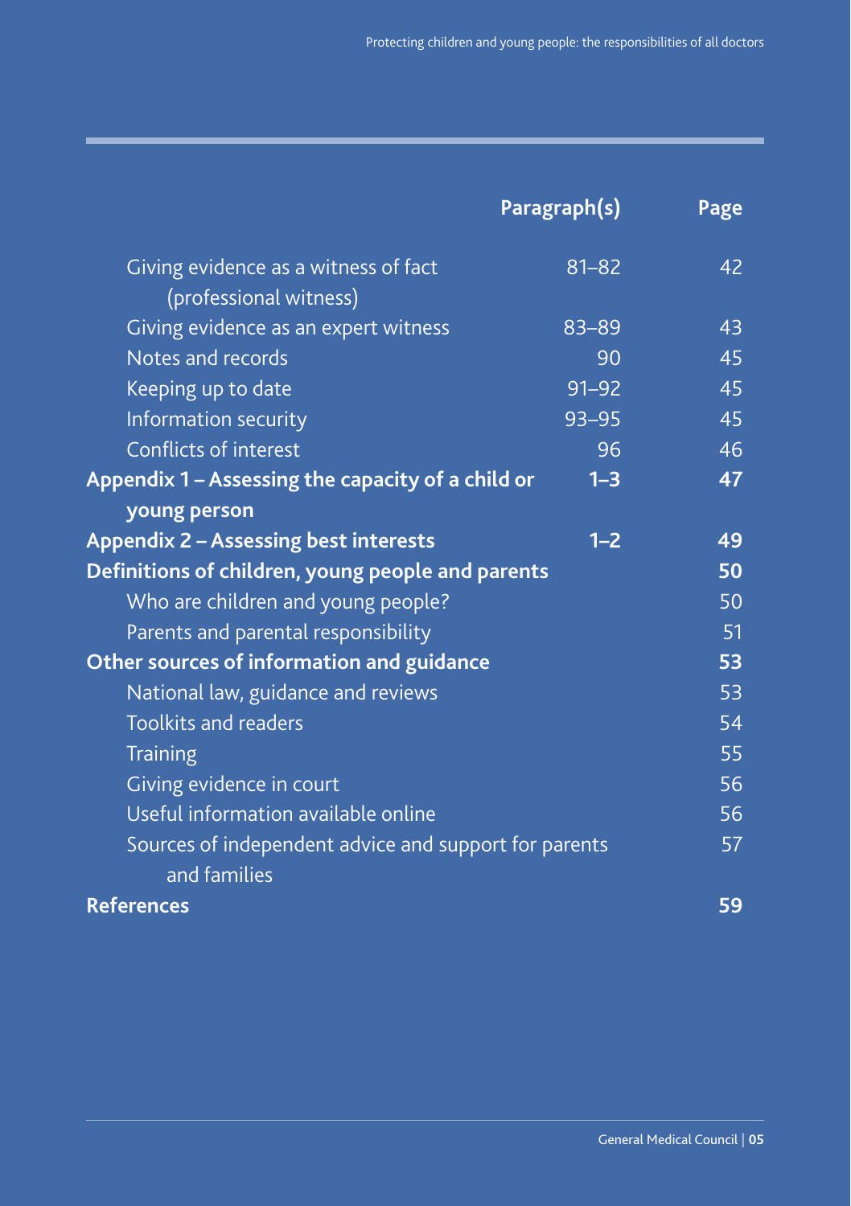| | Paragraph(s) | Page |
|---|---|---|
| Giving evidence as a witness of fact (professional witness) | 81–82 | 42 |
| Giving evidence as an expert witness | 83–89 | 43 |
| Notes and records | 90 | 45 |
| Keeping up to date | 91–92 | 45 |
| Information security | 93–95 | 45 |
| Conflicts of interest | 96 | 46 |
| **Appendix 1 – Assessing the capacity of a child or young person** | **1–3** | **47** |
| **Appendix 2 – Assessing best interests** | **1–2** | **49** |
| **Definitions of children, young people and parents** | | **50** |
| Who are children and young people? | | 50 |
| Parents and parental responsibility | | 51 |
| **Other sources of information and guidance** | | **53** |
| National law, guidance and reviews | | 53 |
| Toolkits and readers | | 54 |
| Training | | 55 |
| Giving evidence in court | | 56 |
| Useful information available online | | 56 |
| Sources of independent advice and support for parents and families | | 57 |
| **References** | | **59** |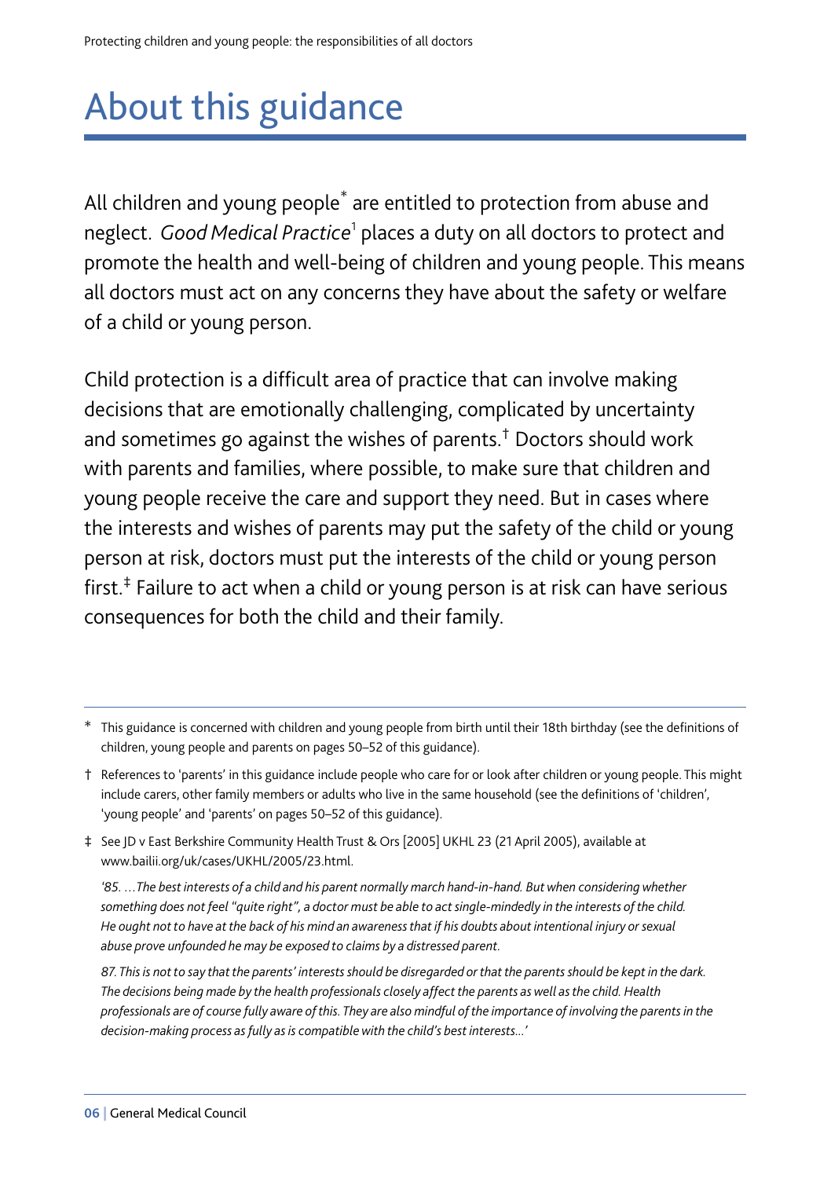# About this guidance

All children and young people[*] are entitled to protection from abuse and neglect. *Good Medical Practice*[1] places a duty on all doctors to protect and promote the health and well-being of children and young people. This means all doctors must act on any concerns they have about the safety or welfare of a child or young person.

Child protection is a difficult area of practice that can involve making decisions that are emotionally challenging, complicated by uncertainty and sometimes go against the wishes of parents.[†] Doctors should work with parents and families, where possible, to make sure that children and young people receive the care and support they need. But in cases where the interests and wishes of parents may put the safety of the child or young person at risk, doctors must put the interests of the child or young person first.[‡] Failure to act when a child or young person is at risk can have serious consequences for both the child and their family.

---

\* This guidance is concerned with children and young people from birth until their 18th birthday (see the definitions of children, young people and parents on pages 50–52 of this guidance).

† References to 'parents' in this guidance include people who care for or look after children or young people. This might include carers, other family members or adults who live in the same household (see the definitions of 'children', 'young people' and 'parents' on pages 50–52 of this guidance).

‡ See JD v East Berkshire Community Health Trust & Ors [2005] UKHL 23 (21 April 2005), available at www.bailii.org/uk/cases/UKHL/2005/23.html.

*'85. …The best interests of a child and his parent normally march hand-in-hand. But when considering whether something does not feel "quite right", a doctor must be able to act single-mindedly in the interests of the child. He ought not to have at the back of his mind an awareness that if his doubts about intentional injury or sexual abuse prove unfounded he may be exposed to claims by a distressed parent.*

*87. This is not to say that the parents' interests should be disregarded or that the parents should be kept in the dark. The decisions being made by the health professionals closely affect the parents as well as the child. Health professionals are of course fully aware of this. They are also mindful of the importance of involving the parents in the decision-making process as fully as is compatible with the child's best interests…'*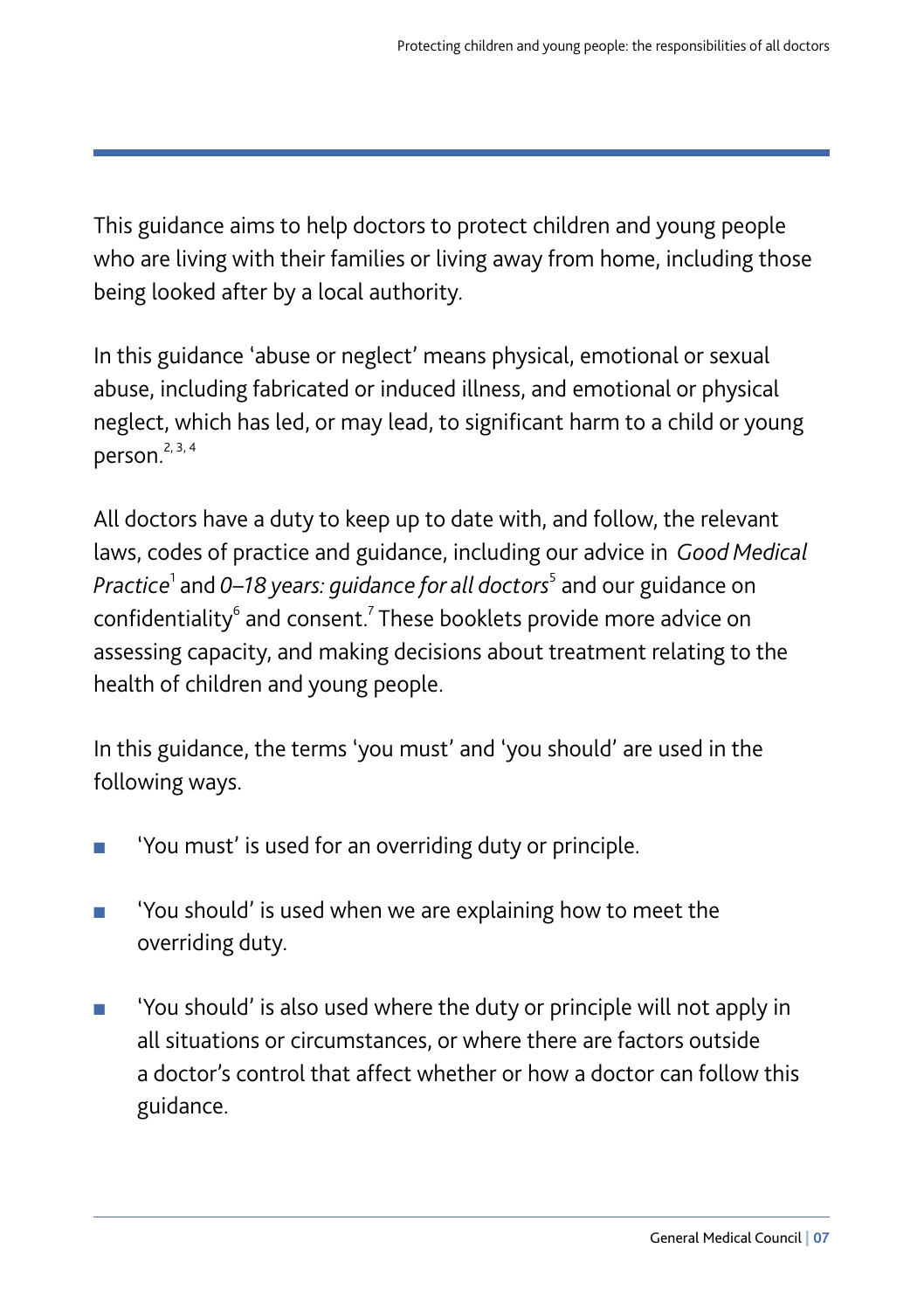This guidance aims to help doctors to protect children and young people who are living with their families or living away from home, including those being looked after by a local authority.

In this guidance 'abuse or neglect' means physical, emotional or sexual abuse, including fabricated or induced illness, and emotional or physical neglect, which has led, or may lead, to significant harm to a child or young person.[2, 3, 4]

All doctors have a duty to keep up to date with, and follow, the relevant laws, codes of practice and guidance, including our advice in *Good Medical Practice*[1] and *0–18 years: guidance for all doctors*[5] and our guidance on confidentiality[6] and consent.[7] These booklets provide more advice on assessing capacity, and making decisions about treatment relating to the health of children and young people.

In this guidance, the terms 'you must' and 'you should' are used in the following ways.

- 'You must' is used for an overriding duty or principle.
- 'You should' is used when we are explaining how to meet the overriding duty.
- 'You should' is also used where the duty or principle will not apply in all situations or circumstances, or where there are factors outside a doctor's control that affect whether or how a doctor can follow this guidance.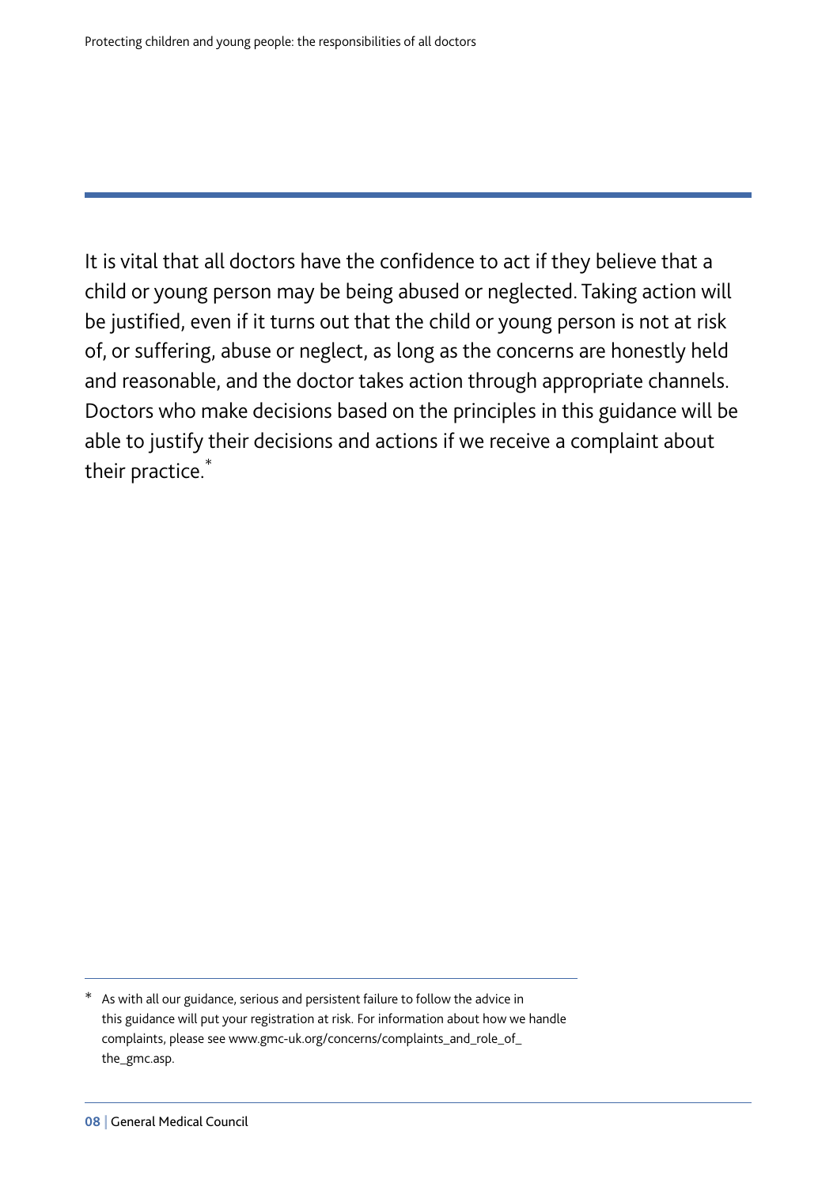It is vital that all doctors have the confidence to act if they believe that a child or young person may be being abused or neglected. Taking action will be justified, even if it turns out that the child or young person is not at risk of, or suffering, abuse or neglect, as long as the concerns are honestly held and reasonable, and the doctor takes action through appropriate channels. Doctors who make decisions based on the principles in this guidance will be able to justify their decisions and actions if we receive a complaint about their practice.*

---

\* As with all our guidance, serious and persistent failure to follow the advice in this guidance will put your registration at risk. For information about how we handle complaints, please see www.gmc-uk.org/concerns/complaints_and_role_of_the_gmc.asp.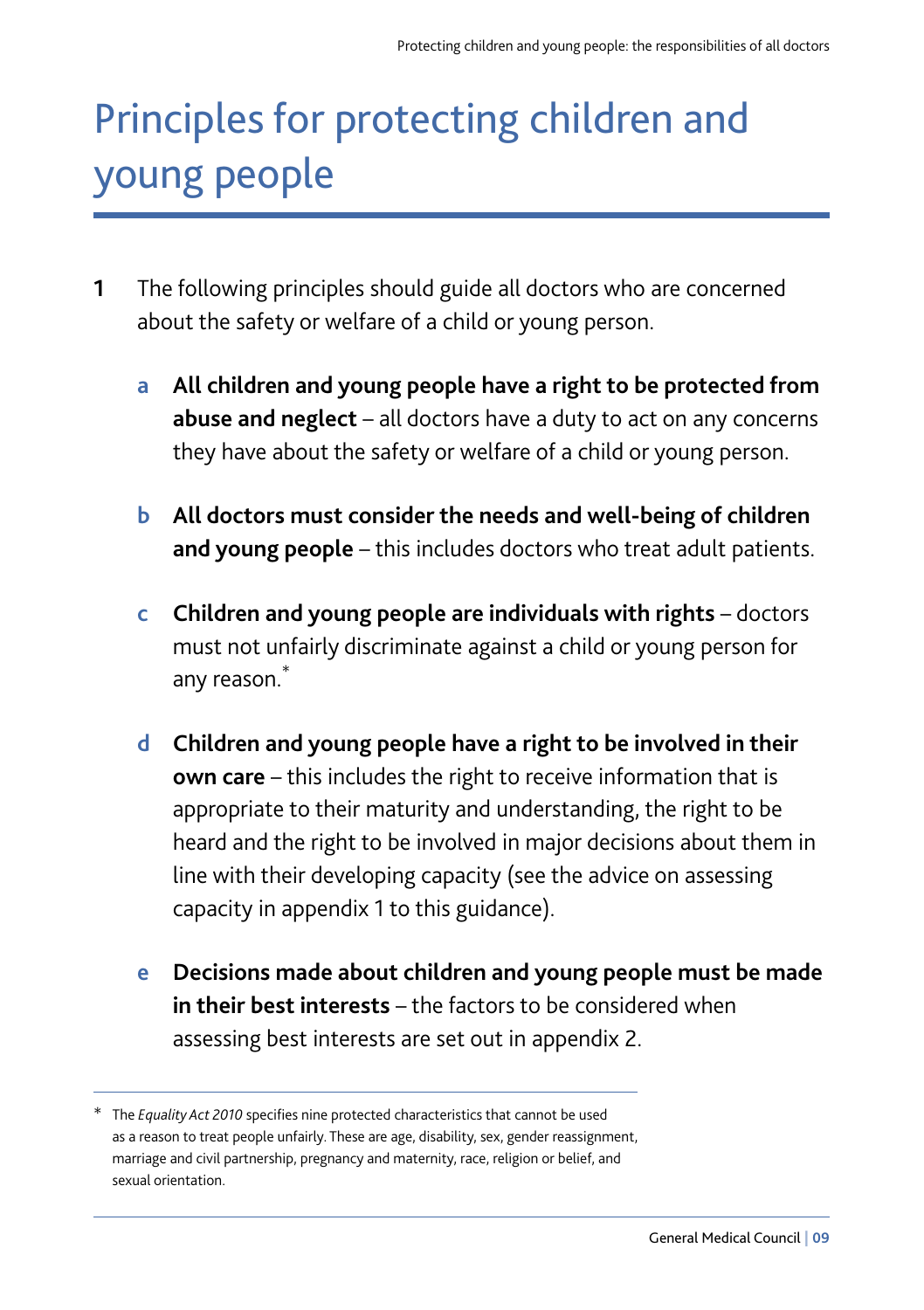# Principles for protecting children and young people

**1** The following principles should guide all doctors who are concerned about the safety or welfare of a child or young person.

- **a** **All children and young people have a right to be protected from abuse and neglect** – all doctors have a duty to act on any concerns they have about the safety or welfare of a child or young person.
- **b** **All doctors must consider the needs and well-being of children and young people** – this includes doctors who treat adult patients.
- **c** **Children and young people are individuals with rights** – doctors must not unfairly discriminate against a child or young person for any reason.*
- **d** **Children and young people have a right to be involved in their own care** – this includes the right to receive information that is appropriate to their maturity and understanding, the right to be heard and the right to be involved in major decisions about them in line with their developing capacity (see the advice on assessing capacity in appendix 1 to this guidance).
- **e** **Decisions made about children and young people must be made in their best interests** – the factors to be considered when assessing best interests are set out in appendix 2.

---

\* The *Equality Act 2010* specifies nine protected characteristics that cannot be used as a reason to treat people unfairly. These are age, disability, sex, gender reassignment, marriage and civil partnership, pregnancy and maternity, race, religion or belief, and sexual orientation.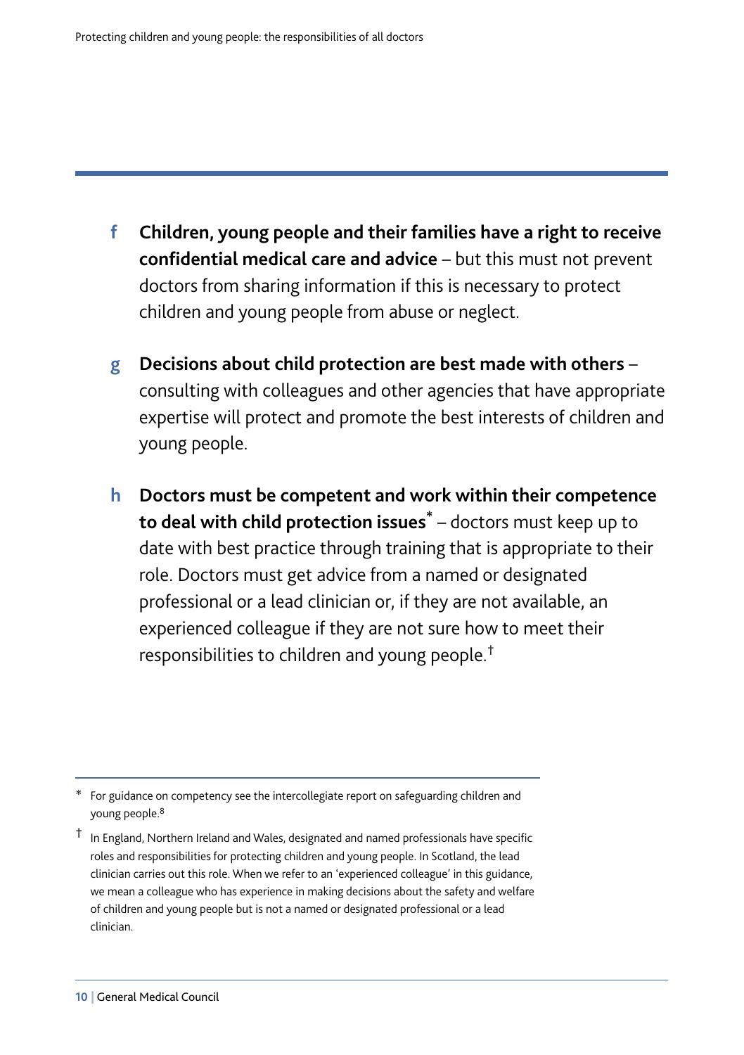f **Children, young people and their families have a right to receive confidential medical care and advice** – but this must not prevent doctors from sharing information if this is necessary to protect children and young people from abuse or neglect.

g **Decisions about child protection are best made with others** – consulting with colleagues and other agencies that have appropriate expertise will protect and promote the best interests of children and young people.

h **Doctors must be competent and work within their competence to deal with child protection issues*** – doctors must keep up to date with best practice through training that is appropriate to their role. Doctors must get advice from a named or designated professional or a lead clinician or, if they are not available, an experienced colleague if they are not sure how to meet their responsibilities to children and young people.†

---

\* For guidance on competency see the intercollegiate report on safeguarding children and young people.[8]

† In England, Northern Ireland and Wales, designated and named professionals have specific roles and responsibilities for protecting children and young people. In Scotland, the lead clinician carries out this role. When we refer to an 'experienced colleague' in this guidance, we mean a colleague who has experience in making decisions about the safety and welfare of children and young people but is not a named or designated professional or a lead clinician.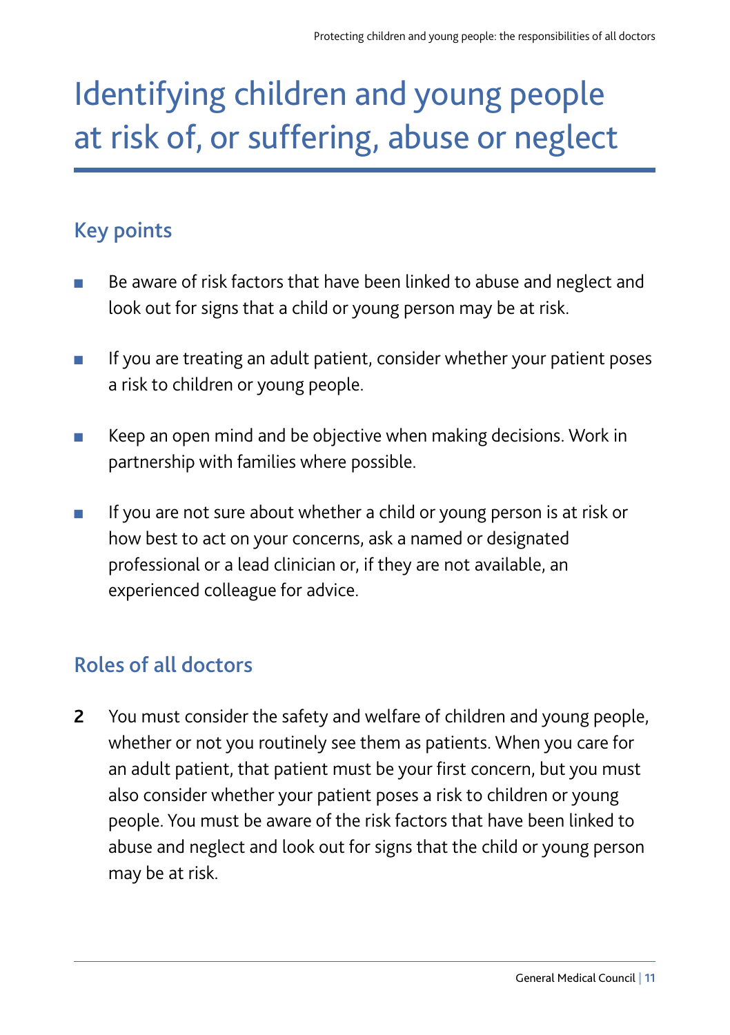# Identifying children and young people at risk of, or suffering, abuse or neglect

## Key points

- Be aware of risk factors that have been linked to abuse and neglect and look out for signs that a child or young person may be at risk.
- If you are treating an adult patient, consider whether your patient poses a risk to children or young people.
- Keep an open mind and be objective when making decisions. Work in partnership with families where possible.
- If you are not sure about whether a child or young person is at risk or how best to act on your concerns, ask a named or designated professional or a lead clinician or, if they are not available, an experienced colleague for advice.

## Roles of all doctors

**2** You must consider the safety and welfare of children and young people, whether or not you routinely see them as patients. When you care for an adult patient, that patient must be your first concern, but you must also consider whether your patient poses a risk to children or young people. You must be aware of the risk factors that have been linked to abuse and neglect and look out for signs that the child or young person may be at risk.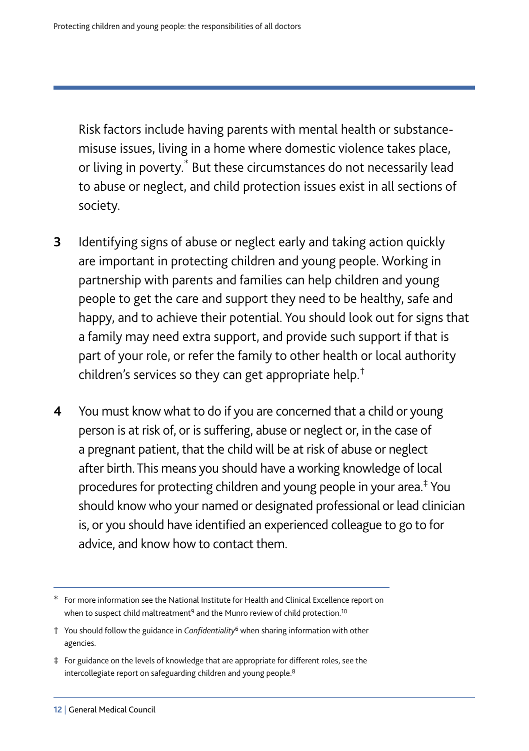Risk factors include having parents with mental health or substance-misuse issues, living in a home where domestic violence takes place, or living in poverty.* But these circumstances do not necessarily lead to abuse or neglect, and child protection issues exist in all sections of society.

**3** Identifying signs of abuse or neglect early and taking action quickly are important in protecting children and young people. Working in partnership with parents and families can help children and young people to get the care and support they need to be healthy, safe and happy, and to achieve their potential. You should look out for signs that a family may need extra support, and provide such support if that is part of your role, or refer the family to other health or local authority children's services so they can get appropriate help.†

**4** You must know what to do if you are concerned that a child or young person is at risk of, or is suffering, abuse or neglect or, in the case of a pregnant patient, that the child will be at risk of abuse or neglect after birth. This means you should have a working knowledge of local procedures for protecting children and young people in your area.‡ You should know who your named or designated professional or lead clinician is, or you should have identified an experienced colleague to go to for advice, and know how to contact them.

---

\* For more information see the National Institute for Health and Clinical Excellence report on when to suspect child maltreatment[9] and the Munro review of child protection.[10]

† You should follow the guidance in *Confidentiality*[6] when sharing information with other agencies.

‡ For guidance on the levels of knowledge that are appropriate for different roles, see the intercollegiate report on safeguarding children and young people.[8]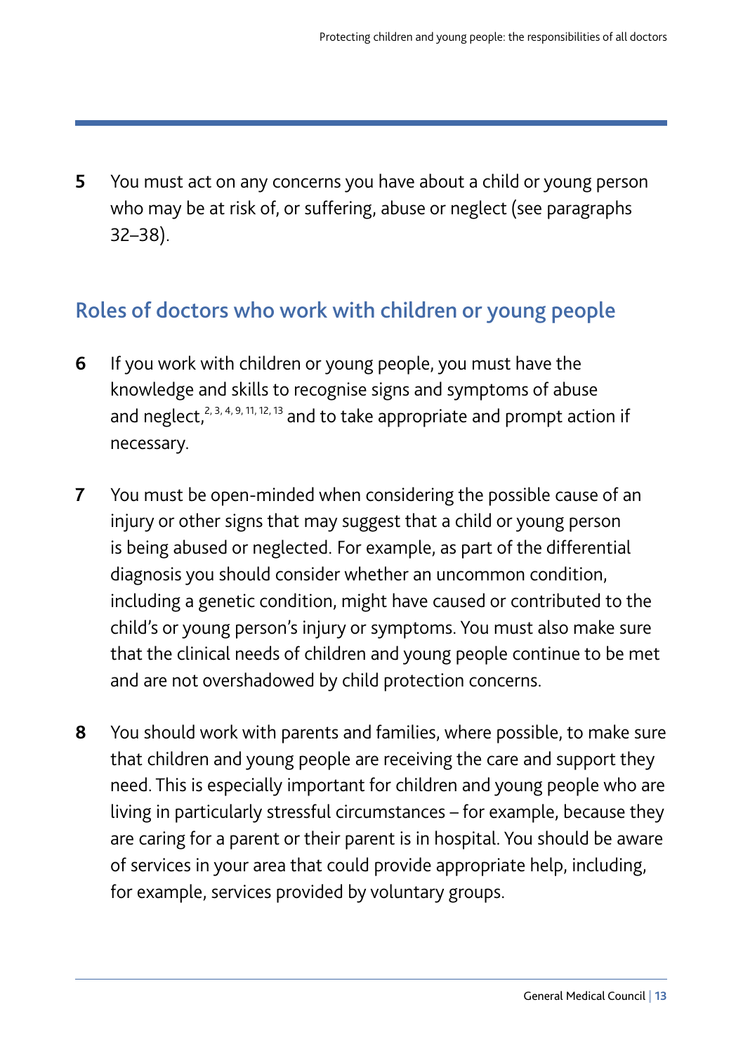5 You must act on any concerns you have about a child or young person who may be at risk of, or suffering, abuse or neglect (see paragraphs 32–38).

## Roles of doctors who work with children or young people

6 If you work with children or young people, you must have the knowledge and skills to recognise signs and symptoms of abuse and neglect,[2, 3, 4, 9, 11, 12, 13] and to take appropriate and prompt action if necessary.

7 You must be open-minded when considering the possible cause of an injury or other signs that may suggest that a child or young person is being abused or neglected. For example, as part of the differential diagnosis you should consider whether an uncommon condition, including a genetic condition, might have caused or contributed to the child's or young person's injury or symptoms. You must also make sure that the clinical needs of children and young people continue to be met and are not overshadowed by child protection concerns.

8 You should work with parents and families, where possible, to make sure that children and young people are receiving the care and support they need. This is especially important for children and young people who are living in particularly stressful circumstances – for example, because they are caring for a parent or their parent is in hospital. You should be aware of services in your area that could provide appropriate help, including, for example, services provided by voluntary groups.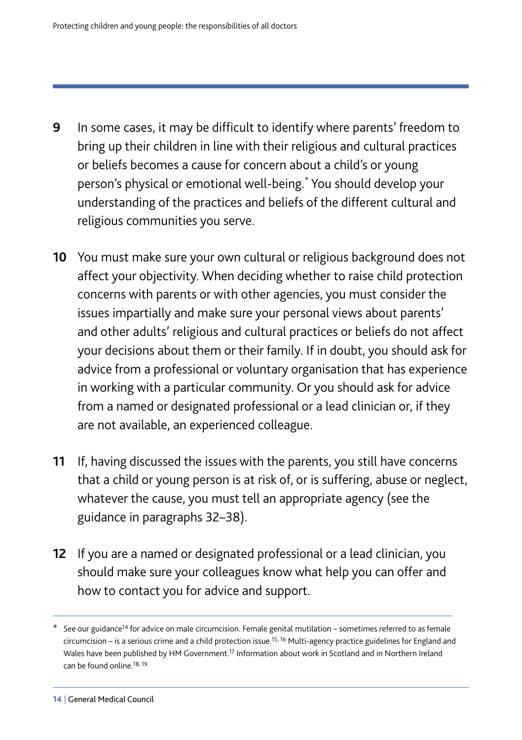**9** In some cases, it may be difficult to identify where parents' freedom to bring up their children in line with their religious and cultural practices or beliefs becomes a cause for concern about a child's or young person's physical or emotional well-being.* You should develop your understanding of the practices and beliefs of the different cultural and religious communities you serve.

**10** You must make sure your own cultural or religious background does not affect your objectivity. When deciding whether to raise child protection concerns with parents or with other agencies, you must consider the issues impartially and make sure your personal views about parents' and other adults' religious and cultural practices or beliefs do not affect your decisions about them or their family. If in doubt, you should ask for advice from a professional or voluntary organisation that has experience in working with a particular community. Or you should ask for advice from a named or designated professional or a lead clinician or, if they are not available, an experienced colleague.

**11** If, having discussed the issues with the parents, you still have concerns that a child or young person is at risk of, or is suffering, abuse or neglect, whatever the cause, you must tell an appropriate agency (see the guidance in paragraphs 32–38).

**12** If you are a named or designated professional or a lead clinician, you should make sure your colleagues know what help you can offer and how to contact you for advice and support.

---

\* See our guidance[14] for advice on male circumcision. Female genital mutilation – sometimes referred to as female circumcision – is a serious crime and a child protection issue.[15, 16] Multi-agency practice guidelines for England and Wales have been published by HM Government.[17] Information about work in Scotland and in Northern Ireland can be found online.[18, 19]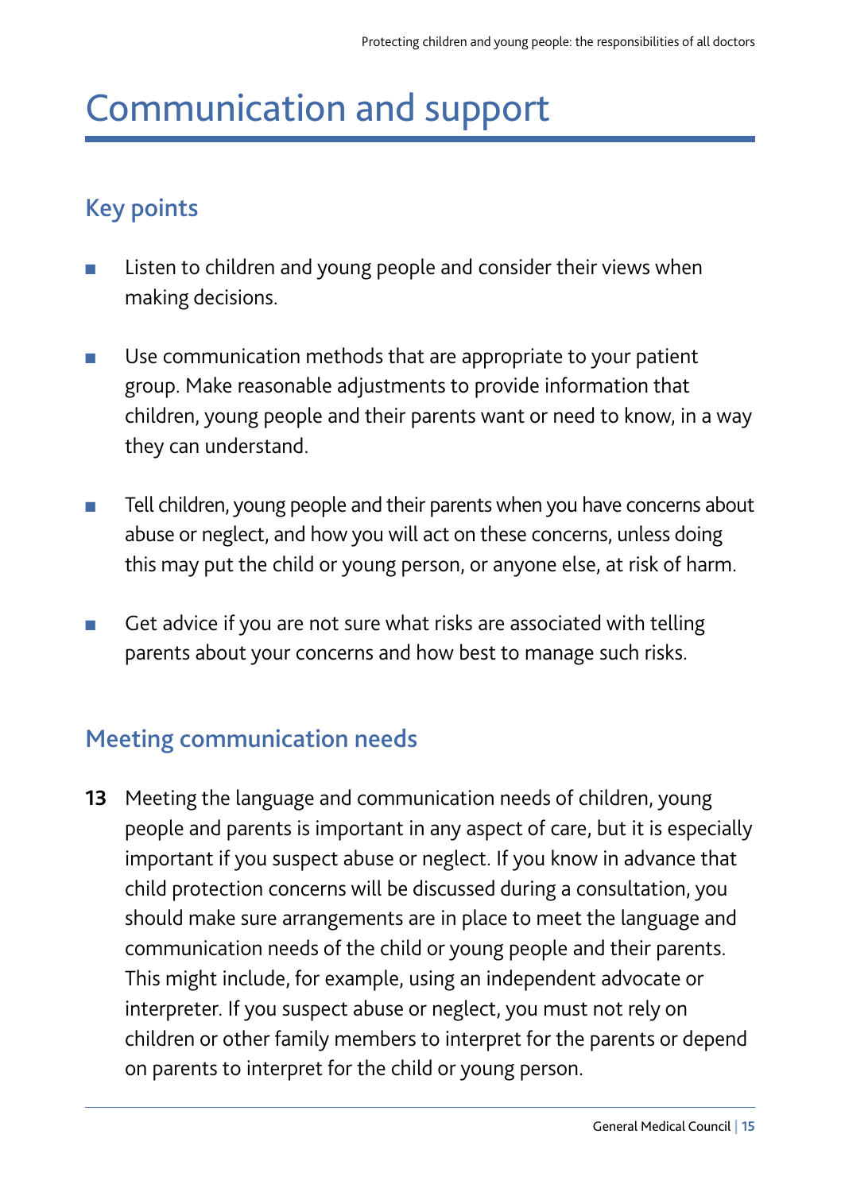# Communication and support

## Key points

- Listen to children and young people and consider their views when making decisions.
- Use communication methods that are appropriate to your patient group. Make reasonable adjustments to provide information that children, young people and their parents want or need to know, in a way they can understand.
- Tell children, young people and their parents when you have concerns about abuse or neglect, and how you will act on these concerns, unless doing this may put the child or young person, or anyone else, at risk of harm.
- Get advice if you are not sure what risks are associated with telling parents about your concerns and how best to manage such risks.

## Meeting communication needs

**13** Meeting the language and communication needs of children, young people and parents is important in any aspect of care, but it is especially important if you suspect abuse or neglect. If you know in advance that child protection concerns will be discussed during a consultation, you should make sure arrangements are in place to meet the language and communication needs of the child or young people and their parents. This might include, for example, using an independent advocate or interpreter. If you suspect abuse or neglect, you must not rely on children or other family members to interpret for the parents or depend on parents to interpret for the child or young person.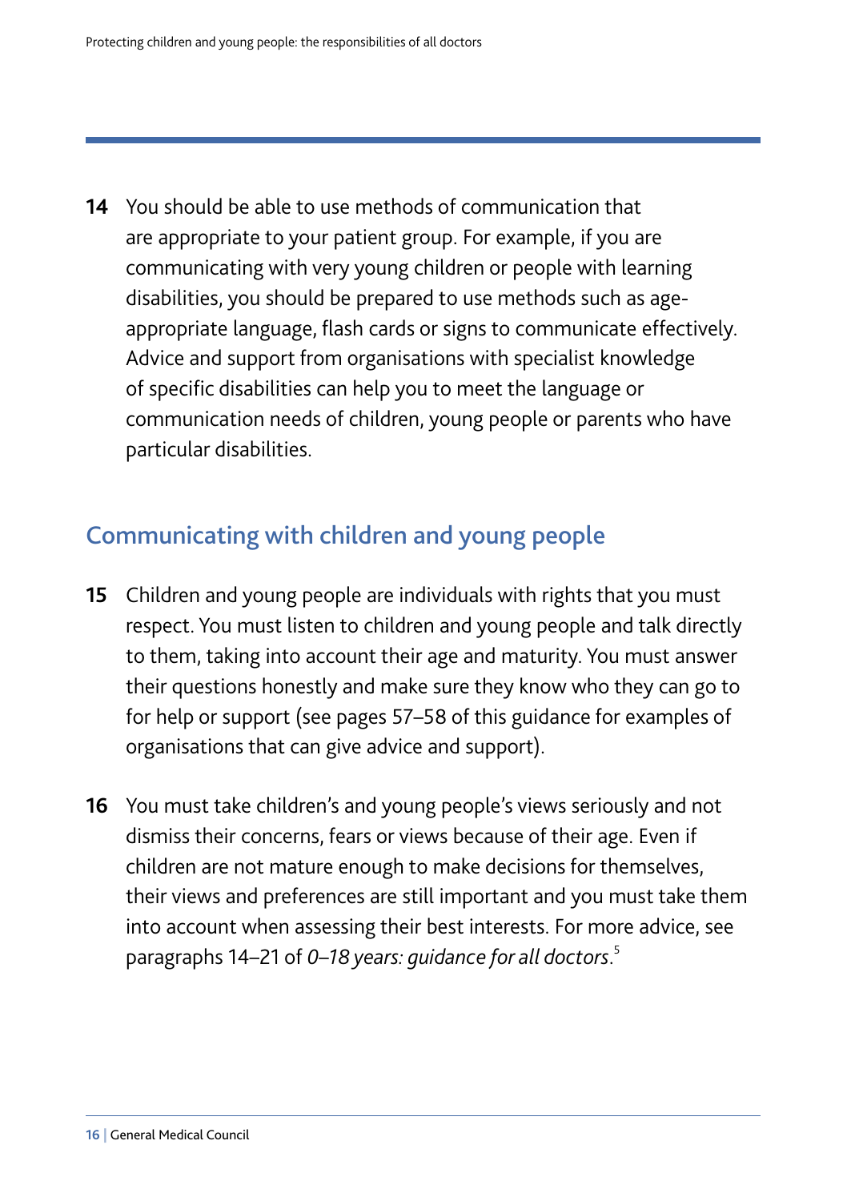**14** You should be able to use methods of communication that are appropriate to your patient group. For example, if you are communicating with very young children or people with learning disabilities, you should be prepared to use methods such as age-appropriate language, flash cards or signs to communicate effectively. Advice and support from organisations with specialist knowledge of specific disabilities can help you to meet the language or communication needs of children, young people or parents who have particular disabilities.

## Communicating with children and young people

**15** Children and young people are individuals with rights that you must respect. You must listen to children and young people and talk directly to them, taking into account their age and maturity. You must answer their questions honestly and make sure they know who they can go to for help or support (see pages 57–58 of this guidance for examples of organisations that can give advice and support).

**16** You must take children's and young people's views seriously and not dismiss their concerns, fears or views because of their age. Even if children are not mature enough to make decisions for themselves, their views and preferences are still important and you must take them into account when assessing their best interests. For more advice, see paragraphs 14–21 of *0–18 years: guidance for all doctors*.[5]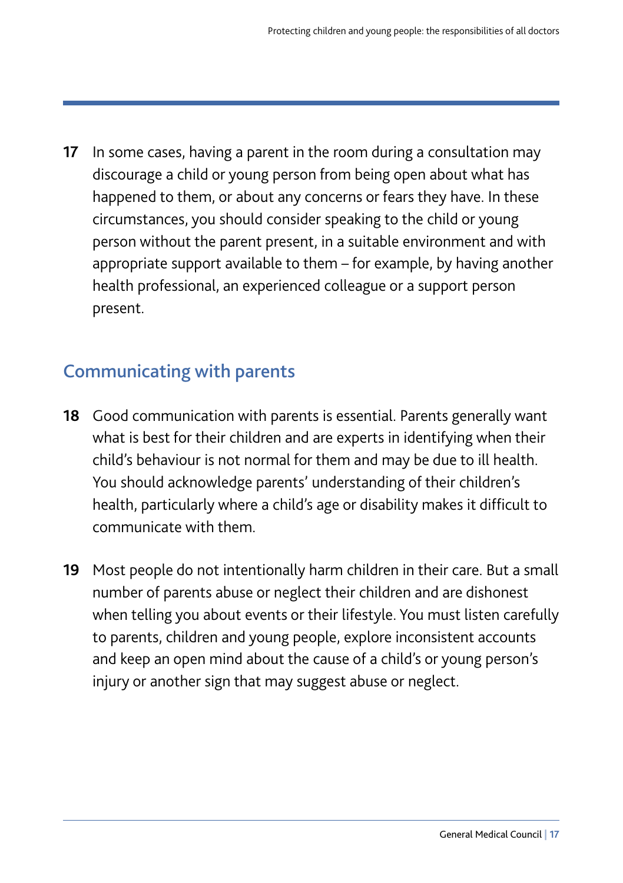**17** In some cases, having a parent in the room during a consultation may discourage a child or young person from being open about what has happened to them, or about any concerns or fears they have. In these circumstances, you should consider speaking to the child or young person without the parent present, in a suitable environment and with appropriate support available to them – for example, by having another health professional, an experienced colleague or a support person present.

## Communicating with parents

**18** Good communication with parents is essential. Parents generally want what is best for their children and are experts in identifying when their child's behaviour is not normal for them and may be due to ill health. You should acknowledge parents' understanding of their children's health, particularly where a child's age or disability makes it difficult to communicate with them.

**19** Most people do not intentionally harm children in their care. But a small number of parents abuse or neglect their children and are dishonest when telling you about events or their lifestyle. You must listen carefully to parents, children and young people, explore inconsistent accounts and keep an open mind about the cause of a child's or young person's injury or another sign that may suggest abuse or neglect.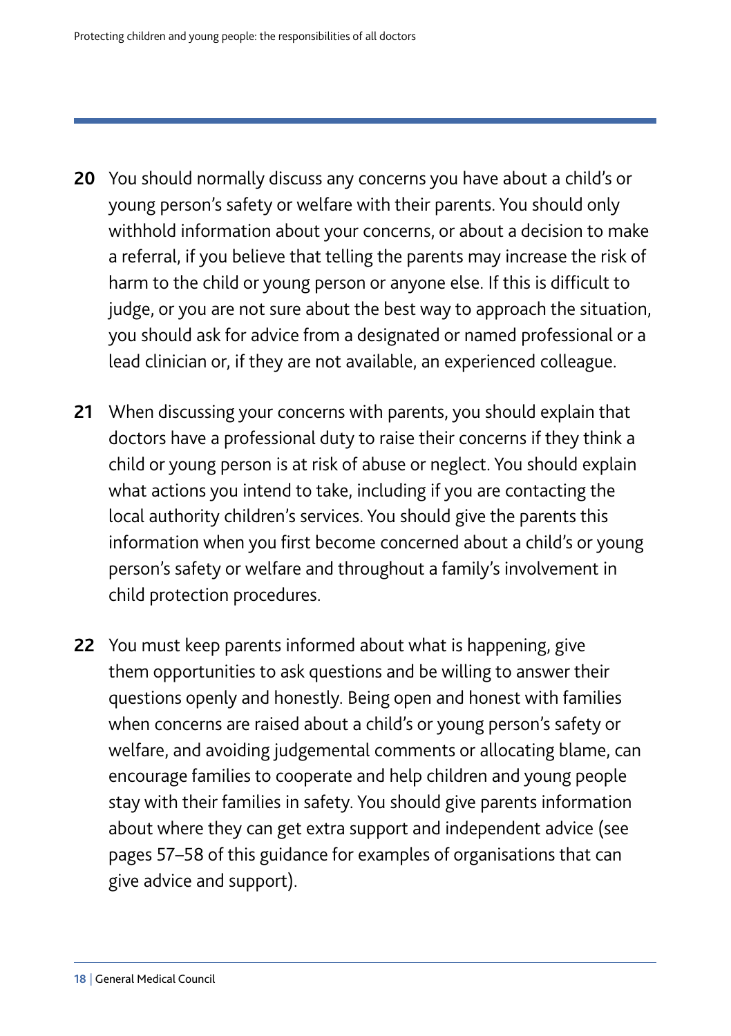**20** You should normally discuss any concerns you have about a child's or young person's safety or welfare with their parents. You should only withhold information about your concerns, or about a decision to make a referral, if you believe that telling the parents may increase the risk of harm to the child or young person or anyone else. If this is difficult to judge, or you are not sure about the best way to approach the situation, you should ask for advice from a designated or named professional or a lead clinician or, if they are not available, an experienced colleague.

**21** When discussing your concerns with parents, you should explain that doctors have a professional duty to raise their concerns if they think a child or young person is at risk of abuse or neglect. You should explain what actions you intend to take, including if you are contacting the local authority children's services. You should give the parents this information when you first become concerned about a child's or young person's safety or welfare and throughout a family's involvement in child protection procedures.

**22** You must keep parents informed about what is happening, give them opportunities to ask questions and be willing to answer their questions openly and honestly. Being open and honest with families when concerns are raised about a child's or young person's safety or welfare, and avoiding judgemental comments or allocating blame, can encourage families to cooperate and help children and young people stay with their families in safety. You should give parents information about where they can get extra support and independent advice (see pages 57–58 of this guidance for examples of organisations that can give advice and support).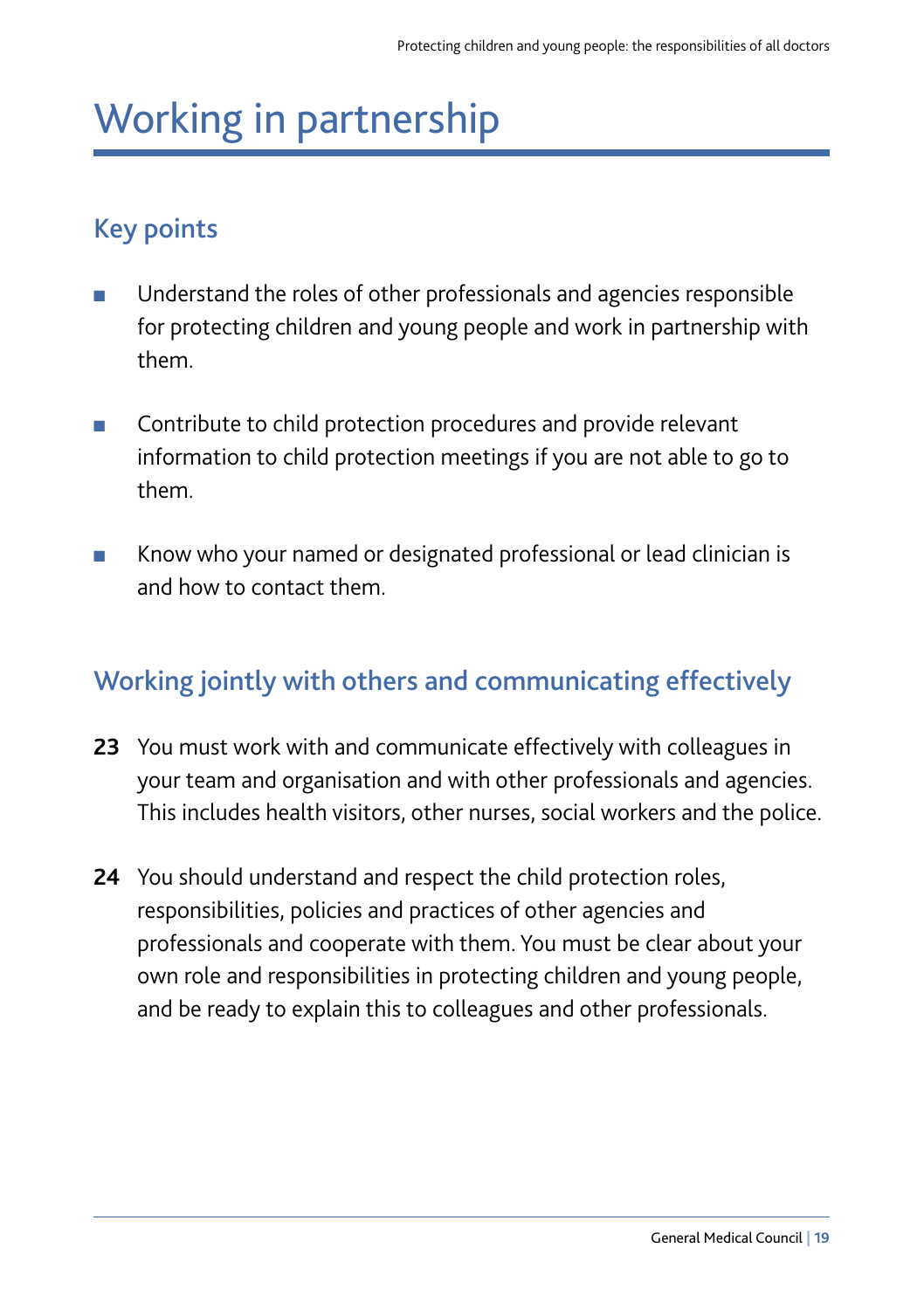# Working in partnership

## Key points

- Understand the roles of other professionals and agencies responsible for protecting children and young people and work in partnership with them.
- Contribute to child protection procedures and provide relevant information to child protection meetings if you are not able to go to them.
- Know who your named or designated professional or lead clinician is and how to contact them.

## Working jointly with others and communicating effectively

**23** You must work with and communicate effectively with colleagues in your team and organisation and with other professionals and agencies. This includes health visitors, other nurses, social workers and the police.

**24** You should understand and respect the child protection roles, responsibilities, policies and practices of other agencies and professionals and cooperate with them. You must be clear about your own role and responsibilities in protecting children and young people, and be ready to explain this to colleagues and other professionals.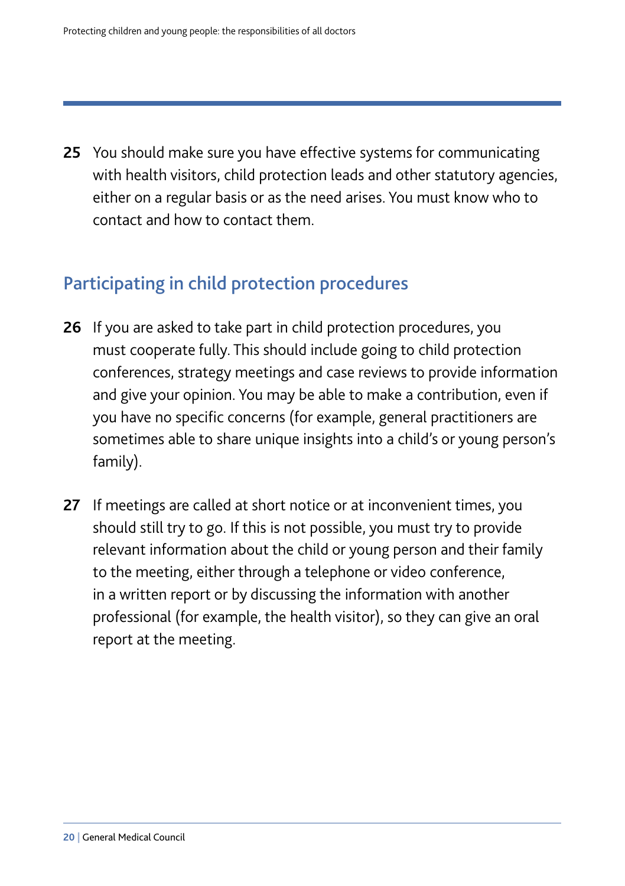**25** You should make sure you have effective systems for communicating with health visitors, child protection leads and other statutory agencies, either on a regular basis or as the need arises. You must know who to contact and how to contact them.

## Participating in child protection procedures

**26** If you are asked to take part in child protection procedures, you must cooperate fully. This should include going to child protection conferences, strategy meetings and case reviews to provide information and give your opinion. You may be able to make a contribution, even if you have no specific concerns (for example, general practitioners are sometimes able to share unique insights into a child's or young person's family).

**27** If meetings are called at short notice or at inconvenient times, you should still try to go. If this is not possible, you must try to provide relevant information about the child or young person and their family to the meeting, either through a telephone or video conference, in a written report or by discussing the information with another professional (for example, the health visitor), so they can give an oral report at the meeting.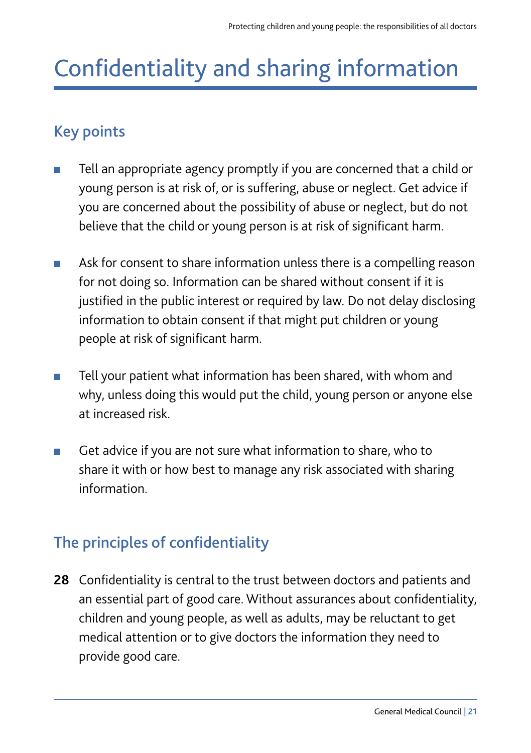# Confidentiality and sharing information

## Key points

- Tell an appropriate agency promptly if you are concerned that a child or young person is at risk of, or is suffering, abuse or neglect. Get advice if you are concerned about the possibility of abuse or neglect, but do not believe that the child or young person is at risk of significant harm.
- Ask for consent to share information unless there is a compelling reason for not doing so. Information can be shared without consent if it is justified in the public interest or required by law. Do not delay disclosing information to obtain consent if that might put children or young people at risk of significant harm.
- Tell your patient what information has been shared, with whom and why, unless doing this would put the child, young person or anyone else at increased risk.
- Get advice if you are not sure what information to share, who to share it with or how best to manage any risk associated with sharing information.

## The principles of confidentiality

**28** Confidentiality is central to the trust between doctors and patients and an essential part of good care. Without assurances about confidentiality, children and young people, as well as adults, may be reluctant to get medical attention or to give doctors the information they need to provide good care.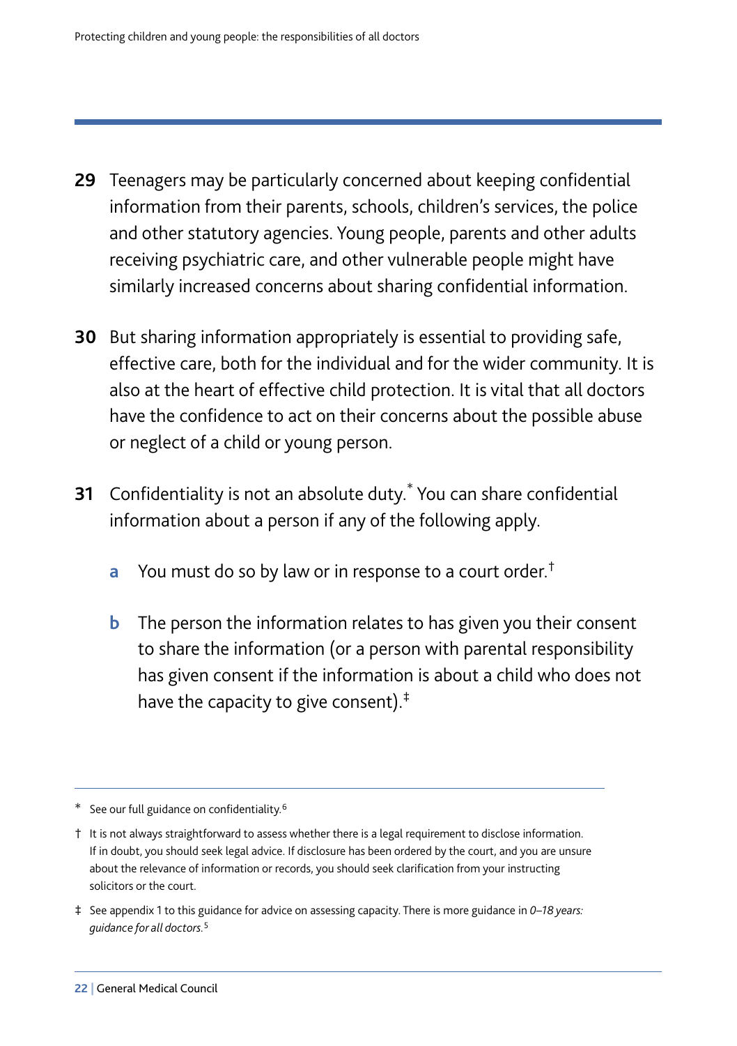**29** Teenagers may be particularly concerned about keeping confidential information from their parents, schools, children's services, the police and other statutory agencies. Young people, parents and other adults receiving psychiatric care, and other vulnerable people might have similarly increased concerns about sharing confidential information.

**30** But sharing information appropriately is essential to providing safe, effective care, both for the individual and for the wider community. It is also at the heart of effective child protection. It is vital that all doctors have the confidence to act on their concerns about the possible abuse or neglect of a child or young person.

**31** Confidentiality is not an absolute duty.* You can share confidential information about a person if any of the following apply.

  **a** You must do so by law or in response to a court order.†

  **b** The person the information relates to has given you their consent to share the information (or a person with parental responsibility has given consent if the information is about a child who does not have the capacity to give consent).‡

---

\* See our full guidance on confidentiality.[6]

† It is not always straightforward to assess whether there is a legal requirement to disclose information. If in doubt, you should seek legal advice. If disclosure has been ordered by the court, and you are unsure about the relevance of information or records, you should seek clarification from your instructing solicitors or the court.

‡ See appendix 1 to this guidance for advice on assessing capacity. There is more guidance in *0–18 years: guidance for all doctors*.[5]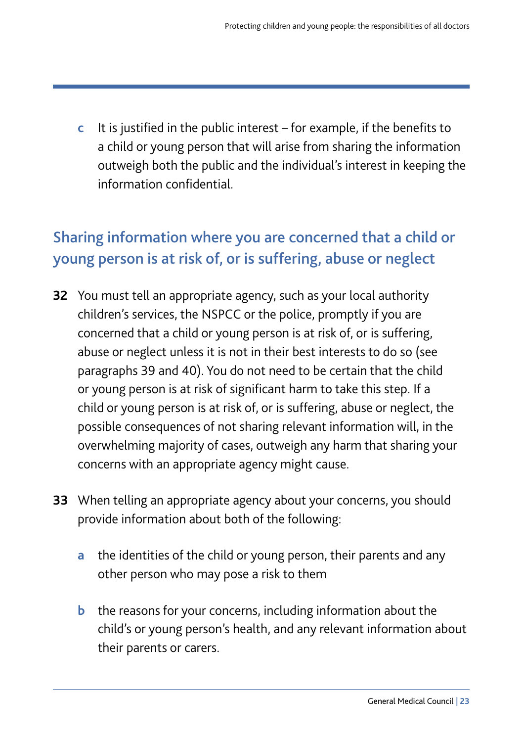c It is justified in the public interest – for example, if the benefits to a child or young person that will arise from sharing the information outweigh both the public and the individual's interest in keeping the information confidential.

## Sharing information where you are concerned that a child or young person is at risk of, or is suffering, abuse or neglect

**32** You must tell an appropriate agency, such as your local authority children's services, the NSPCC or the police, promptly if you are concerned that a child or young person is at risk of, or is suffering, abuse or neglect unless it is not in their best interests to do so (see paragraphs 39 and 40). You do not need to be certain that the child or young person is at risk of significant harm to take this step. If a child or young person is at risk of, or is suffering, abuse or neglect, the possible consequences of not sharing relevant information will, in the overwhelming majority of cases, outweigh any harm that sharing your concerns with an appropriate agency might cause.

**33** When telling an appropriate agency about your concerns, you should provide information about both of the following:

a the identities of the child or young person, their parents and any other person who may pose a risk to them

b the reasons for your concerns, including information about the child's or young person's health, and any relevant information about their parents or carers.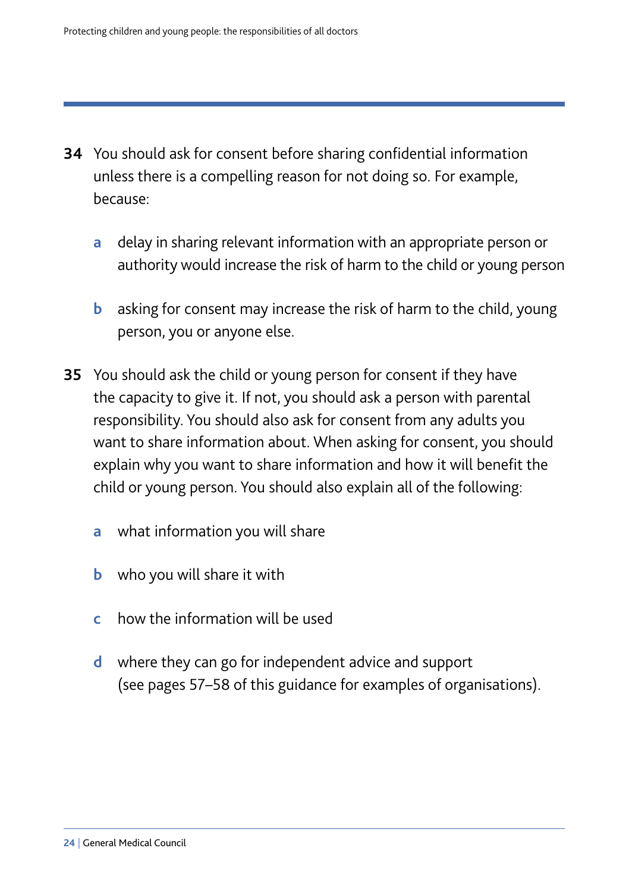**34** You should ask for consent before sharing confidential information unless there is a compelling reason for not doing so. For example, because:

- **a** delay in sharing relevant information with an appropriate person or authority would increase the risk of harm to the child or young person
- **b** asking for consent may increase the risk of harm to the child, young person, you or anyone else.

**35** You should ask the child or young person for consent if they have the capacity to give it. If not, you should ask a person with parental responsibility. You should also ask for consent from any adults you want to share information about. When asking for consent, you should explain why you want to share information and how it will benefit the child or young person. You should also explain all of the following:

- **a** what information you will share
- **b** who you will share it with
- **c** how the information will be used
- **d** where they can go for independent advice and support (see pages 57–58 of this guidance for examples of organisations).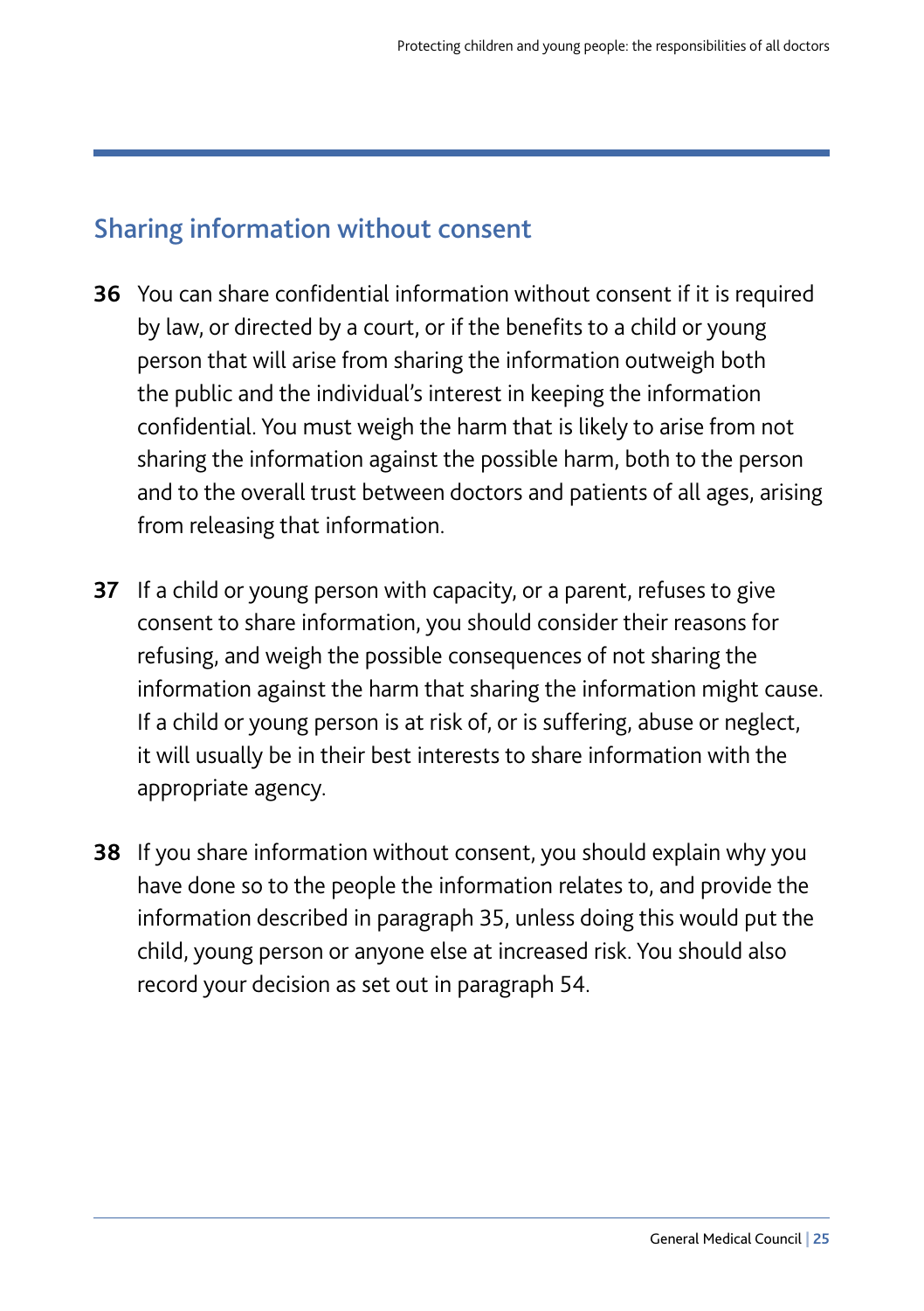## Sharing information without consent

**36** You can share confidential information without consent if it is required by law, or directed by a court, or if the benefits to a child or young person that will arise from sharing the information outweigh both the public and the individual's interest in keeping the information confidential. You must weigh the harm that is likely to arise from not sharing the information against the possible harm, both to the person and to the overall trust between doctors and patients of all ages, arising from releasing that information.

**37** If a child or young person with capacity, or a parent, refuses to give consent to share information, you should consider their reasons for refusing, and weigh the possible consequences of not sharing the information against the harm that sharing the information might cause. If a child or young person is at risk of, or is suffering, abuse or neglect, it will usually be in their best interests to share information with the appropriate agency.

**38** If you share information without consent, you should explain why you have done so to the people the information relates to, and provide the information described in paragraph 35, unless doing this would put the child, young person or anyone else at increased risk. You should also record your decision as set out in paragraph 54.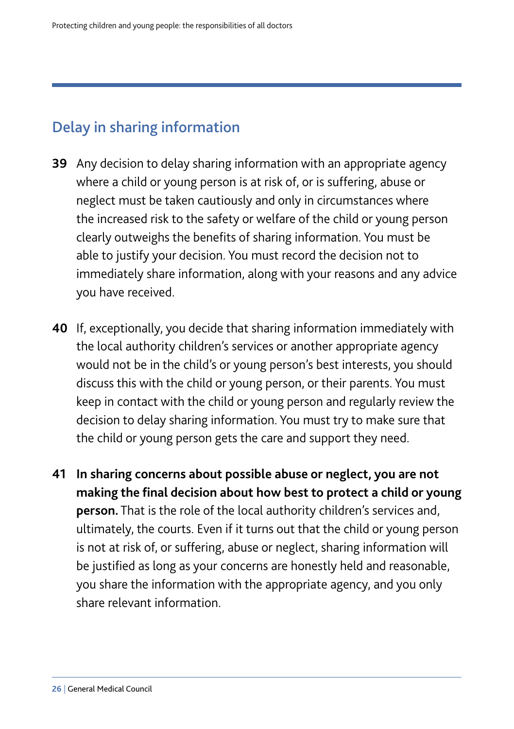## Delay in sharing information

**39** Any decision to delay sharing information with an appropriate agency where a child or young person is at risk of, or is suffering, abuse or neglect must be taken cautiously and only in circumstances where the increased risk to the safety or welfare of the child or young person clearly outweighs the benefits of sharing information. You must be able to justify your decision. You must record the decision not to immediately share information, along with your reasons and any advice you have received.

**40** If, exceptionally, you decide that sharing information immediately with the local authority children's services or another appropriate agency would not be in the child's or young person's best interests, you should discuss this with the child or young person, or their parents. You must keep in contact with the child or young person and regularly review the decision to delay sharing information. You must try to make sure that the child or young person gets the care and support they need.

**41** **In sharing concerns about possible abuse or neglect, you are not making the final decision about how best to protect a child or young person.** That is the role of the local authority children's services and, ultimately, the courts. Even if it turns out that the child or young person is not at risk of, or suffering, abuse or neglect, sharing information will be justified as long as your concerns are honestly held and reasonable, you share the information with the appropriate agency, and you only share relevant information.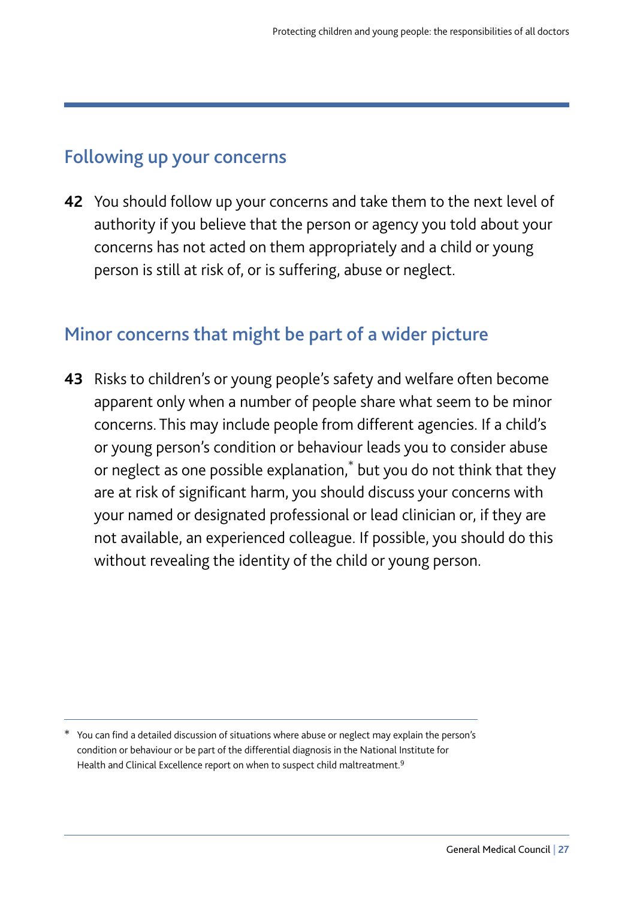## Following up your concerns

**42** You should follow up your concerns and take them to the next level of authority if you believe that the person or agency you told about your concerns has not acted on them appropriately and a child or young person is still at risk of, or is suffering, abuse or neglect.

## Minor concerns that might be part of a wider picture

**43** Risks to children's or young people's safety and welfare often become apparent only when a number of people share what seem to be minor concerns. This may include people from different agencies. If a child's or young person's condition or behaviour leads you to consider abuse or neglect as one possible explanation,* but you do not think that they are at risk of significant harm, you should discuss your concerns with your named or designated professional or lead clinician or, if they are not available, an experienced colleague. If possible, you should do this without revealing the identity of the child or young person.

---

* You can find a detailed discussion of situations where abuse or neglect may explain the person's condition or behaviour or be part of the differential diagnosis in the National Institute for Health and Clinical Excellence report on when to suspect child maltreatment.[9]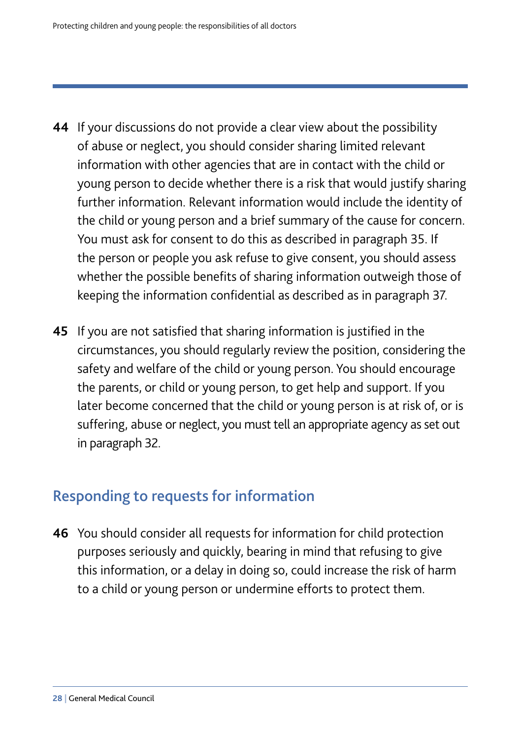**44** If your discussions do not provide a clear view about the possibility of abuse or neglect, you should consider sharing limited relevant information with other agencies that are in contact with the child or young person to decide whether there is a risk that would justify sharing further information. Relevant information would include the identity of the child or young person and a brief summary of the cause for concern. You must ask for consent to do this as described in paragraph 35. If the person or people you ask refuse to give consent, you should assess whether the possible benefits of sharing information outweigh those of keeping the information confidential as described as in paragraph 37.

**45** If you are not satisfied that sharing information is justified in the circumstances, you should regularly review the position, considering the safety and welfare of the child or young person. You should encourage the parents, or child or young person, to get help and support. If you later become concerned that the child or young person is at risk of, or is suffering, abuse or neglect, you must tell an appropriate agency as set out in paragraph 32.

## Responding to requests for information

**46** You should consider all requests for information for child protection purposes seriously and quickly, bearing in mind that refusing to give this information, or a delay in doing so, could increase the risk of harm to a child or young person or undermine efforts to protect them.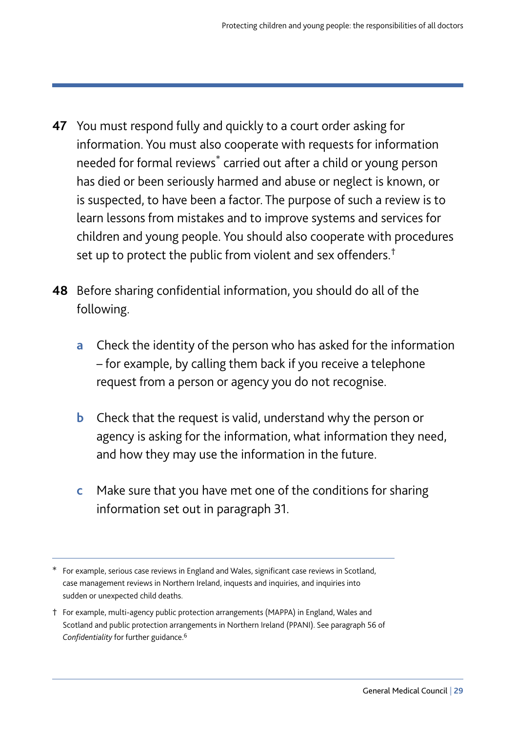**47** You must respond fully and quickly to a court order asking for information. You must also cooperate with requests for information needed for formal reviews* carried out after a child or young person has died or been seriously harmed and abuse or neglect is known, or is suspected, to have been a factor. The purpose of such a review is to learn lessons from mistakes and to improve systems and services for children and young people. You should also cooperate with procedures set up to protect the public from violent and sex offenders.†

**48** Before sharing confidential information, you should do all of the following.

- **a** Check the identity of the person who has asked for the information – for example, by calling them back if you receive a telephone request from a person or agency you do not recognise.
- **b** Check that the request is valid, understand why the person or agency is asking for the information, what information they need, and how they may use the information in the future.
- **c** Make sure that you have met one of the conditions for sharing information set out in paragraph 31.

---

\* For example, serious case reviews in England and Wales, significant case reviews in Scotland, case management reviews in Northern Ireland, inquests and inquiries, and inquiries into sudden or unexpected child deaths.

† For example, multi-agency public protection arrangements (MAPPA) in England, Wales and Scotland and public protection arrangements in Northern Ireland (PPANI). See paragraph 56 of *Confidentiality* for further guidance.[6]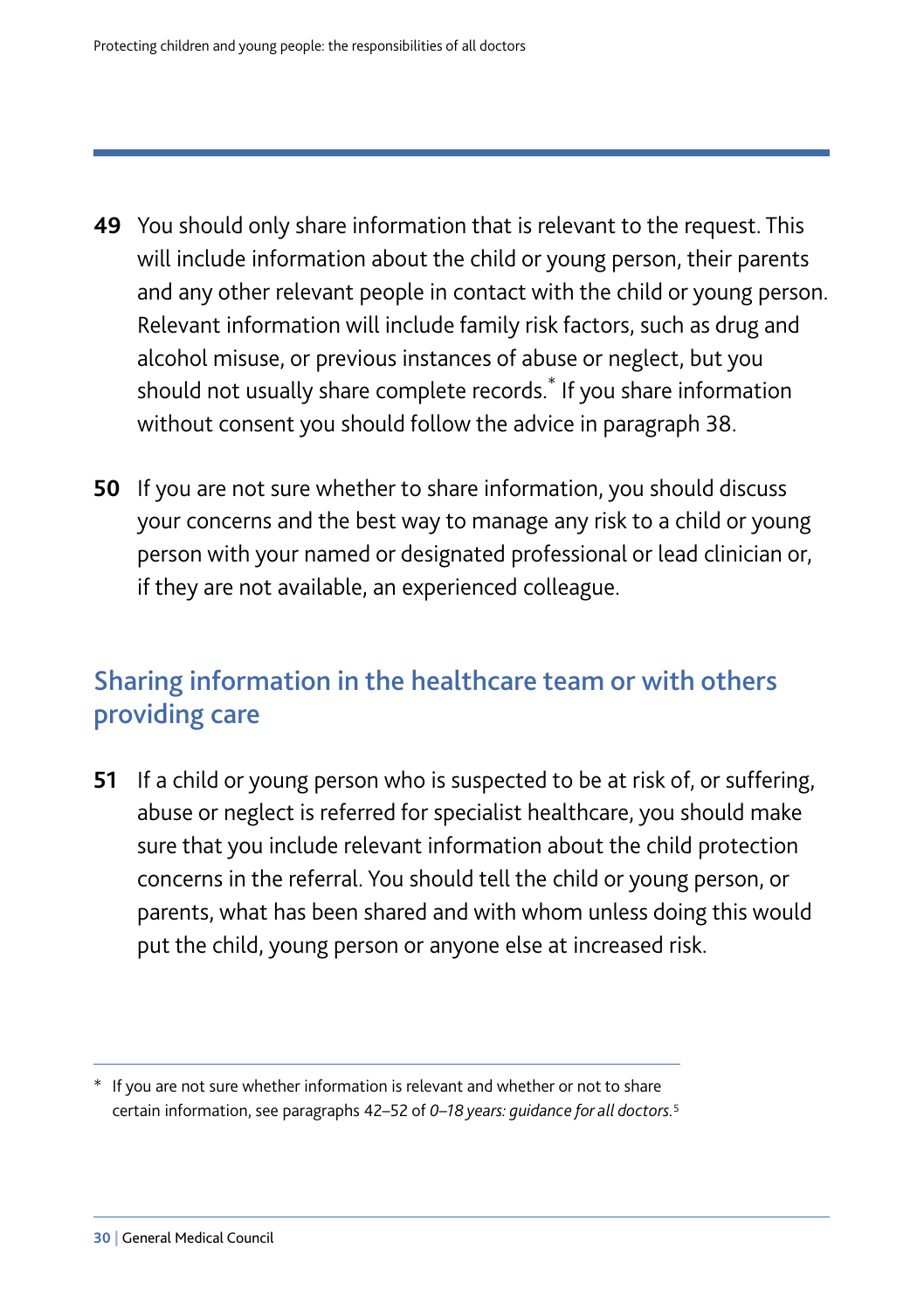**49** You should only share information that is relevant to the request. This will include information about the child or young person, their parents and any other relevant people in contact with the child or young person. Relevant information will include family risk factors, such as drug and alcohol misuse, or previous instances of abuse or neglect, but you should not usually share complete records.* If you share information without consent you should follow the advice in paragraph 38.

**50** If you are not sure whether to share information, you should discuss your concerns and the best way to manage any risk to a child or young person with your named or designated professional or lead clinician or, if they are not available, an experienced colleague.

## Sharing information in the healthcare team or with others providing care

**51** If a child or young person who is suspected to be at risk of, or suffering, abuse or neglect is referred for specialist healthcare, you should make sure that you include relevant information about the child protection concerns in the referral. You should tell the child or young person, or parents, what has been shared and with whom unless doing this would put the child, young person or anyone else at increased risk.

---

\* If you are not sure whether information is relevant and whether or not to share certain information, see paragraphs 42–52 of *0–18 years: guidance for all doctors*.[5]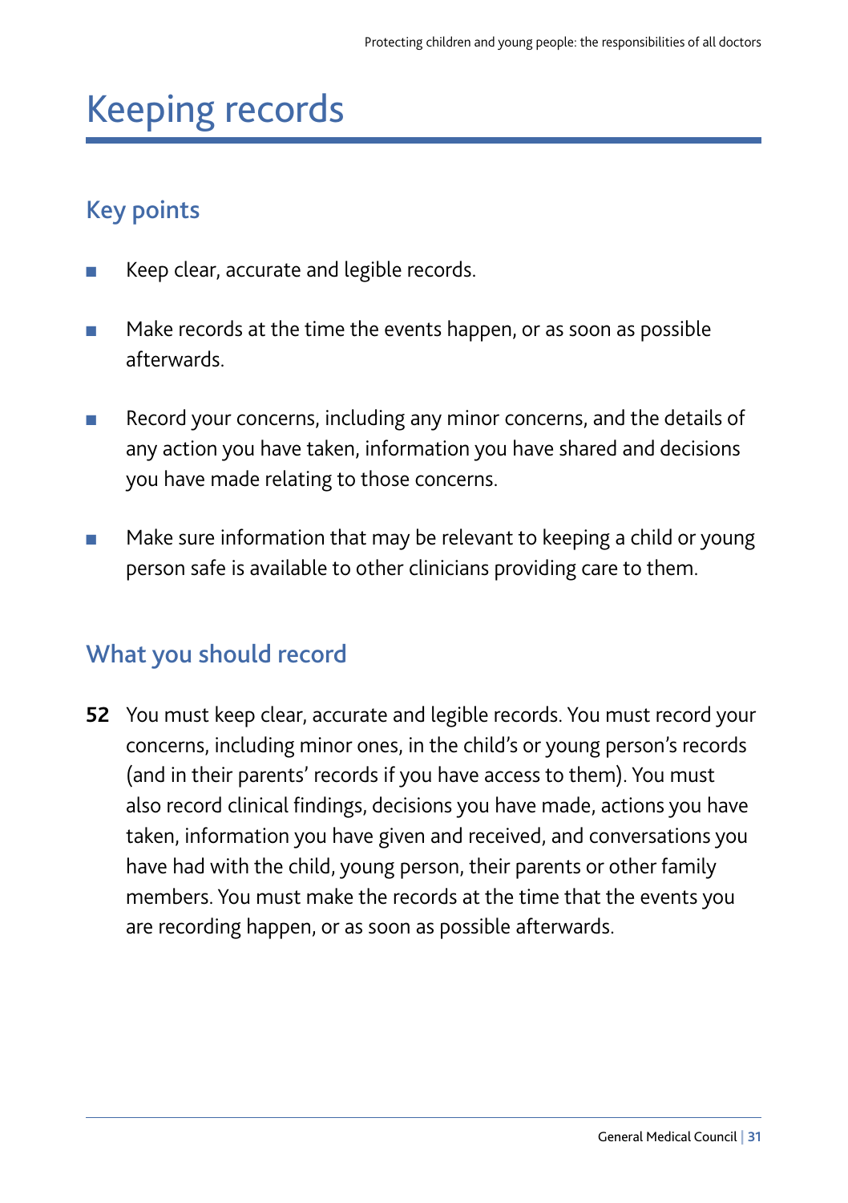# Keeping records

## Key points

- Keep clear, accurate and legible records.
- Make records at the time the events happen, or as soon as possible afterwards.
- Record your concerns, including any minor concerns, and the details of any action you have taken, information you have shared and decisions you have made relating to those concerns.
- Make sure information that may be relevant to keeping a child or young person safe is available to other clinicians providing care to them.

## What you should record

**52** You must keep clear, accurate and legible records. You must record your concerns, including minor ones, in the child's or young person's records (and in their parents' records if you have access to them). You must also record clinical findings, decisions you have made, actions you have taken, information you have given and received, and conversations you have had with the child, young person, their parents or other family members. You must make the records at the time that the events you are recording happen, or as soon as possible afterwards.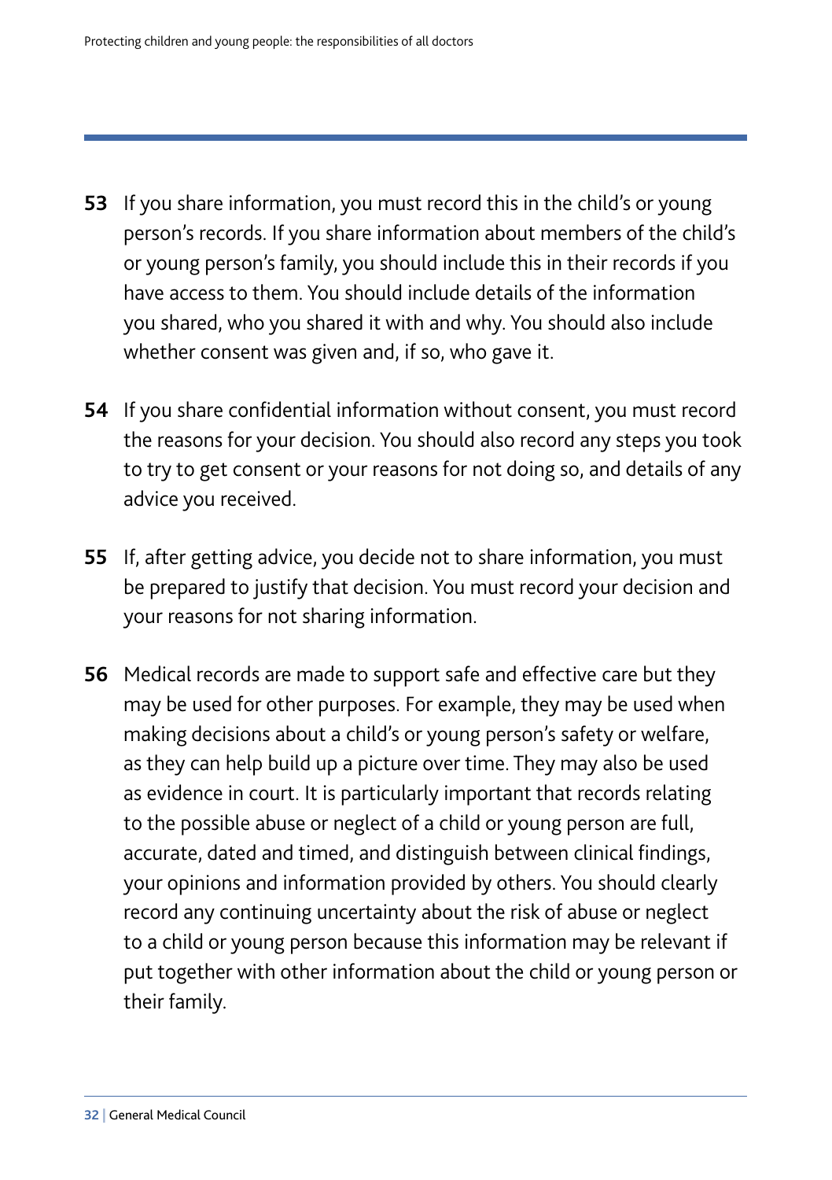**53** If you share information, you must record this in the child's or young person's records. If you share information about members of the child's or young person's family, you should include this in their records if you have access to them. You should include details of the information you shared, who you shared it with and why. You should also include whether consent was given and, if so, who gave it.

**54** If you share confidential information without consent, you must record the reasons for your decision. You should also record any steps you took to try to get consent or your reasons for not doing so, and details of any advice you received.

**55** If, after getting advice, you decide not to share information, you must be prepared to justify that decision. You must record your decision and your reasons for not sharing information.

**56** Medical records are made to support safe and effective care but they may be used for other purposes. For example, they may be used when making decisions about a child's or young person's safety or welfare, as they can help build up a picture over time. They may also be used as evidence in court. It is particularly important that records relating to the possible abuse or neglect of a child or young person are full, accurate, dated and timed, and distinguish between clinical findings, your opinions and information provided by others. You should clearly record any continuing uncertainty about the risk of abuse or neglect to a child or young person because this information may be relevant if put together with other information about the child or young person or their family.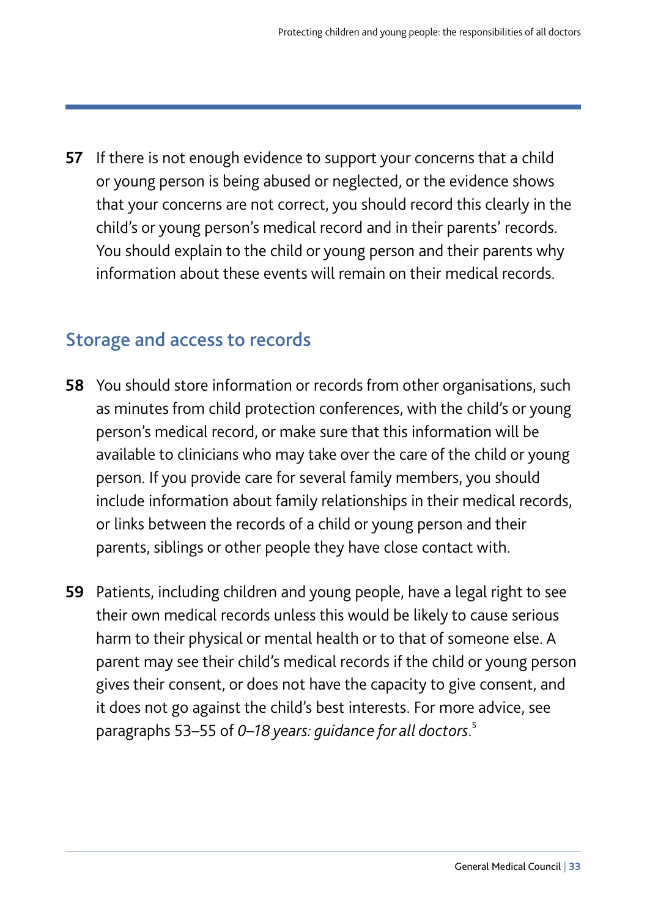**57** If there is not enough evidence to support your concerns that a child or young person is being abused or neglected, or the evidence shows that your concerns are not correct, you should record this clearly in the child's or young person's medical record and in their parents' records. You should explain to the child or young person and their parents why information about these events will remain on their medical records.

## Storage and access to records

**58** You should store information or records from other organisations, such as minutes from child protection conferences, with the child's or young person's medical record, or make sure that this information will be available to clinicians who may take over the care of the child or young person. If you provide care for several family members, you should include information about family relationships in their medical records, or links between the records of a child or young person and their parents, siblings or other people they have close contact with.

**59** Patients, including children and young people, have a legal right to see their own medical records unless this would be likely to cause serious harm to their physical or mental health or to that of someone else. A parent may see their child's medical records if the child or young person gives their consent, or does not have the capacity to give consent, and it does not go against the child's best interests. For more advice, see paragraphs 53–55 of *0–18 years: guidance for all doctors*.[5]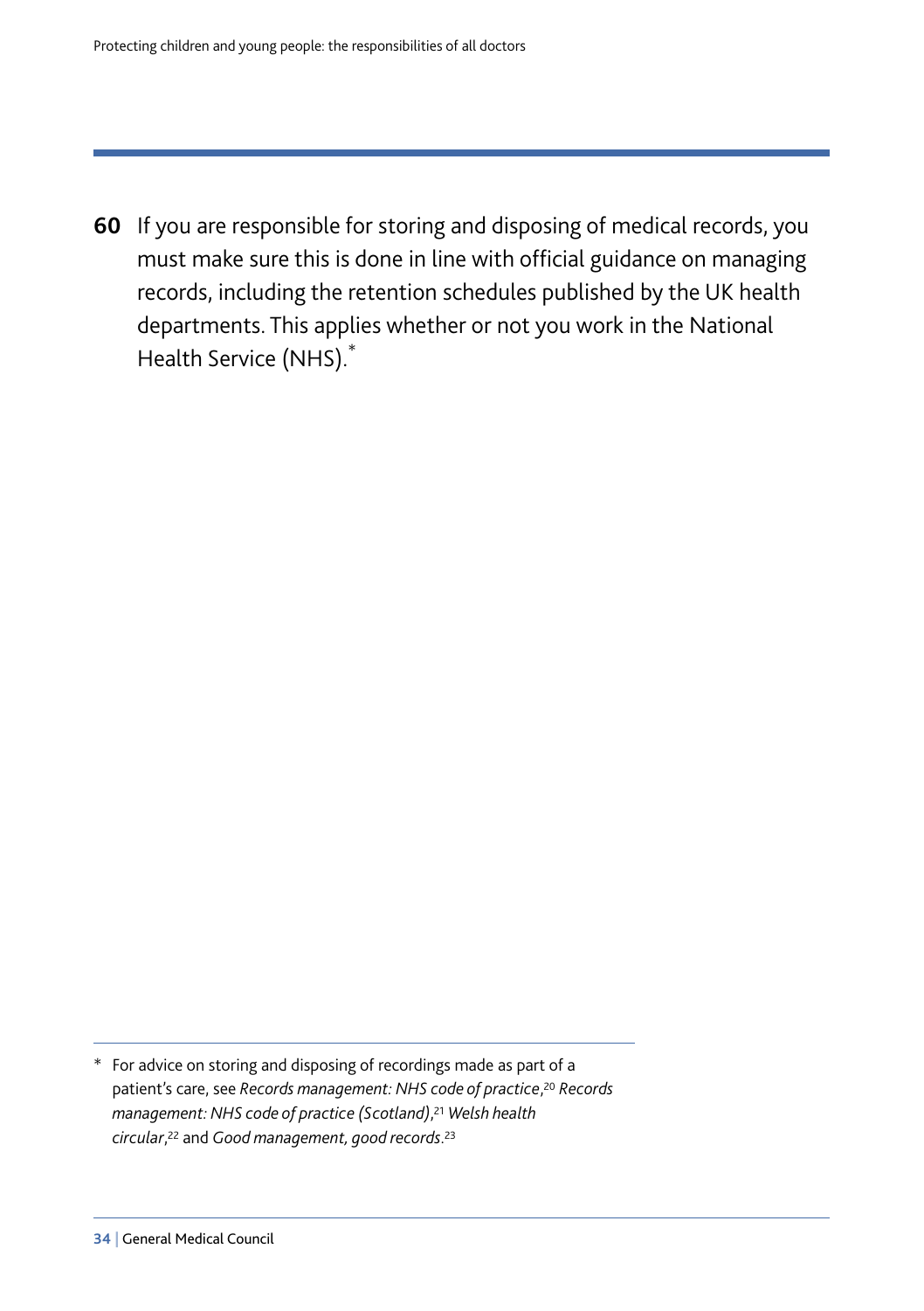**60** If you are responsible for storing and disposing of medical records, you must make sure this is done in line with official guidance on managing records, including the retention schedules published by the UK health departments. This applies whether or not you work in the National Health Service (NHS).*

---

\* For advice on storing and disposing of recordings made as part of a patient's care, see *Records management: NHS code of practice*,[20] *Records management: NHS code of practice (Scotland)*,[21] *Welsh health circular*,[22] and *Good management, good records*.[23]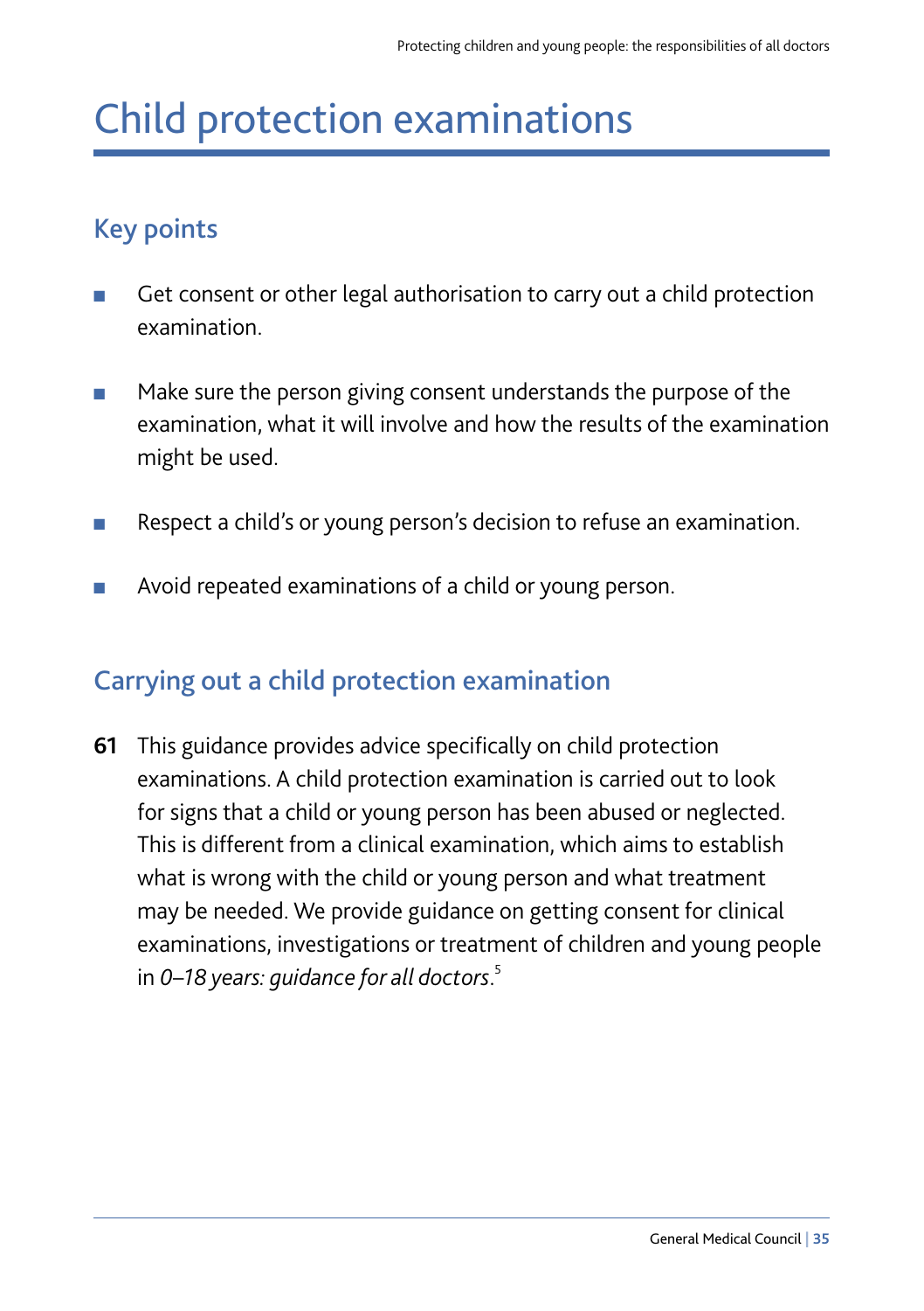# Child protection examinations

## Key points

- Get consent or other legal authorisation to carry out a child protection examination.
- Make sure the person giving consent understands the purpose of the examination, what it will involve and how the results of the examination might be used.
- Respect a child's or young person's decision to refuse an examination.
- Avoid repeated examinations of a child or young person.

## Carrying out a child protection examination

**61** This guidance provides advice specifically on child protection examinations. A child protection examination is carried out to look for signs that a child or young person has been abused or neglected. This is different from a clinical examination, which aims to establish what is wrong with the child or young person and what treatment may be needed. We provide guidance on getting consent for clinical examinations, investigations or treatment of children and young people in *0–18 years: guidance for all doctors*.[5]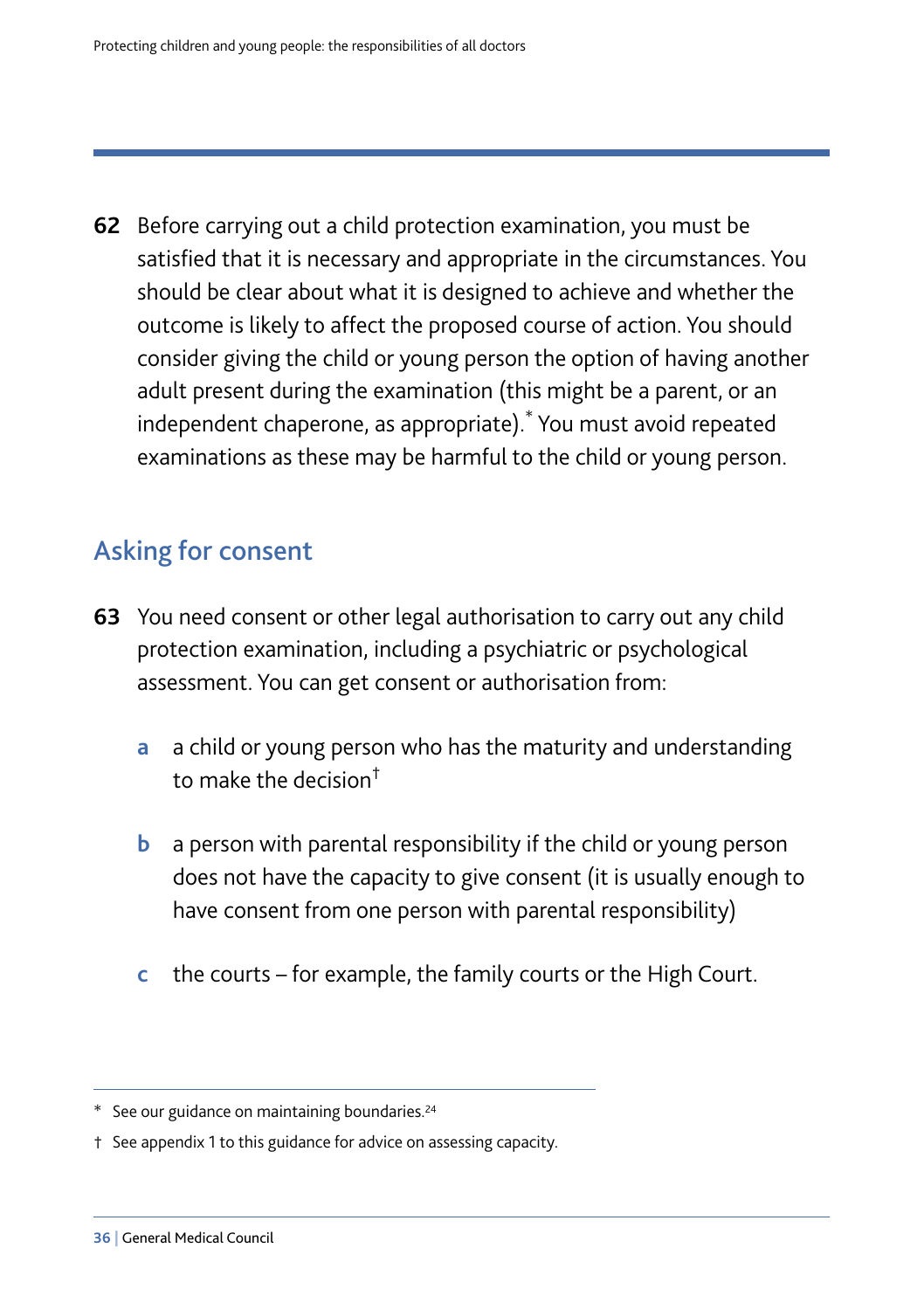**62** Before carrying out a child protection examination, you must be satisfied that it is necessary and appropriate in the circumstances. You should be clear about what it is designed to achieve and whether the outcome is likely to affect the proposed course of action. You should consider giving the child or young person the option of having another adult present during the examination (this might be a parent, or an independent chaperone, as appropriate).* You must avoid repeated examinations as these may be harmful to the child or young person.

## Asking for consent

**63** You need consent or other legal authorisation to carry out any child protection examination, including a psychiatric or psychological assessment. You can get consent or authorisation from:

- **a** a child or young person who has the maturity and understanding to make the decision†
- **b** a person with parental responsibility if the child or young person does not have the capacity to give consent (it is usually enough to have consent from one person with parental responsibility)
- **c** the courts – for example, the family courts or the High Court.

---

\* See our guidance on maintaining boundaries.[24]

† See appendix 1 to this guidance for advice on assessing capacity.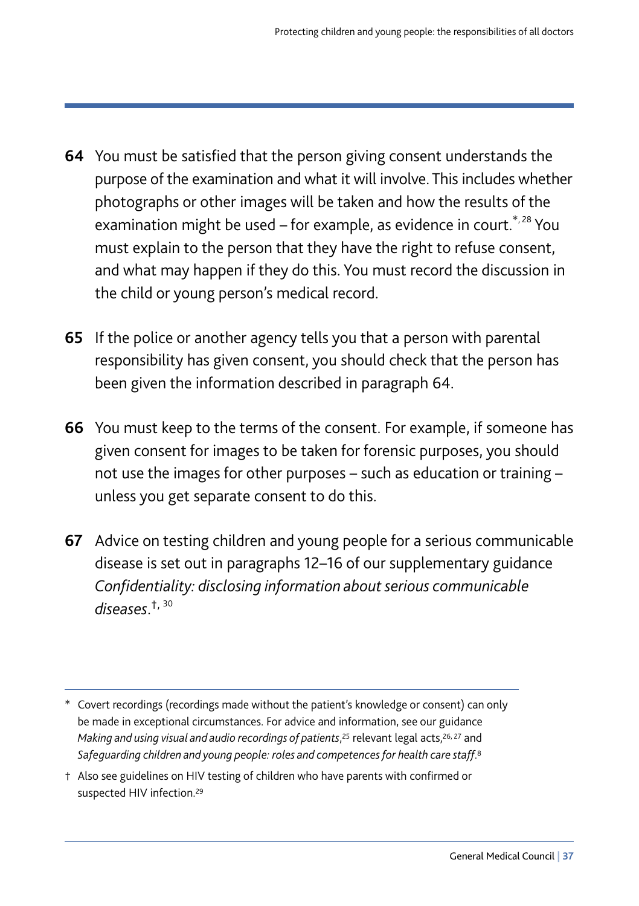**64** You must be satisfied that the person giving consent understands the purpose of the examination and what it will involve. This includes whether photographs or other images will be taken and how the results of the examination might be used – for example, as evidence in court.[*, 28] You must explain to the person that they have the right to refuse consent, and what may happen if they do this. You must record the discussion in the child or young person's medical record.

**65** If the police or another agency tells you that a person with parental responsibility has given consent, you should check that the person has been given the information described in paragraph 64.

**66** You must keep to the terms of the consent. For example, if someone has given consent for images to be taken for forensic purposes, you should not use the images for other purposes – such as education or training – unless you get separate consent to do this.

**67** Advice on testing children and young people for a serious communicable disease is set out in paragraphs 12–16 of our supplementary guidance *Confidentiality: disclosing information about serious communicable diseases*.[†, 30]

---

\* Covert recordings (recordings made without the patient's knowledge or consent) can only be made in exceptional circumstances. For advice and information, see our guidance *Making and using visual and audio recordings of patients*,[25] relevant legal acts,[26, 27] and *Safeguarding children and young people: roles and competences for health care staff*.[8]

† Also see guidelines on HIV testing of children who have parents with confirmed or suspected HIV infection.[29]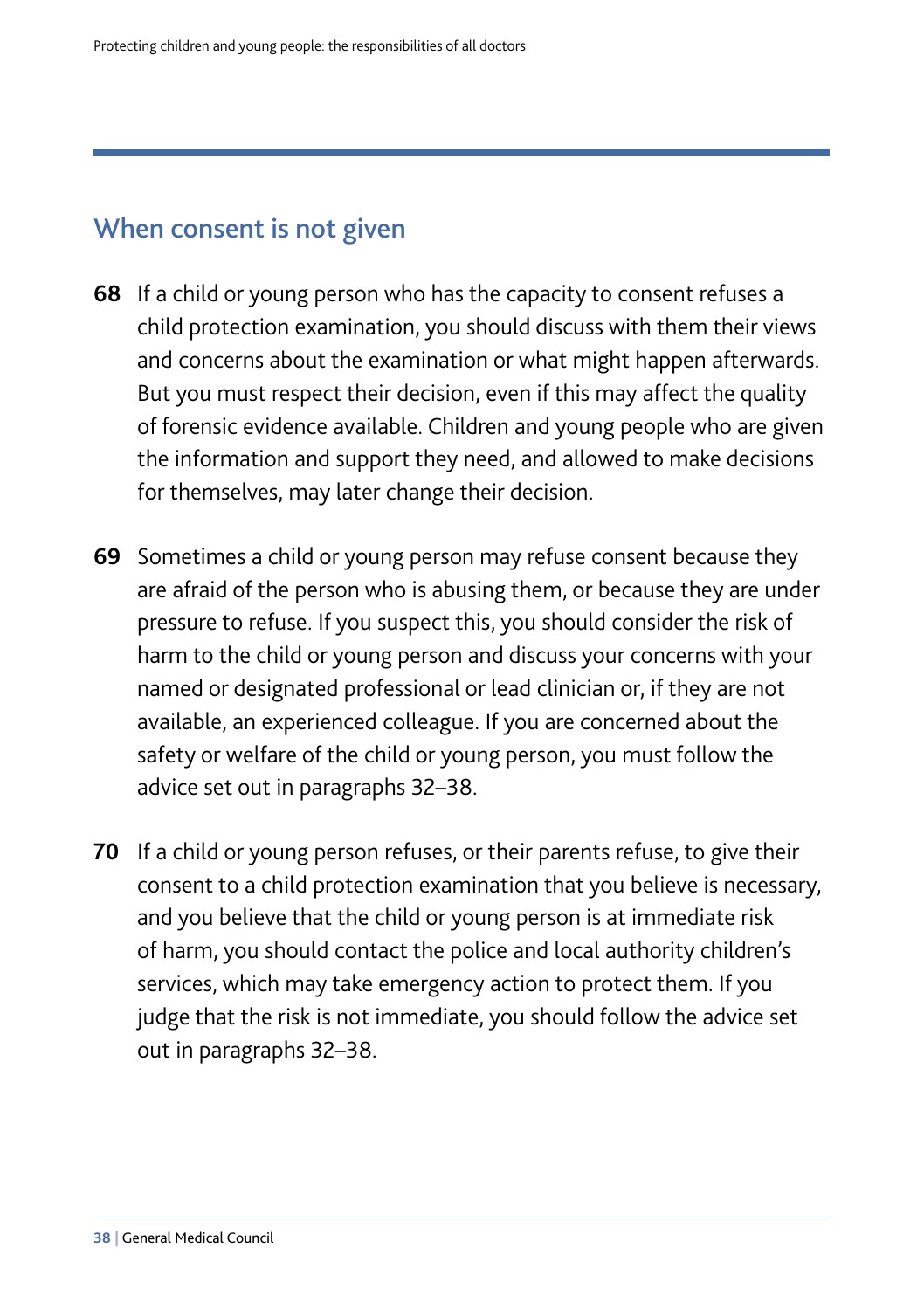## When consent is not given

**68** If a child or young person who has the capacity to consent refuses a child protection examination, you should discuss with them their views and concerns about the examination or what might happen afterwards. But you must respect their decision, even if this may affect the quality of forensic evidence available. Children and young people who are given the information and support they need, and allowed to make decisions for themselves, may later change their decision.

**69** Sometimes a child or young person may refuse consent because they are afraid of the person who is abusing them, or because they are under pressure to refuse. If you suspect this, you should consider the risk of harm to the child or young person and discuss your concerns with your named or designated professional or lead clinician or, if they are not available, an experienced colleague. If you are concerned about the safety or welfare of the child or young person, you must follow the advice set out in paragraphs 32–38.

**70** If a child or young person refuses, or their parents refuse, to give their consent to a child protection examination that you believe is necessary, and you believe that the child or young person is at immediate risk of harm, you should contact the police and local authority children's services, which may take emergency action to protect them. If you judge that the risk is not immediate, you should follow the advice set out in paragraphs 32–38.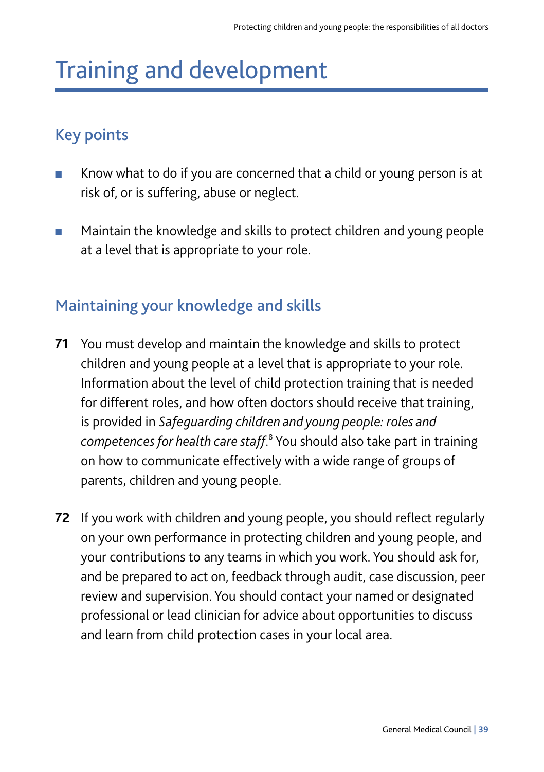# Training and development

## Key points

- Know what to do if you are concerned that a child or young person is at risk of, or is suffering, abuse or neglect.
- Maintain the knowledge and skills to protect children and young people at a level that is appropriate to your role.

## Maintaining your knowledge and skills

**71** You must develop and maintain the knowledge and skills to protect children and young people at a level that is appropriate to your role. Information about the level of child protection training that is needed for different roles, and how often doctors should receive that training, is provided in *Safeguarding children and young people: roles and competences for health care staff*.[8] You should also take part in training on how to communicate effectively with a wide range of groups of parents, children and young people.

**72** If you work with children and young people, you should reflect regularly on your own performance in protecting children and young people, and your contributions to any teams in which you work. You should ask for, and be prepared to act on, feedback through audit, case discussion, peer review and supervision. You should contact your named or designated professional or lead clinician for advice about opportunities to discuss and learn from child protection cases in your local area.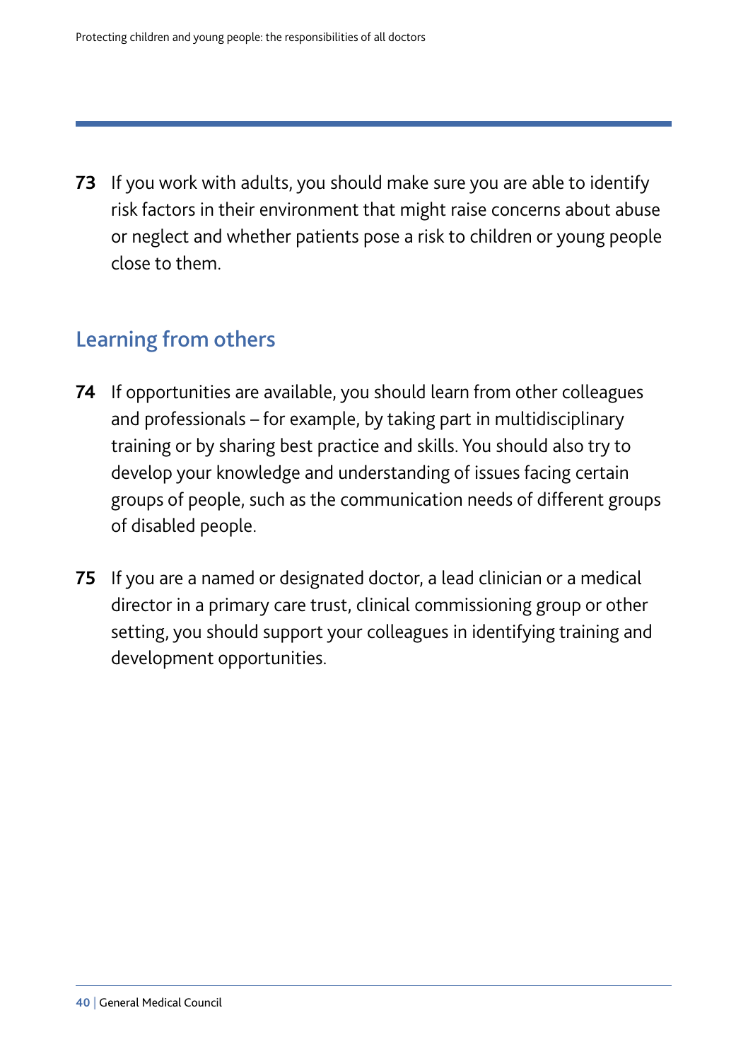**73** If you work with adults, you should make sure you are able to identify risk factors in their environment that might raise concerns about abuse or neglect and whether patients pose a risk to children or young people close to them.

## Learning from others

**74** If opportunities are available, you should learn from other colleagues and professionals – for example, by taking part in multidisciplinary training or by sharing best practice and skills. You should also try to develop your knowledge and understanding of issues facing certain groups of people, such as the communication needs of different groups of disabled people.

**75** If you are a named or designated doctor, a lead clinician or a medical director in a primary care trust, clinical commissioning group or other setting, you should support your colleagues in identifying training and development opportunities.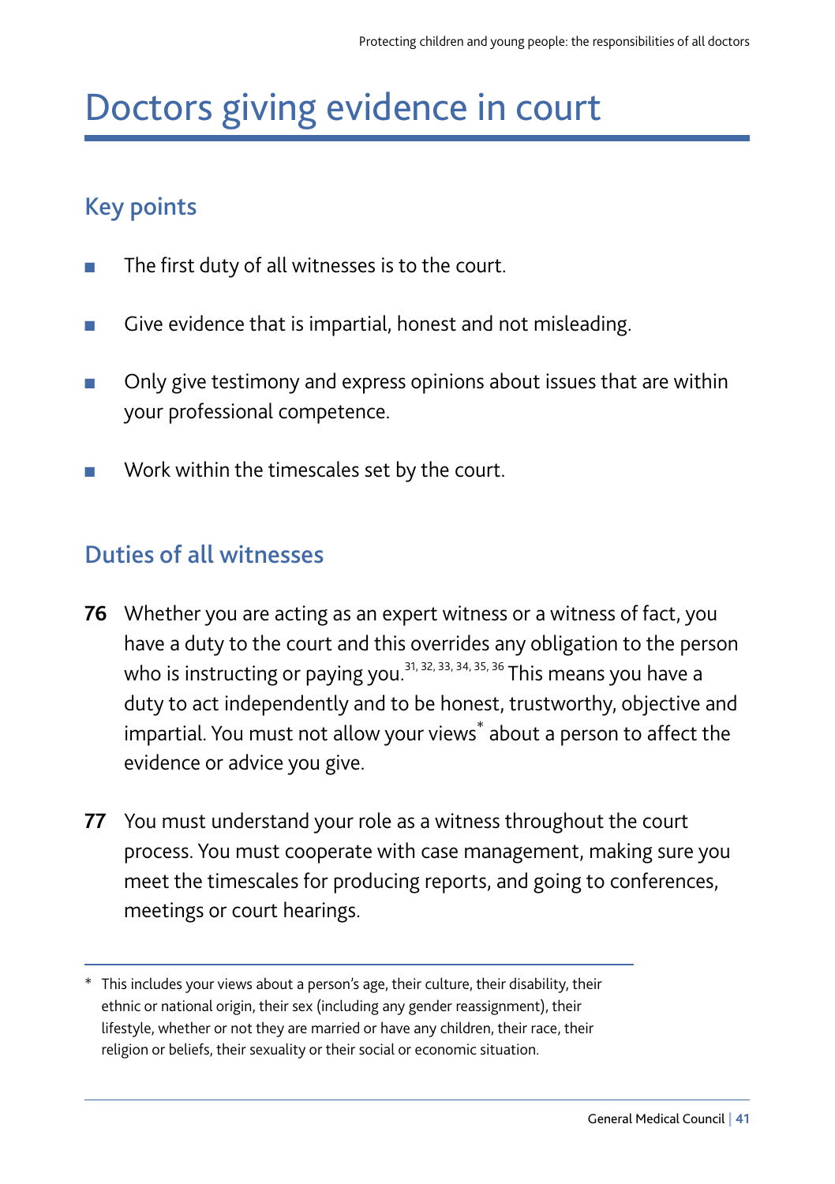# Doctors giving evidence in court

## Key points

- The first duty of all witnesses is to the court.
- Give evidence that is impartial, honest and not misleading.
- Only give testimony and express opinions about issues that are within your professional competence.
- Work within the timescales set by the court.

## Duties of all witnesses

**76** Whether you are acting as an expert witness or a witness of fact, you have a duty to the court and this overrides any obligation to the person who is instructing or paying you.[31, 32, 33, 34, 35, 36] This means you have a duty to act independently and to be honest, trustworthy, objective and impartial. You must not allow your views* about a person to affect the evidence or advice you give.

**77** You must understand your role as a witness throughout the court process. You must cooperate with case management, making sure you meet the timescales for producing reports, and going to conferences, meetings or court hearings.

---

* This includes your views about a person's age, their culture, their disability, their ethnic or national origin, their sex (including any gender reassignment), their lifestyle, whether or not they are married or have any children, their race, their religion or beliefs, their sexuality or their social or economic situation.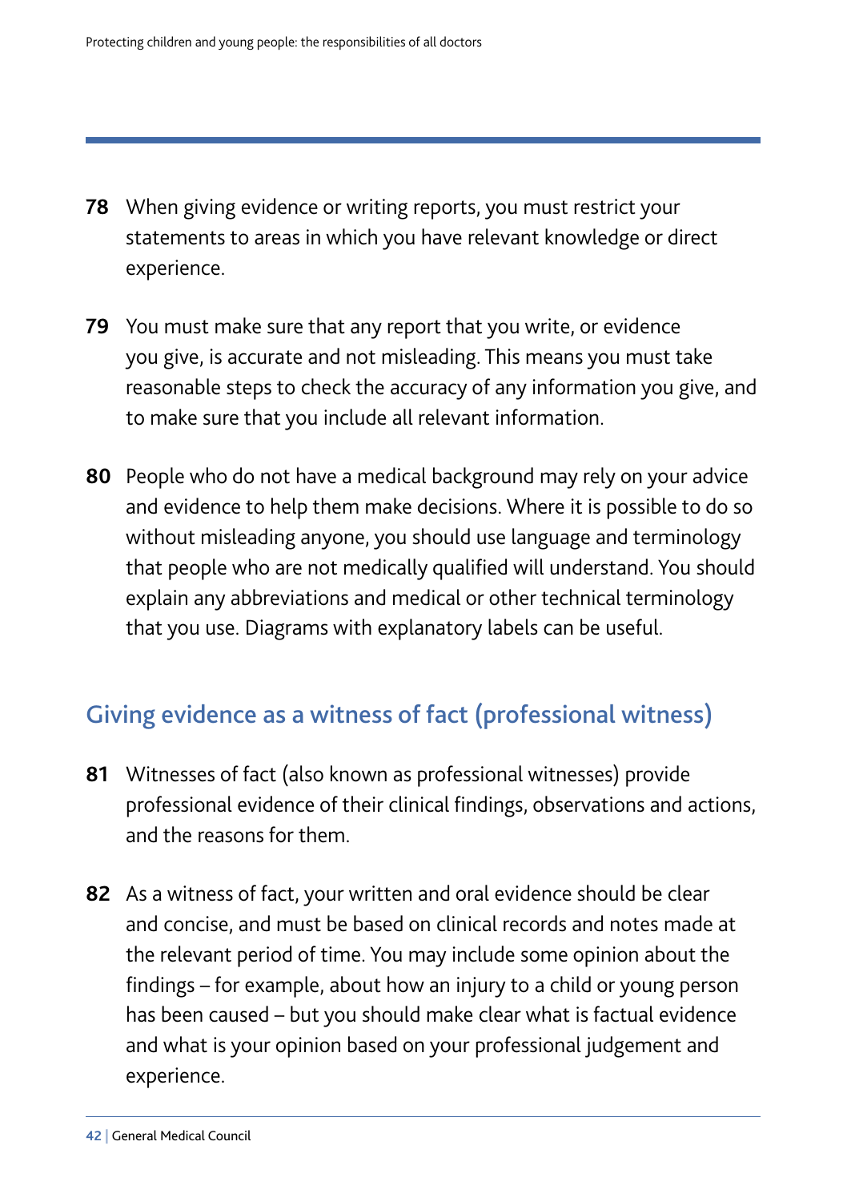**78** When giving evidence or writing reports, you must restrict your statements to areas in which you have relevant knowledge or direct experience.

**79** You must make sure that any report that you write, or evidence you give, is accurate and not misleading. This means you must take reasonable steps to check the accuracy of any information you give, and to make sure that you include all relevant information.

**80** People who do not have a medical background may rely on your advice and evidence to help them make decisions. Where it is possible to do so without misleading anyone, you should use language and terminology that people who are not medically qualified will understand. You should explain any abbreviations and medical or other technical terminology that you use. Diagrams with explanatory labels can be useful.

## Giving evidence as a witness of fact (professional witness)

**81** Witnesses of fact (also known as professional witnesses) provide professional evidence of their clinical findings, observations and actions, and the reasons for them.

**82** As a witness of fact, your written and oral evidence should be clear and concise, and must be based on clinical records and notes made at the relevant period of time. You may include some opinion about the findings – for example, about how an injury to a child or young person has been caused – but you should make clear what is factual evidence and what is your opinion based on your professional judgement and experience.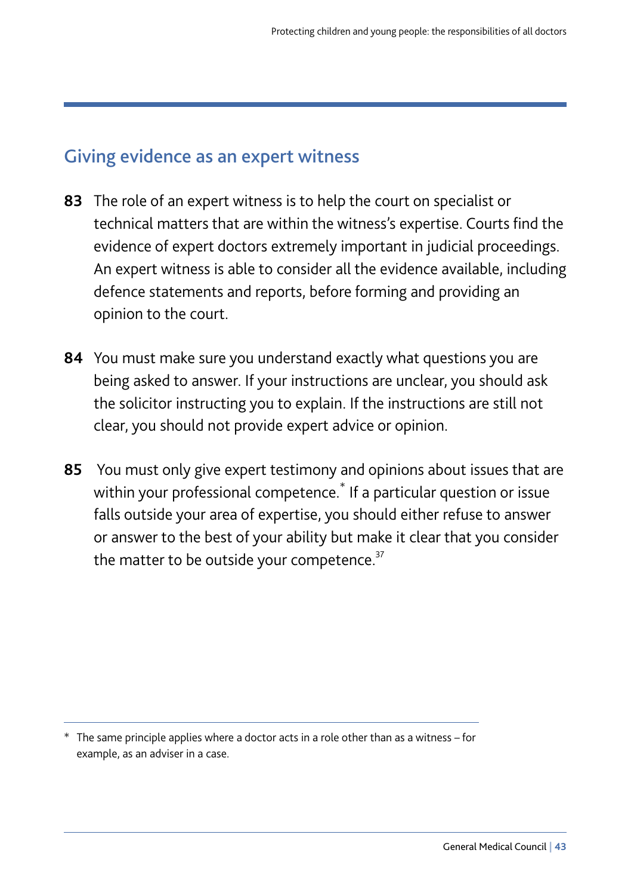## Giving evidence as an expert witness

**83** The role of an expert witness is to help the court on specialist or technical matters that are within the witness's expertise. Courts find the evidence of expert doctors extremely important in judicial proceedings. An expert witness is able to consider all the evidence available, including defence statements and reports, before forming and providing an opinion to the court.

**84** You must make sure you understand exactly what questions you are being asked to answer. If your instructions are unclear, you should ask the solicitor instructing you to explain. If the instructions are still not clear, you should not provide expert advice or opinion.

**85** You must only give expert testimony and opinions about issues that are within your professional competence.* If a particular question or issue falls outside your area of expertise, you should either refuse to answer or answer to the best of your ability but make it clear that you consider the matter to be outside your competence.[37]

* The same principle applies where a doctor acts in a role other than as a witness – for example, as an adviser in a case.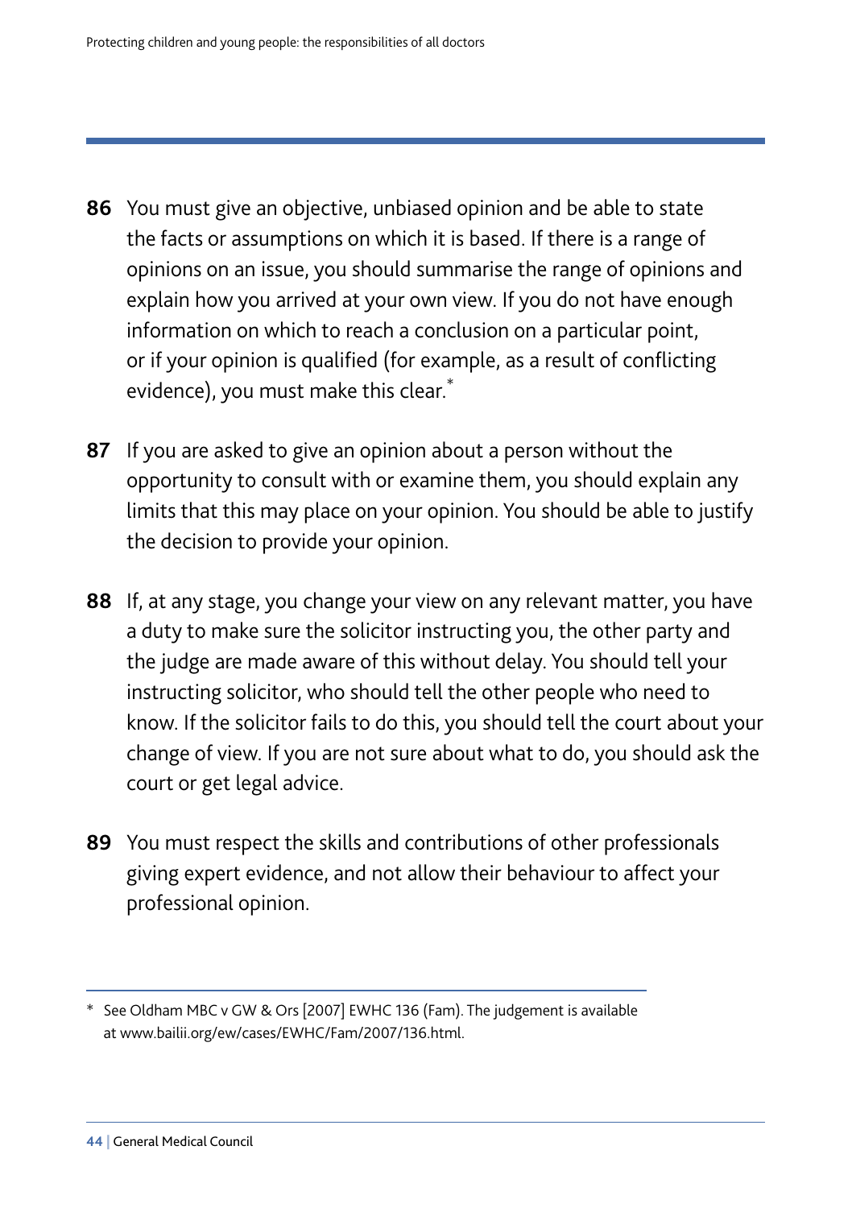**86** You must give an objective, unbiased opinion and be able to state the facts or assumptions on which it is based. If there is a range of opinions on an issue, you should summarise the range of opinions and explain how you arrived at your own view. If you do not have enough information on which to reach a conclusion on a particular point, or if your opinion is qualified (for example, as a result of conflicting evidence), you must make this clear.*

**87** If you are asked to give an opinion about a person without the opportunity to consult with or examine them, you should explain any limits that this may place on your opinion. You should be able to justify the decision to provide your opinion.

**88** If, at any stage, you change your view on any relevant matter, you have a duty to make sure the solicitor instructing you, the other party and the judge are made aware of this without delay. You should tell your instructing solicitor, who should tell the other people who need to know. If the solicitor fails to do this, you should tell the court about your change of view. If you are not sure about what to do, you should ask the court or get legal advice.

**89** You must respect the skills and contributions of other professionals giving expert evidence, and not allow their behaviour to affect your professional opinion.

---

\* See Oldham MBC v GW & Ors [2007] EWHC 136 (Fam). The judgement is available at www.bailii.org/ew/cases/EWHC/Fam/2007/136.html.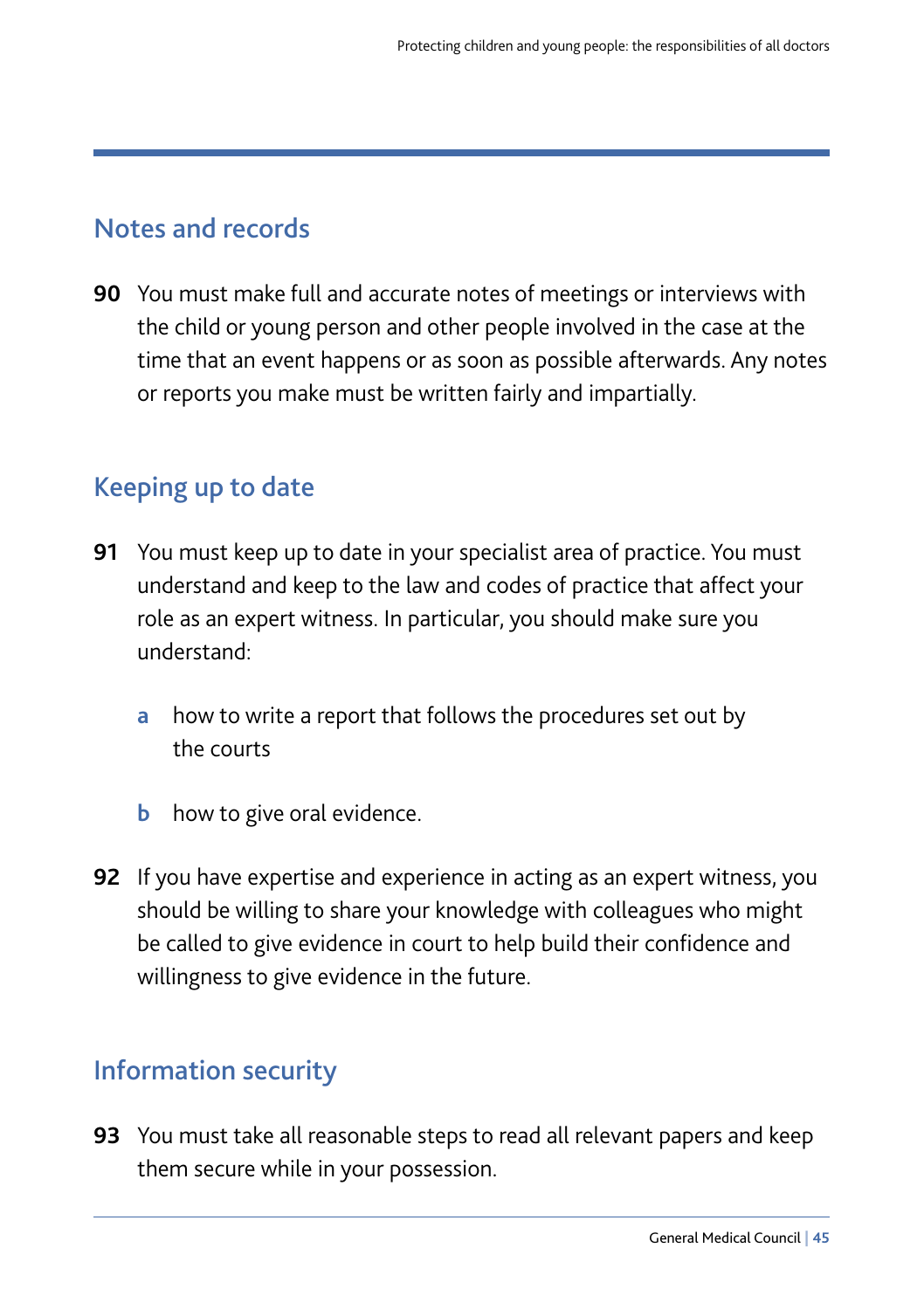## Notes and records

**90** You must make full and accurate notes of meetings or interviews with the child or young person and other people involved in the case at the time that an event happens or as soon as possible afterwards. Any notes or reports you make must be written fairly and impartially.

## Keeping up to date

**91** You must keep up to date in your specialist area of practice. You must understand and keep to the law and codes of practice that affect your role as an expert witness. In particular, you should make sure you understand:

- **a** how to write a report that follows the procedures set out by the courts
- **b** how to give oral evidence.

**92** If you have expertise and experience in acting as an expert witness, you should be willing to share your knowledge with colleagues who might be called to give evidence in court to help build their confidence and willingness to give evidence in the future.

## Information security

**93** You must take all reasonable steps to read all relevant papers and keep them secure while in your possession.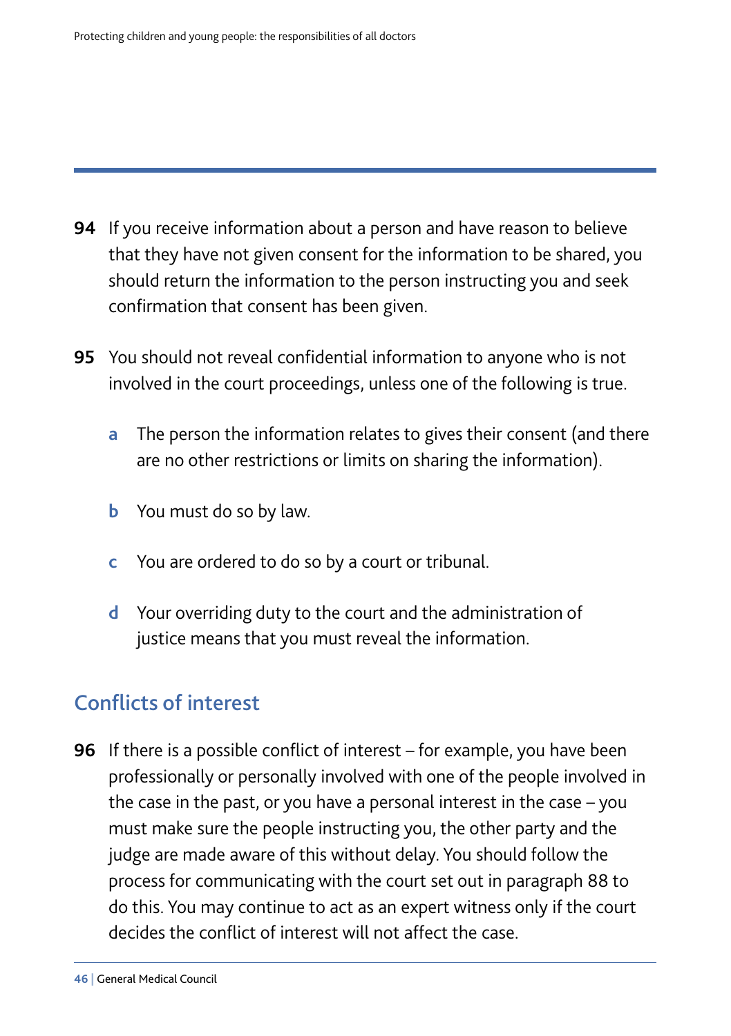**94** If you receive information about a person and have reason to believe that they have not given consent for the information to be shared, you should return the information to the person instructing you and seek confirmation that consent has been given.

**95** You should not reveal confidential information to anyone who is not involved in the court proceedings, unless one of the following is true.

- **a** The person the information relates to gives their consent (and there are no other restrictions or limits on sharing the information).
- **b** You must do so by law.
- **c** You are ordered to do so by a court or tribunal.
- **d** Your overriding duty to the court and the administration of justice means that you must reveal the information.

## Conflicts of interest

**96** If there is a possible conflict of interest – for example, you have been professionally or personally involved with one of the people involved in the case in the past, or you have a personal interest in the case – you must make sure the people instructing you, the other party and the judge are made aware of this without delay. You should follow the process for communicating with the court set out in paragraph 88 to do this. You may continue to act as an expert witness only if the court decides the conflict of interest will not affect the case.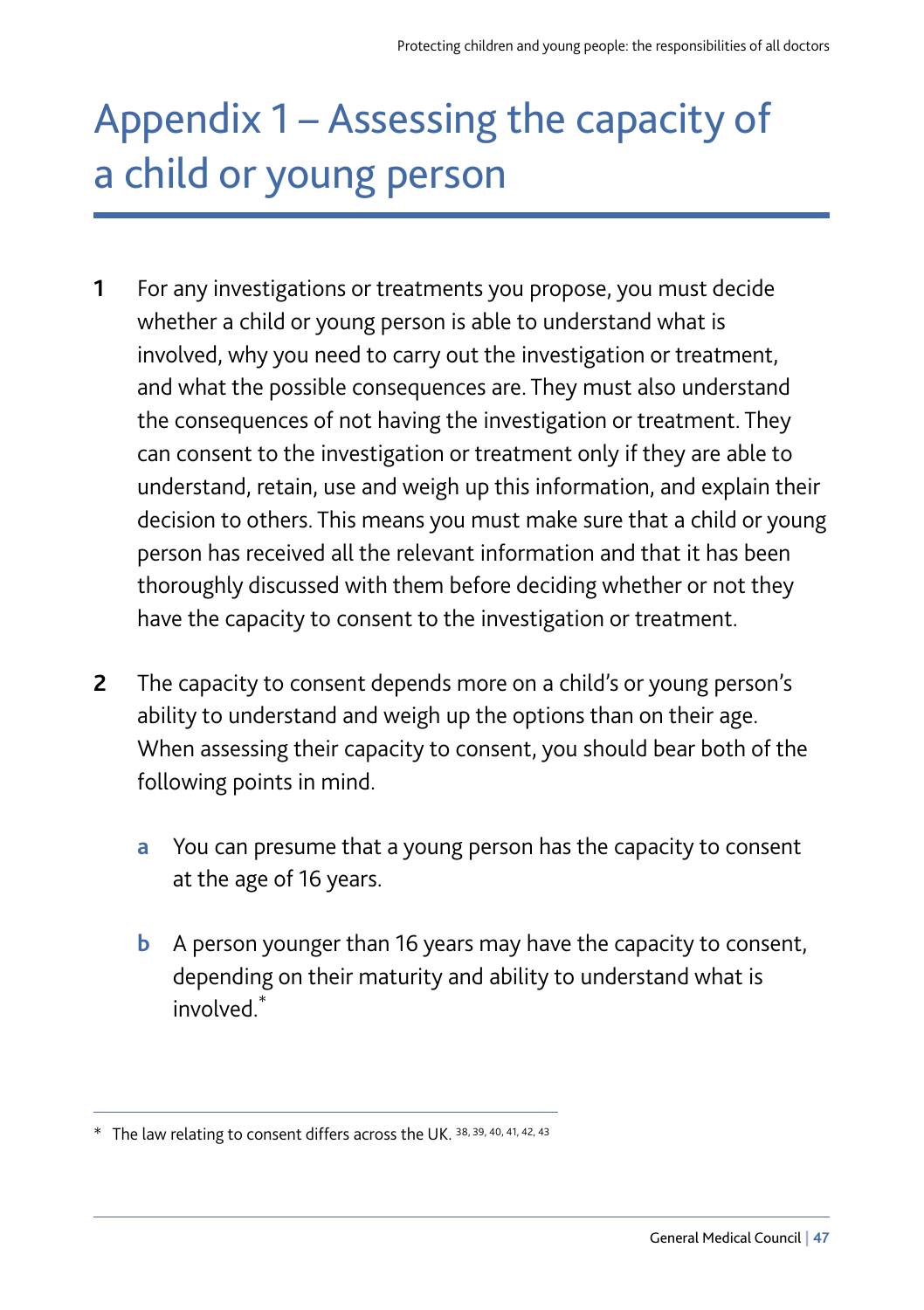# Appendix 1 – Assessing the capacity of a child or young person

**1** For any investigations or treatments you propose, you must decide whether a child or young person is able to understand what is involved, why you need to carry out the investigation or treatment, and what the possible consequences are. They must also understand the consequences of not having the investigation or treatment. They can consent to the investigation or treatment only if they are able to understand, retain, use and weigh up this information, and explain their decision to others. This means you must make sure that a child or young person has received all the relevant information and that it has been thoroughly discussed with them before deciding whether or not they have the capacity to consent to the investigation or treatment.

**2** The capacity to consent depends more on a child's or young person's ability to understand and weigh up the options than on their age. When assessing their capacity to consent, you should bear both of the following points in mind.

- **a** You can presume that a young person has the capacity to consent at the age of 16 years.
- **b** A person younger than 16 years may have the capacity to consent, depending on their maturity and ability to understand what is involved.*

---

* The law relating to consent differs across the UK. [38, 39, 40, 41, 42, 43]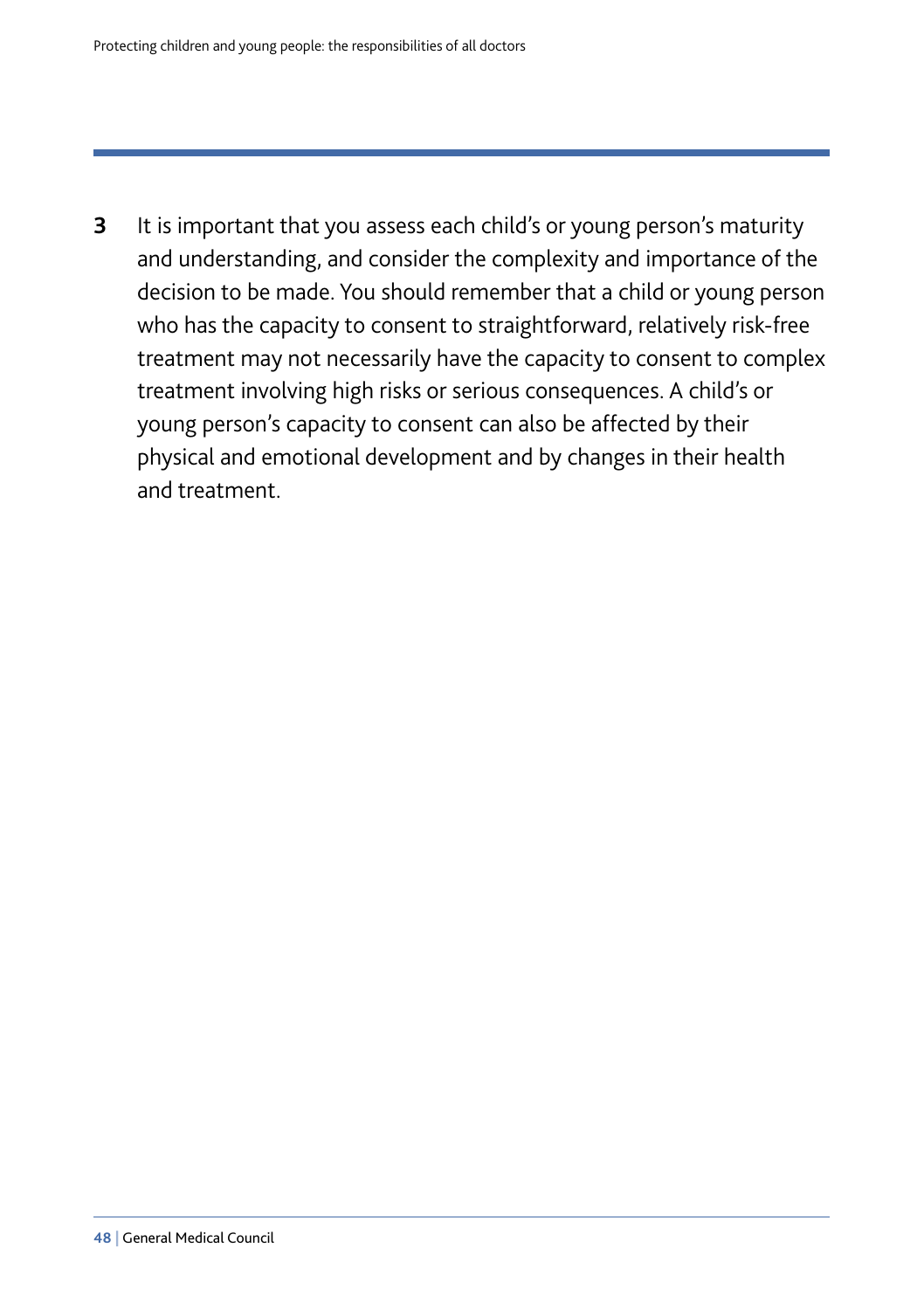3 It is important that you assess each child's or young person's maturity and understanding, and consider the complexity and importance of the decision to be made. You should remember that a child or young person who has the capacity to consent to straightforward, relatively risk-free treatment may not necessarily have the capacity to consent to complex treatment involving high risks or serious consequences. A child's or young person's capacity to consent can also be affected by their physical and emotional development and by changes in their health and treatment.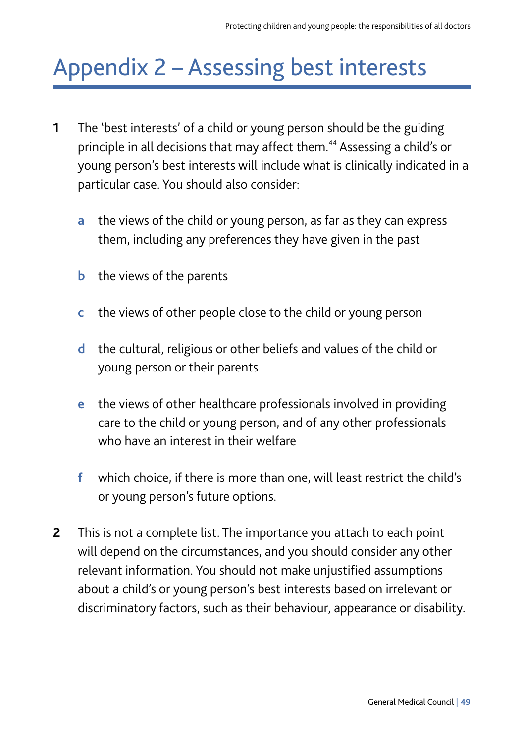# Appendix 2 – Assessing best interests

1 The 'best interests' of a child or young person should be the guiding principle in all decisions that may affect them.[44] Assessing a child's or young person's best interests will include what is clinically indicated in a particular case. You should also consider:

   a the views of the child or young person, as far as they can express them, including any preferences they have given in the past

   b the views of the parents

   c the views of other people close to the child or young person

   d the cultural, religious or other beliefs and values of the child or young person or their parents

   e the views of other healthcare professionals involved in providing care to the child or young person, and of any other professionals who have an interest in their welfare

   f which choice, if there is more than one, will least restrict the child's or young person's future options.

2 This is not a complete list. The importance you attach to each point will depend on the circumstances, and you should consider any other relevant information. You should not make unjustified assumptions about a child's or young person's best interests based on irrelevant or discriminatory factors, such as their behaviour, appearance or disability.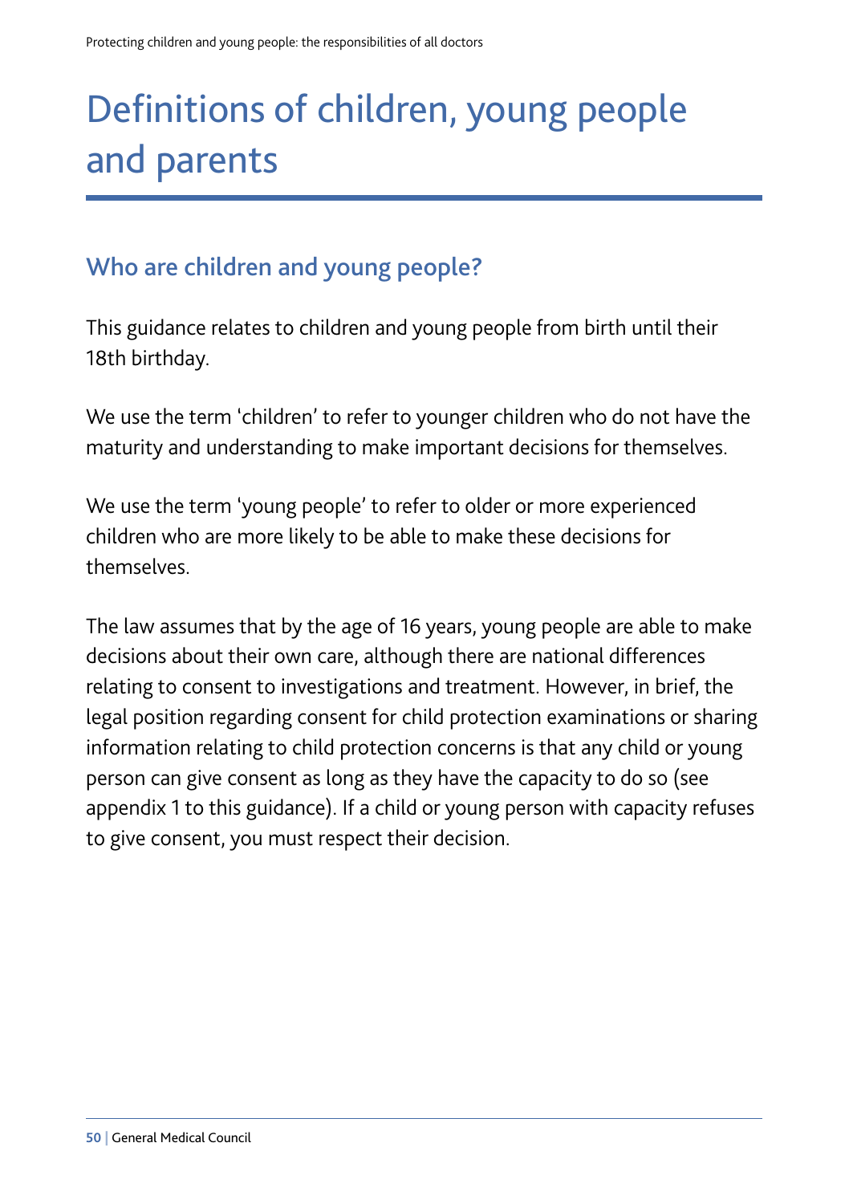# Definitions of children, young people and parents

## Who are children and young people?

This guidance relates to children and young people from birth until their 18th birthday.

We use the term 'children' to refer to younger children who do not have the maturity and understanding to make important decisions for themselves.

We use the term 'young people' to refer to older or more experienced children who are more likely to be able to make these decisions for themselves.

The law assumes that by the age of 16 years, young people are able to make decisions about their own care, although there are national differences relating to consent to investigations and treatment. However, in brief, the legal position regarding consent for child protection examinations or sharing information relating to child protection concerns is that any child or young person can give consent as long as they have the capacity to do so (see appendix 1 to this guidance). If a child or young person with capacity refuses to give consent, you must respect their decision.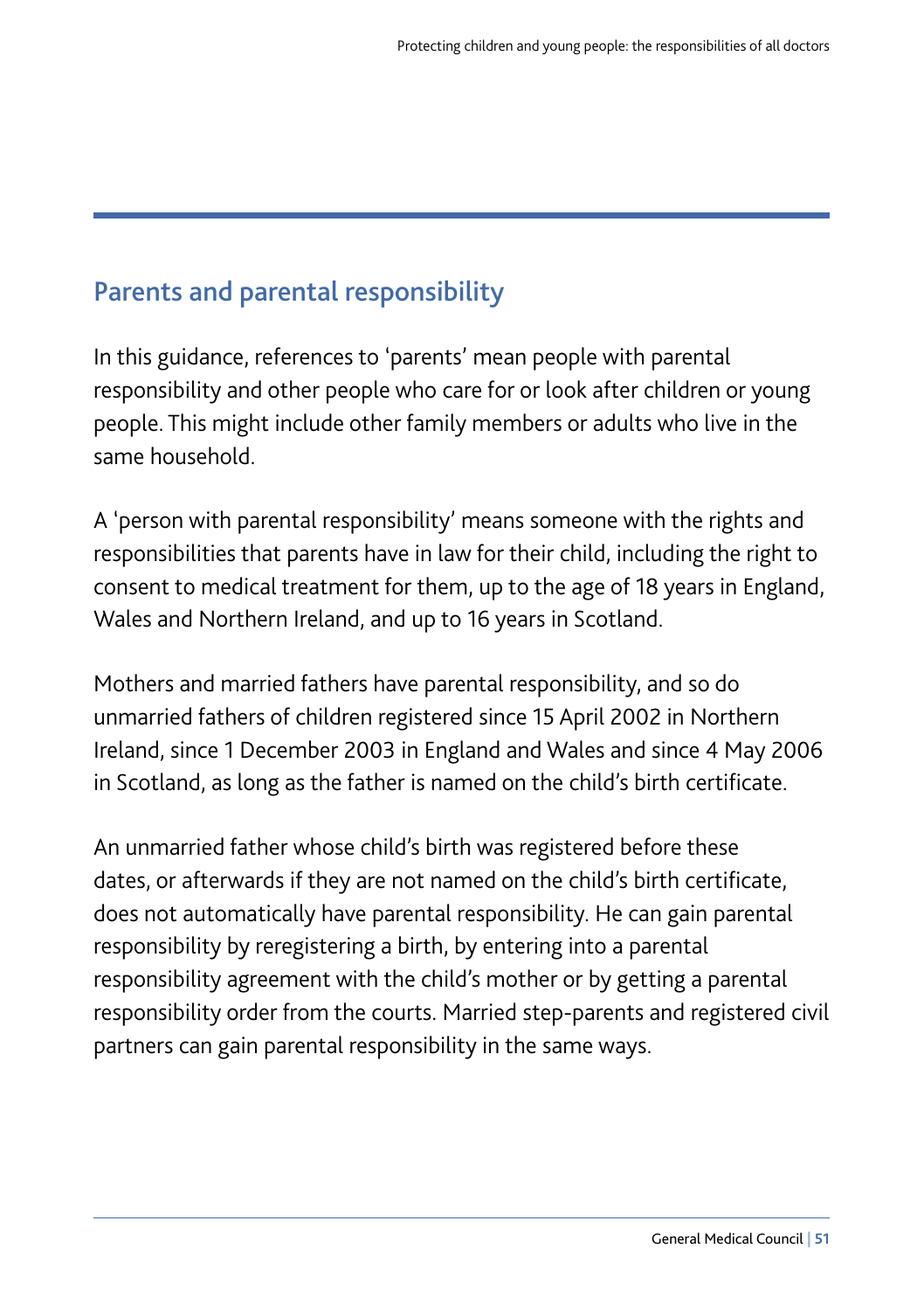## Parents and parental responsibility

In this guidance, references to 'parents' mean people with parental responsibility and other people who care for or look after children or young people. This might include other family members or adults who live in the same household.

A 'person with parental responsibility' means someone with the rights and responsibilities that parents have in law for their child, including the right to consent to medical treatment for them, up to the age of 18 years in England, Wales and Northern Ireland, and up to 16 years in Scotland.

Mothers and married fathers have parental responsibility, and so do unmarried fathers of children registered since 15 April 2002 in Northern Ireland, since 1 December 2003 in England and Wales and since 4 May 2006 in Scotland, as long as the father is named on the child's birth certificate.

An unmarried father whose child's birth was registered before these dates, or afterwards if they are not named on the child's birth certificate, does not automatically have parental responsibility. He can gain parental responsibility by reregistering a birth, by entering into a parental responsibility agreement with the child's mother or by getting a parental responsibility order from the courts. Married step-parents and registered civil partners can gain parental responsibility in the same ways.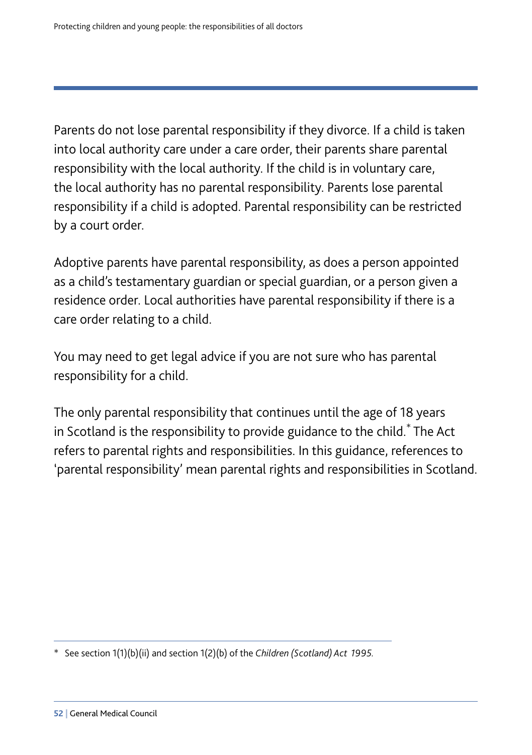Parents do not lose parental responsibility if they divorce. If a child is taken into local authority care under a care order, their parents share parental responsibility with the local authority. If the child is in voluntary care, the local authority has no parental responsibility. Parents lose parental responsibility if a child is adopted. Parental responsibility can be restricted by a court order.

Adoptive parents have parental responsibility, as does a person appointed as a child's testamentary guardian or special guardian, or a person given a residence order. Local authorities have parental responsibility if there is a care order relating to a child.

You may need to get legal advice if you are not sure who has parental responsibility for a child.

The only parental responsibility that continues until the age of 18 years in Scotland is the responsibility to provide guidance to the child.* The Act refers to parental rights and responsibilities. In this guidance, references to 'parental responsibility' mean parental rights and responsibilities in Scotland.

---

* See section 1(1)(b)(ii) and section 1(2)(b) of the *Children (Scotland) Act 1995*.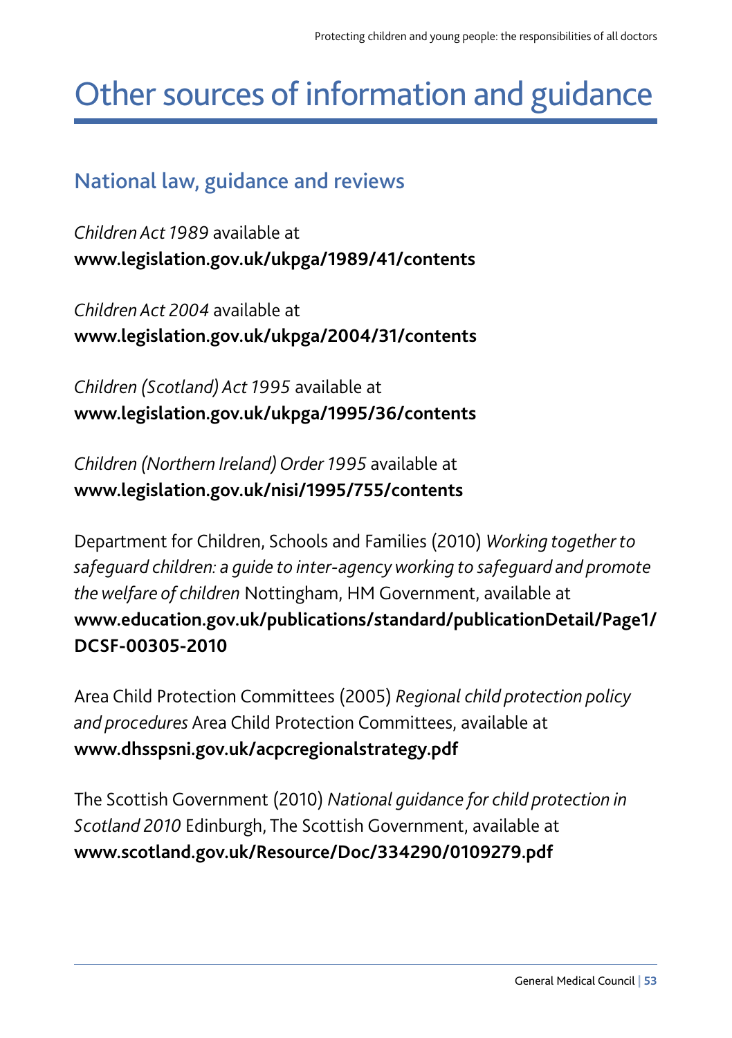# Other sources of information and guidance

## National law, guidance and reviews

*Children Act 1989* available at
**www.legislation.gov.uk/ukpga/1989/41/contents**

*Children Act 2004* available at
**www.legislation.gov.uk/ukpga/2004/31/contents**

*Children (Scotland) Act 1995* available at
**www.legislation.gov.uk/ukpga/1995/36/contents**

*Children (Northern Ireland) Order 1995* available at
**www.legislation.gov.uk/nisi/1995/755/contents**

Department for Children, Schools and Families (2010) *Working together to safeguard children: a guide to inter-agency working to safeguard and promote the welfare of children* Nottingham, HM Government, available at
**www.education.gov.uk/publications/standard/publicationDetail/Page1/DCSF-00305-2010**

Area Child Protection Committees (2005) *Regional child protection policy and procedures* Area Child Protection Committees, available at
**www.dhsspsni.gov.uk/acpcregionalstrategy.pdf**

The Scottish Government (2010) *National guidance for child protection in Scotland 2010* Edinburgh, The Scottish Government, available at
**www.scotland.gov.uk/Resource/Doc/334290/0109279.pdf**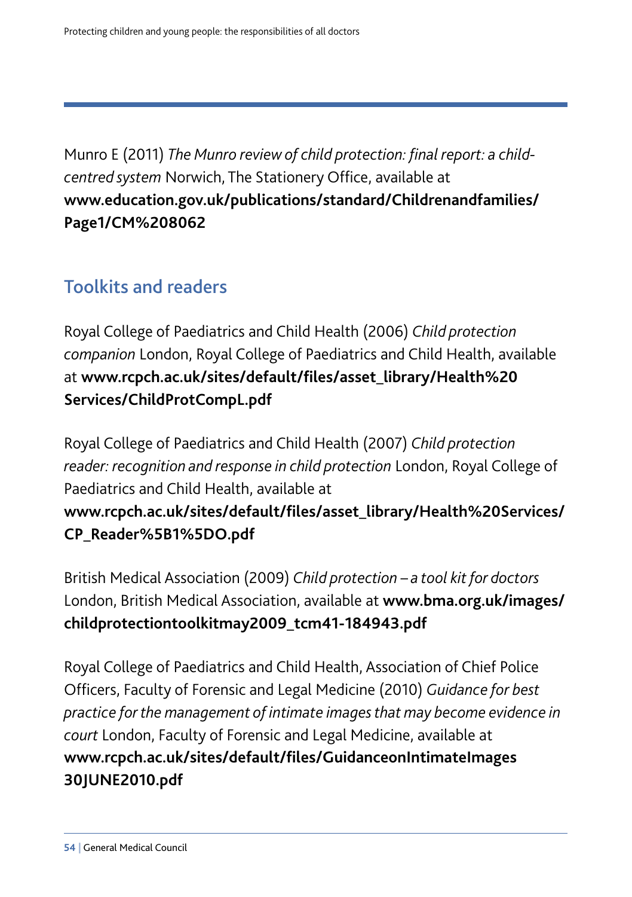Munro E (2011) *The Munro review of child protection: final report: a child-centred system* Norwich, The Stationery Office, available at **www.education.gov.uk/publications/standard/Childrenandfamilies/Page1/CM%208062**

## Toolkits and readers

Royal College of Paediatrics and Child Health (2006) *Child protection companion* London, Royal College of Paediatrics and Child Health, available at **www.rcpch.ac.uk/sites/default/files/asset_library/Health%20Services/ChildProtCompL.pdf**

Royal College of Paediatrics and Child Health (2007) *Child protection reader: recognition and response in child protection* London, Royal College of Paediatrics and Child Health, available at **www.rcpch.ac.uk/sites/default/files/asset_library/Health%20Services/CP_Reader%5B1%5DO.pdf**

British Medical Association (2009) *Child protection – a tool kit for doctors* London, British Medical Association, available at **www.bma.org.uk/images/childprotectiontoolkitmay2009_tcm41-184943.pdf**

Royal College of Paediatrics and Child Health, Association of Chief Police Officers, Faculty of Forensic and Legal Medicine (2010) *Guidance for best practice for the management of intimate images that may become evidence in court* London, Faculty of Forensic and Legal Medicine, available at **www.rcpch.ac.uk/sites/default/files/GuidanceonIntimateImages30JUNE2010.pdf**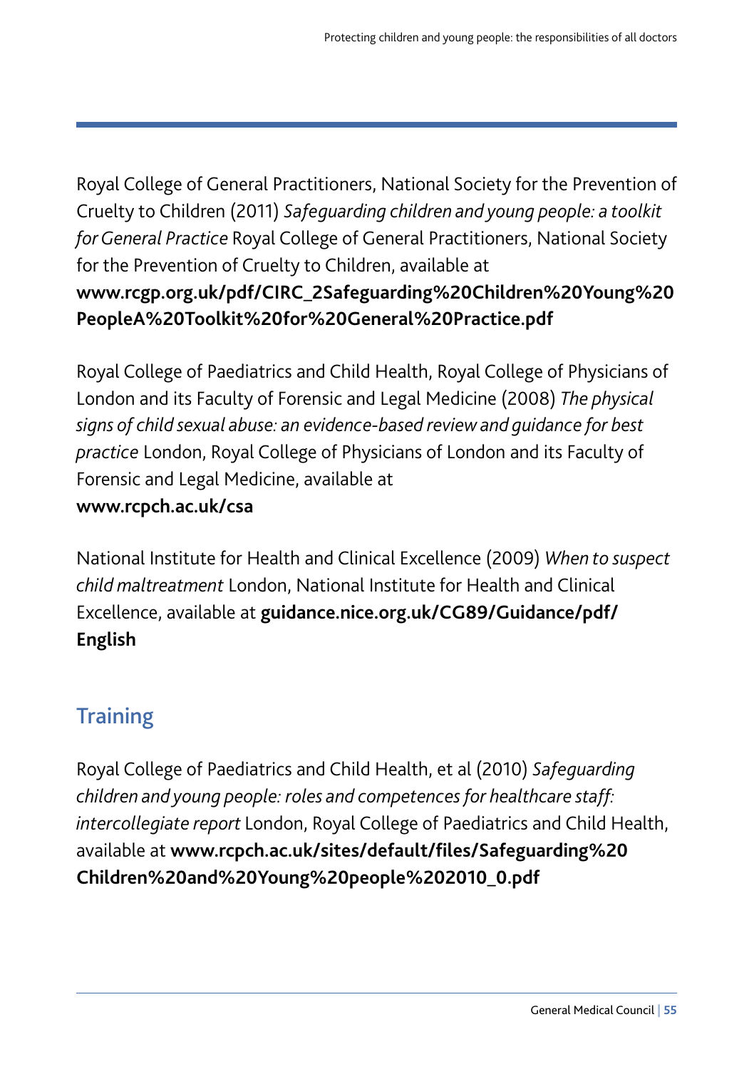Royal College of General Practitioners, National Society for the Prevention of Cruelty to Children (2011) *Safeguarding children and young people: a toolkit for General Practice* Royal College of General Practitioners, National Society for the Prevention of Cruelty to Children, available at **www.rcgp.org.uk/pdf/CIRC_2Safeguarding%20Children%20Young%20PeopleA%20Toolkit%20for%20General%20Practice.pdf**

Royal College of Paediatrics and Child Health, Royal College of Physicians of London and its Faculty of Forensic and Legal Medicine (2008) *The physical signs of child sexual abuse: an evidence-based review and guidance for best practice* London, Royal College of Physicians of London and its Faculty of Forensic and Legal Medicine, available at **www.rcpch.ac.uk/csa**

National Institute for Health and Clinical Excellence (2009) *When to suspect child maltreatment* London, National Institute for Health and Clinical Excellence, available at **guidance.nice.org.uk/CG89/Guidance/pdf/English**

## Training

Royal College of Paediatrics and Child Health, et al (2010) *Safeguarding children and young people: roles and competences for healthcare staff: intercollegiate report* London, Royal College of Paediatrics and Child Health, available at **www.rcpch.ac.uk/sites/default/files/Safeguarding%20Children%20and%20Young%20people%202010_0.pdf**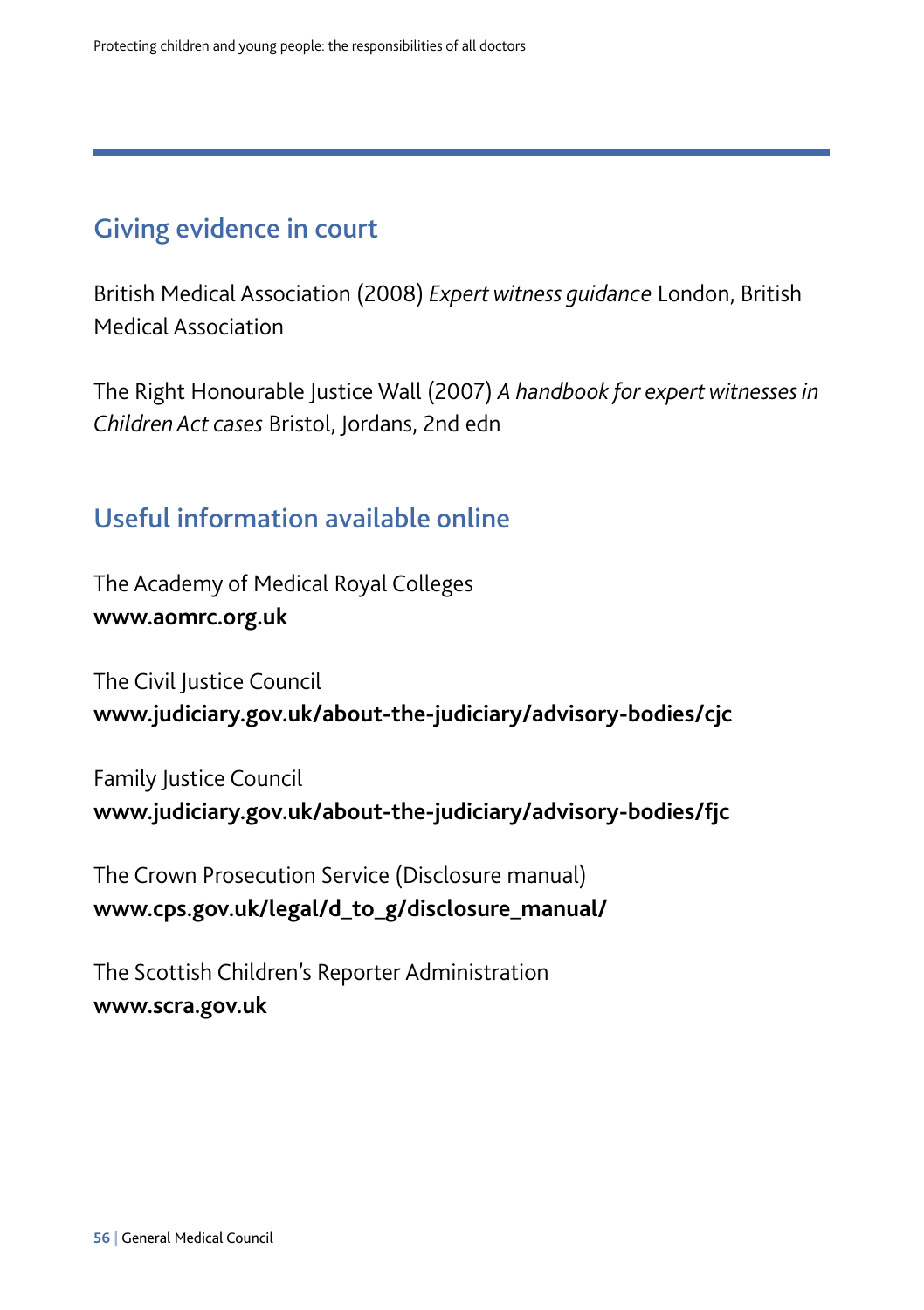## Giving evidence in court

British Medical Association (2008) *Expert witness guidance* London, British Medical Association

The Right Honourable Justice Wall (2007) *A handbook for expert witnesses in Children Act cases* Bristol, Jordans, 2nd edn

## Useful information available online

The Academy of Medical Royal Colleges
**www.aomrc.org.uk**

The Civil Justice Council
**www.judiciary.gov.uk/about-the-judiciary/advisory-bodies/cjc**

Family Justice Council
**www.judiciary.gov.uk/about-the-judiciary/advisory-bodies/fjc**

The Crown Prosecution Service (Disclosure manual)
**www.cps.gov.uk/legal/d_to_g/disclosure_manual/**

The Scottish Children's Reporter Administration
**www.scra.gov.uk**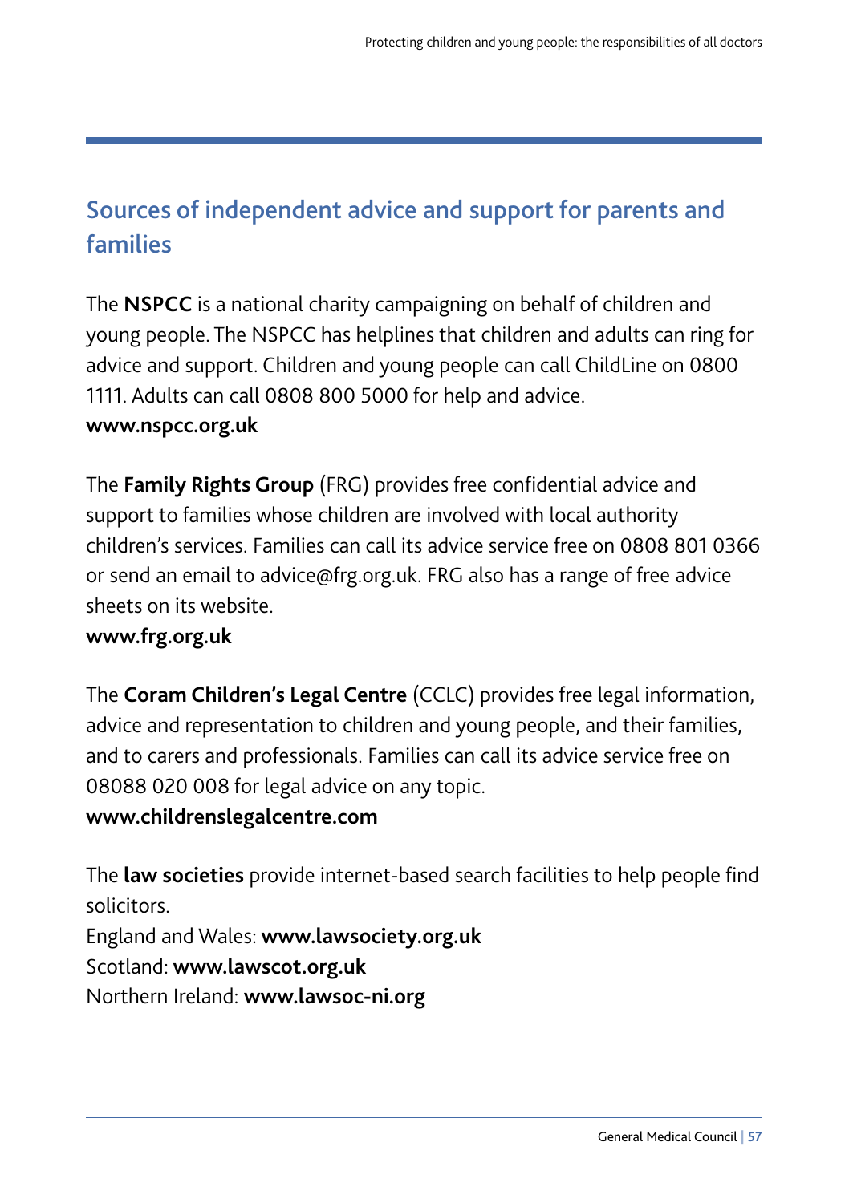## Sources of independent advice and support for parents and families

The **NSPCC** is a national charity campaigning on behalf of children and young people. The NSPCC has helplines that children and adults can ring for advice and support. Children and young people can call ChildLine on 0800 1111. Adults can call 0808 800 5000 for help and advice.
**www.nspcc.org.uk**

The **Family Rights Group** (FRG) provides free confidential advice and support to families whose children are involved with local authority children's services. Families can call its advice service free on 0808 801 0366 or send an email to advice@frg.org.uk. FRG also has a range of free advice sheets on its website.
**www.frg.org.uk**

The **Coram Children's Legal Centre** (CCLC) provides free legal information, advice and representation to children and young people, and their families, and to carers and professionals. Families can call its advice service free on 08088 020 008 for legal advice on any topic.
**www.childrenslegalcentre.com**

The **law societies** provide internet-based search facilities to help people find solicitors.
England and Wales: **www.lawsociety.org.uk**
Scotland: **www.lawscot.org.uk**
Northern Ireland: **www.lawsoc-ni.org**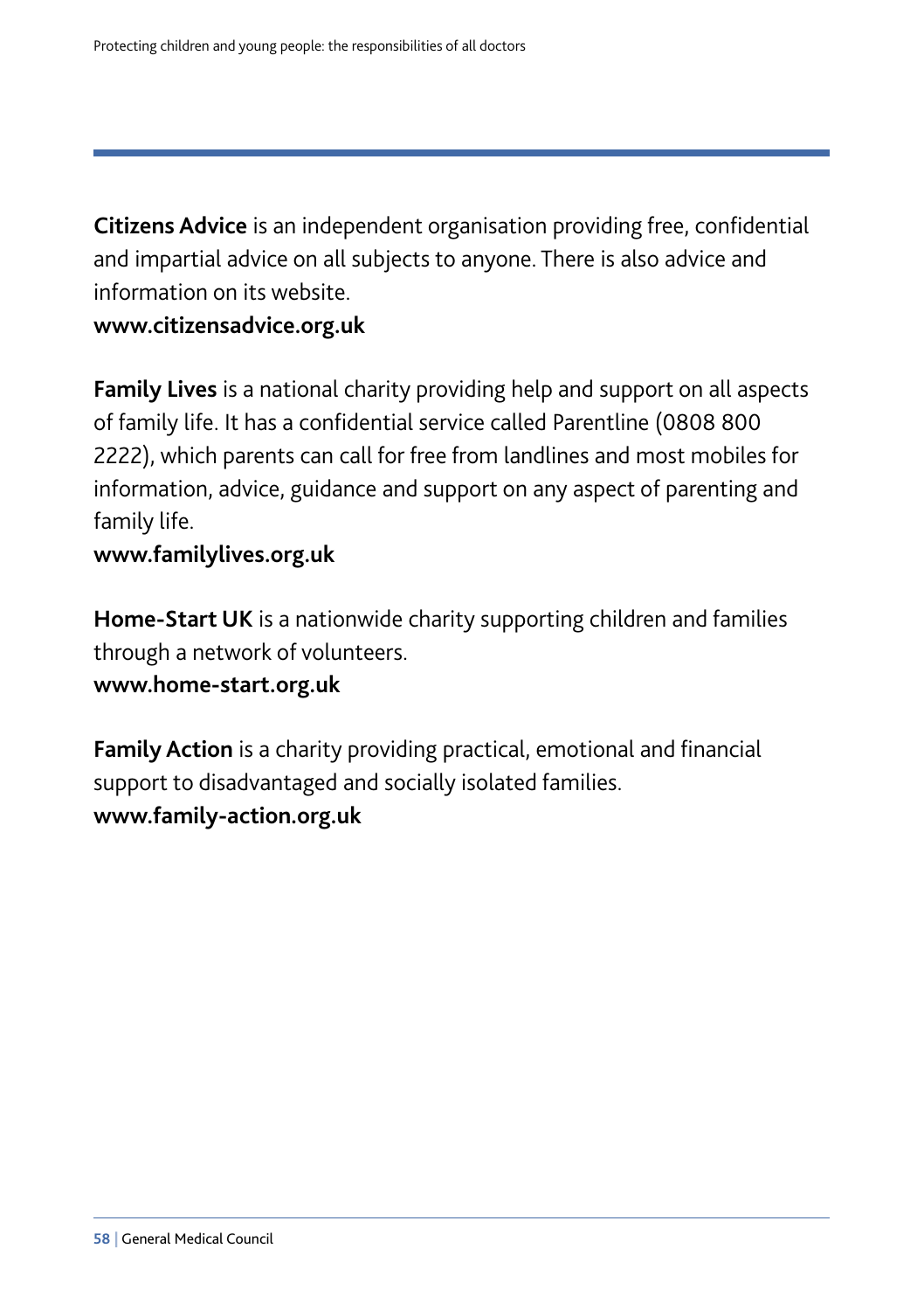**Citizens Advice** is an independent organisation providing free, confidential and impartial advice on all subjects to anyone. There is also advice and information on its website.
**www.citizensadvice.org.uk**

**Family Lives** is a national charity providing help and support on all aspects of family life. It has a confidential service called Parentline (0808 800 2222), which parents can call for free from landlines and most mobiles for information, advice, guidance and support on any aspect of parenting and family life.
**www.familylives.org.uk**

**Home-Start UK** is a nationwide charity supporting children and families through a network of volunteers.
**www.home-start.org.uk**

**Family Action** is a charity providing practical, emotional and financial support to disadvantaged and socially isolated families.
**www.family-action.org.uk**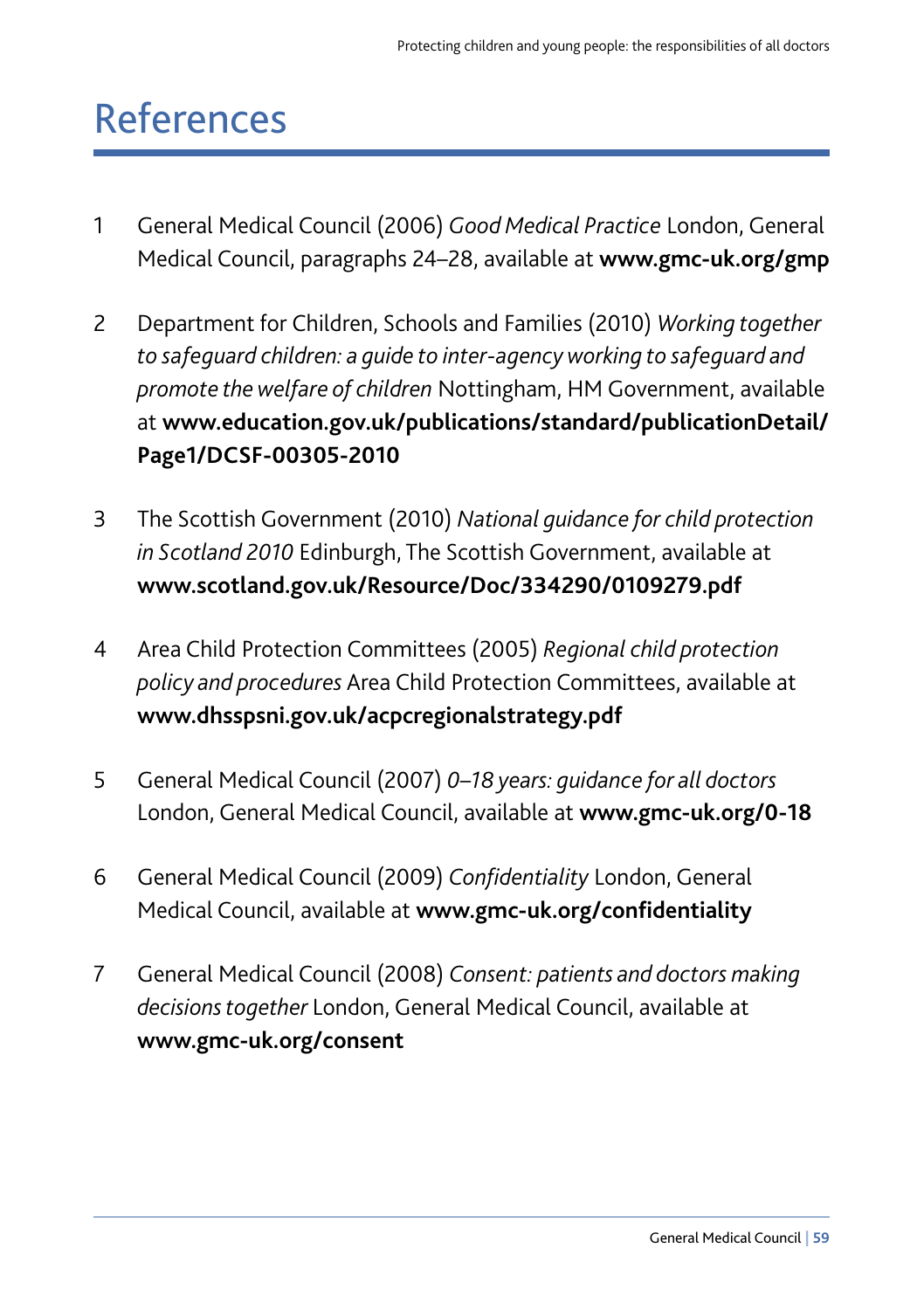# References

1. General Medical Council (2006) *Good Medical Practice* London, General Medical Council, paragraphs 24–28, available at **www.gmc-uk.org/gmp**

2. Department for Children, Schools and Families (2010) *Working together to safeguard children: a guide to inter-agency working to safeguard and promote the welfare of children* Nottingham, HM Government, available at **www.education.gov.uk/publications/standard/publicationDetail/Page1/DCSF-00305-2010**

3. The Scottish Government (2010) *National guidance for child protection in Scotland 2010* Edinburgh, The Scottish Government, available at **www.scotland.gov.uk/Resource/Doc/334290/0109279.pdf**

4. Area Child Protection Committees (2005) *Regional child protection policy and procedures* Area Child Protection Committees, available at **www.dhsspsni.gov.uk/acpcregionalstrategy.pdf**

5. General Medical Council (2007) *0–18 years: guidance for all doctors* London, General Medical Council, available at **www.gmc-uk.org/0-18**

6. General Medical Council (2009) *Confidentiality* London, General Medical Council, available at **www.gmc-uk.org/confidentiality**

7. General Medical Council (2008) *Consent: patients and doctors making decisions together* London, General Medical Council, available at **www.gmc-uk.org/consent**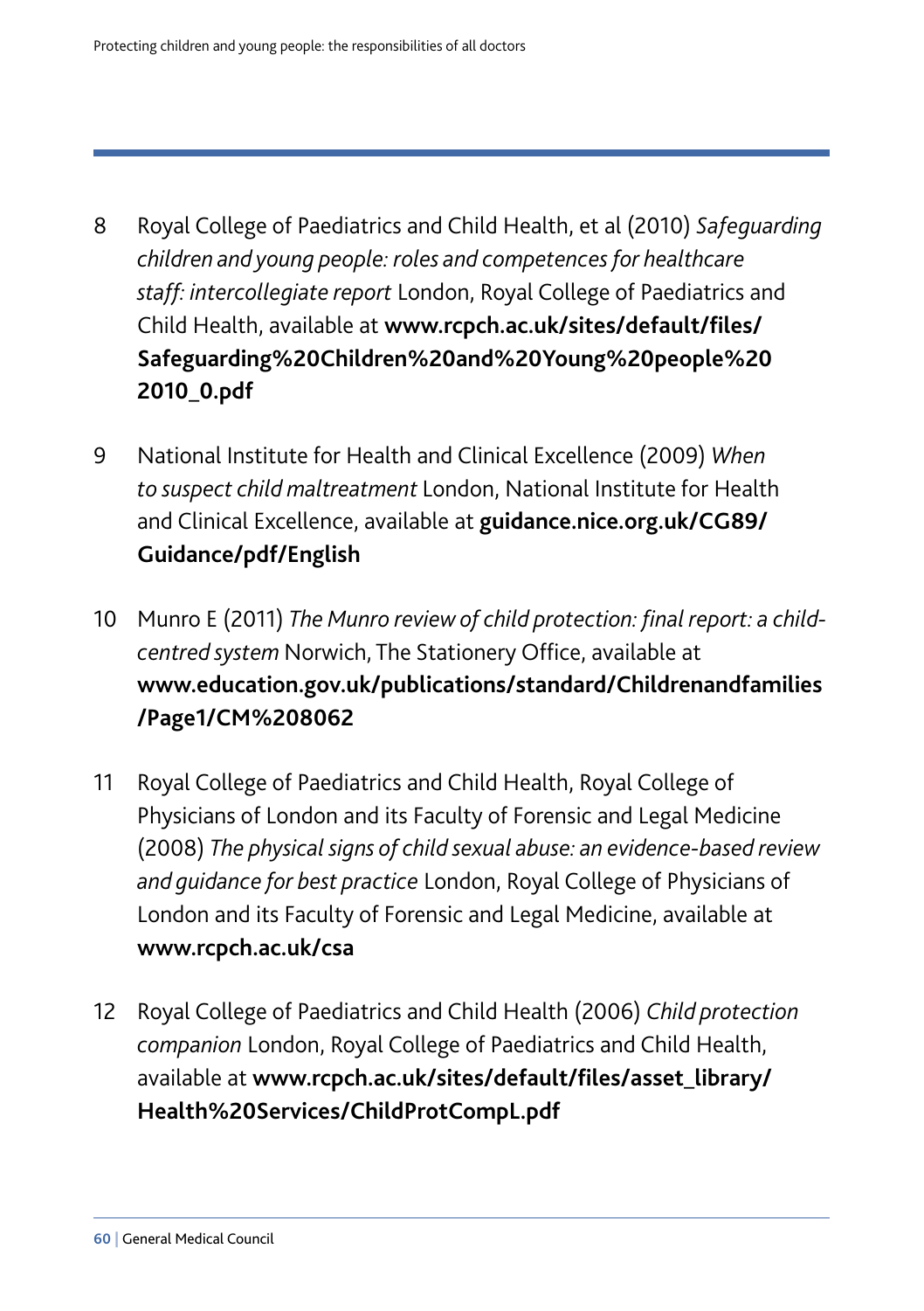8 Royal College of Paediatrics and Child Health, et al (2010) *Safeguarding children and young people: roles and competences for healthcare staff: intercollegiate report* London, Royal College of Paediatrics and Child Health, available at **www.rcpch.ac.uk/sites/default/files/Safeguarding%20Children%20and%20Young%20people%20 2010_0.pdf**

9 National Institute for Health and Clinical Excellence (2009) *When to suspect child maltreatment* London, National Institute for Health and Clinical Excellence, available at **guidance.nice.org.uk/CG89/Guidance/pdf/English**

10 Munro E (2011) *The Munro review of child protection: final report: a child-centred system* Norwich, The Stationery Office, available at **www.education.gov.uk/publications/standard/Childrenandfamilies/Page1/CM%208062**

11 Royal College of Paediatrics and Child Health, Royal College of Physicians of London and its Faculty of Forensic and Legal Medicine (2008) *The physical signs of child sexual abuse: an evidence-based review and guidance for best practice* London, Royal College of Physicians of London and its Faculty of Forensic and Legal Medicine, available at **www.rcpch.ac.uk/csa**

12 Royal College of Paediatrics and Child Health (2006) *Child protection companion* London, Royal College of Paediatrics and Child Health, available at **www.rcpch.ac.uk/sites/default/files/asset_library/Health%20Services/ChildProtCompL.pdf**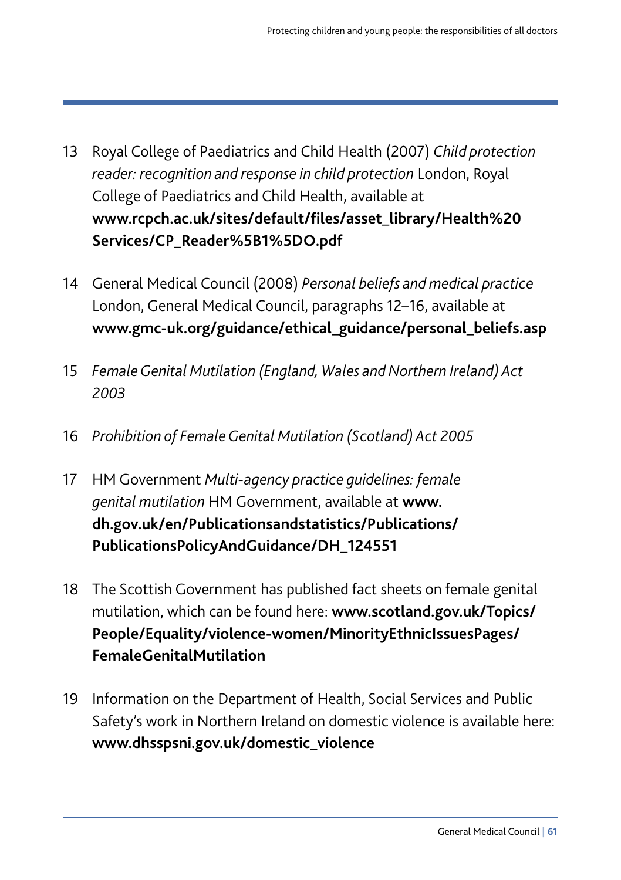13 Royal College of Paediatrics and Child Health (2007) *Child protection reader: recognition and response in child protection* London, Royal College of Paediatrics and Child Health, available at **www.rcpch.ac.uk/sites/default/files/asset_library/Health%20 Services/CP_Reader%5B1%5DO.pdf**

14 General Medical Council (2008) *Personal beliefs and medical practice* London, General Medical Council, paragraphs 12–16, available at **www.gmc-uk.org/guidance/ethical_guidance/personal_beliefs.asp**

15 *Female Genital Mutilation (England, Wales and Northern Ireland) Act 2003*

16 *Prohibition of Female Genital Mutilation (Scotland) Act 2005*

17 HM Government *Multi-agency practice guidelines: female genital mutilation* HM Government, available at **www.dh.gov.uk/en/Publicationsandstatistics/Publications/PublicationsPolicyAndGuidance/DH_124551**

18 The Scottish Government has published fact sheets on female genital mutilation, which can be found here: **www.scotland.gov.uk/Topics/People/Equality/violence-women/MinorityEthnicIssuesPages/FemaleGenitalMutilation**

19 Information on the Department of Health, Social Services and Public Safety's work in Northern Ireland on domestic violence is available here: **www.dhsspsni.gov.uk/domestic_violence**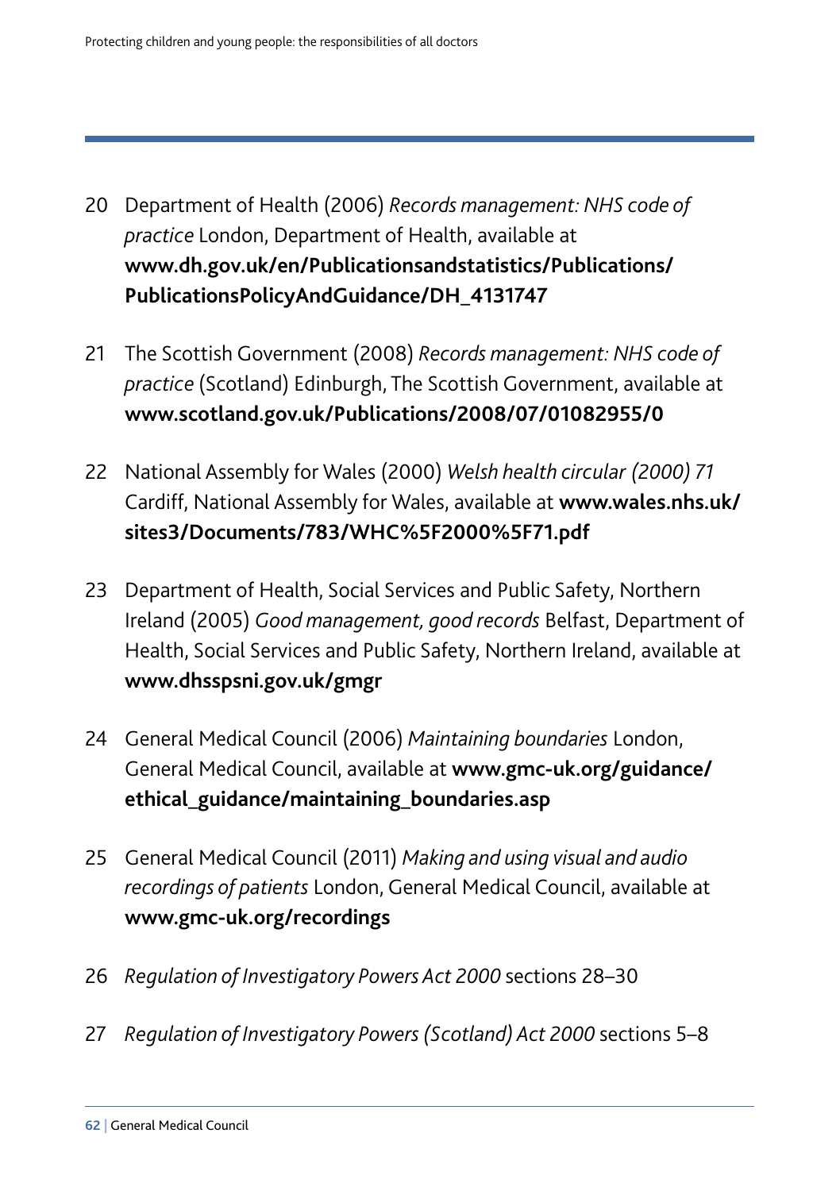20 Department of Health (2006) *Records management: NHS code of practice* London, Department of Health, available at **www.dh.gov.uk/en/Publicationsandstatistics/Publications/PublicationsPolicyAndGuidance/DH_4131747**

21 The Scottish Government (2008) *Records management: NHS code of practice* (Scotland) Edinburgh, The Scottish Government, available at **www.scotland.gov.uk/Publications/2008/07/01082955/0**

22 National Assembly for Wales (2000) *Welsh health circular (2000) 71* Cardiff, National Assembly for Wales, available at **www.wales.nhs.uk/sites3/Documents/783/WHC%5F2000%5F71.pdf**

23 Department of Health, Social Services and Public Safety, Northern Ireland (2005) *Good management, good records* Belfast, Department of Health, Social Services and Public Safety, Northern Ireland, available at **www.dhsspsni.gov.uk/gmgr**

24 General Medical Council (2006) *Maintaining boundaries* London, General Medical Council, available at **www.gmc-uk.org/guidance/ethical_guidance/maintaining_boundaries.asp**

25 General Medical Council (2011) *Making and using visual and audio recordings of patients* London, General Medical Council, available at **www.gmc-uk.org/recordings**

26 *Regulation of Investigatory Powers Act 2000* sections 28–30

27 *Regulation of Investigatory Powers (Scotland) Act 2000* sections 5–8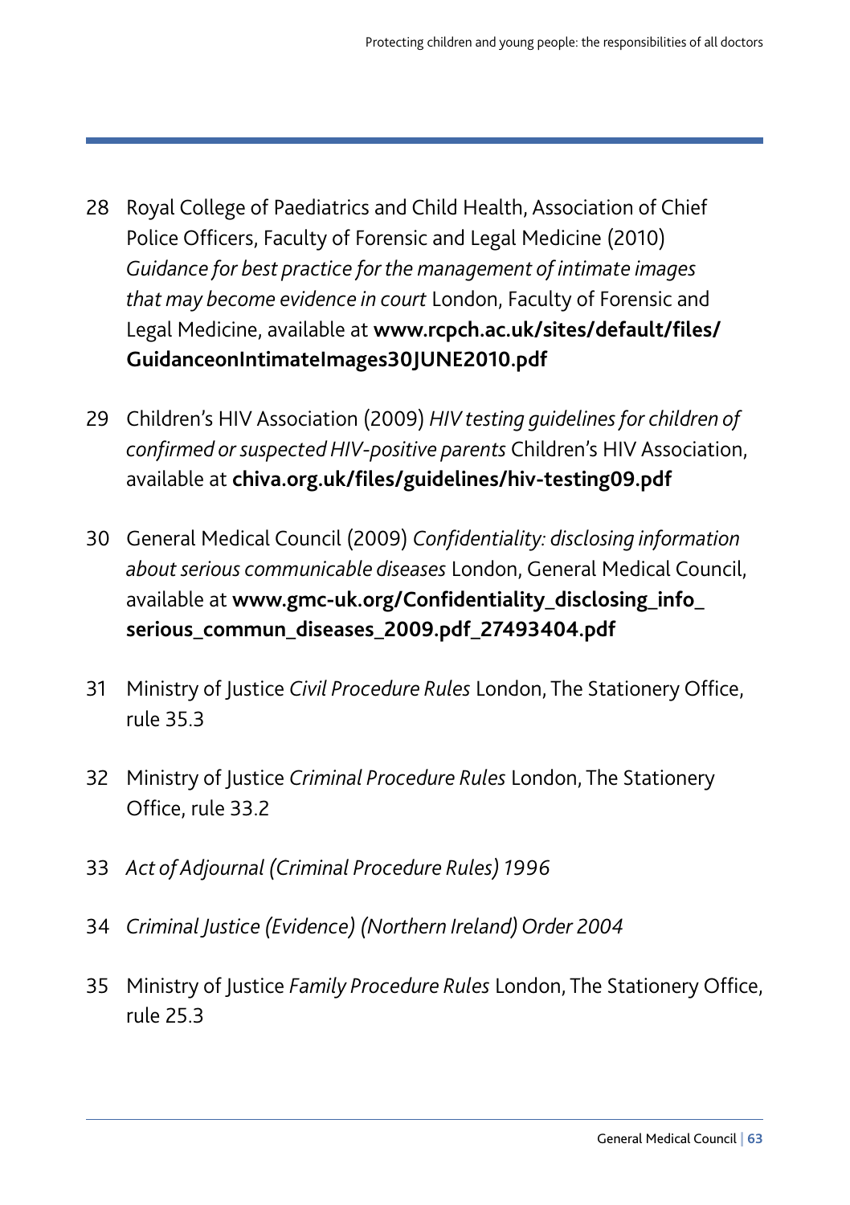28 Royal College of Paediatrics and Child Health, Association of Chief Police Officers, Faculty of Forensic and Legal Medicine (2010) *Guidance for best practice for the management of intimate images that may become evidence in court* London, Faculty of Forensic and Legal Medicine, available at **www.rcpch.ac.uk/sites/default/files/GuidanceonIntimateImages30JUNE2010.pdf**

29 Children's HIV Association (2009) *HIV testing guidelines for children of confirmed or suspected HIV-positive parents* Children's HIV Association, available at **chiva.org.uk/files/guidelines/hiv-testing09.pdf**

30 General Medical Council (2009) *Confidentiality: disclosing information about serious communicable diseases* London, General Medical Council, available at **www.gmc-uk.org/Confidentiality_disclosing_info_serious_commun_diseases_2009.pdf_27493404.pdf**

31 Ministry of Justice *Civil Procedure Rules* London, The Stationery Office, rule 35.3

32 Ministry of Justice *Criminal Procedure Rules* London, The Stationery Office, rule 33.2

33 *Act of Adjournal (Criminal Procedure Rules) 1996*

34 *Criminal Justice (Evidence) (Northern Ireland) Order 2004*

35 Ministry of Justice *Family Procedure Rules* London, The Stationery Office, rule 25.3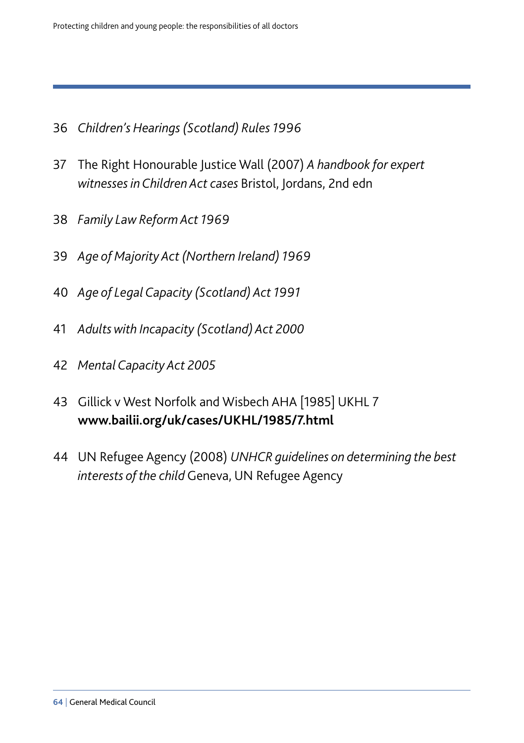36 *Children's Hearings (Scotland) Rules 1996*

37 The Right Honourable Justice Wall (2007) *A handbook for expert witnesses in Children Act cases* Bristol, Jordans, 2nd edn

38 *Family Law Reform Act 1969*

39 *Age of Majority Act (Northern Ireland) 1969*

40 *Age of Legal Capacity (Scotland) Act 1991*

41 *Adults with Incapacity (Scotland) Act 2000*

42 *Mental Capacity Act 2005*

43 Gillick v West Norfolk and Wisbech AHA [1985] UKHL 7 **www.bailii.org/uk/cases/UKHL/1985/7.html**

44 UN Refugee Agency (2008) *UNHCR guidelines on determining the best interests of the child* Geneva, UN Refugee Agency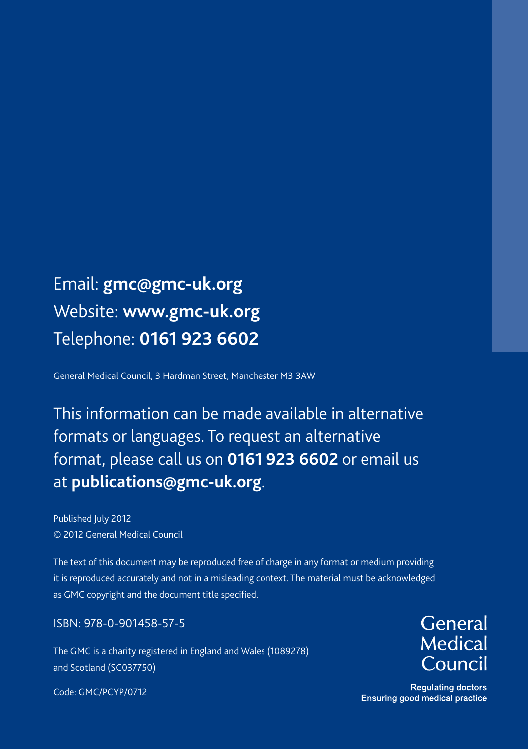Email: **gmc@gmc-uk.org**
Website: **www.gmc-uk.org**
Telephone: **0161 923 6602**

General Medical Council, 3 Hardman Street, Manchester M3 3AW

This information can be made available in alternative formats or languages. To request an alternative format, please call us on **0161 923 6602** or email us at **publications@gmc-uk.org**.

Published July 2012
© 2012 General Medical Council

The text of this document may be reproduced free of charge in any format or medium providing it is reproduced accurately and not in a misleading context. The material must be acknowledged as GMC copyright and the document title specified.

ISBN: 978-0-901458-57-5

The GMC is a charity registered in England and Wales (1089278) and Scotland (SC037750)

Code: GMC/PCYP/0712

General Medical Council

Regulating doctors
Ensuring good medical practice